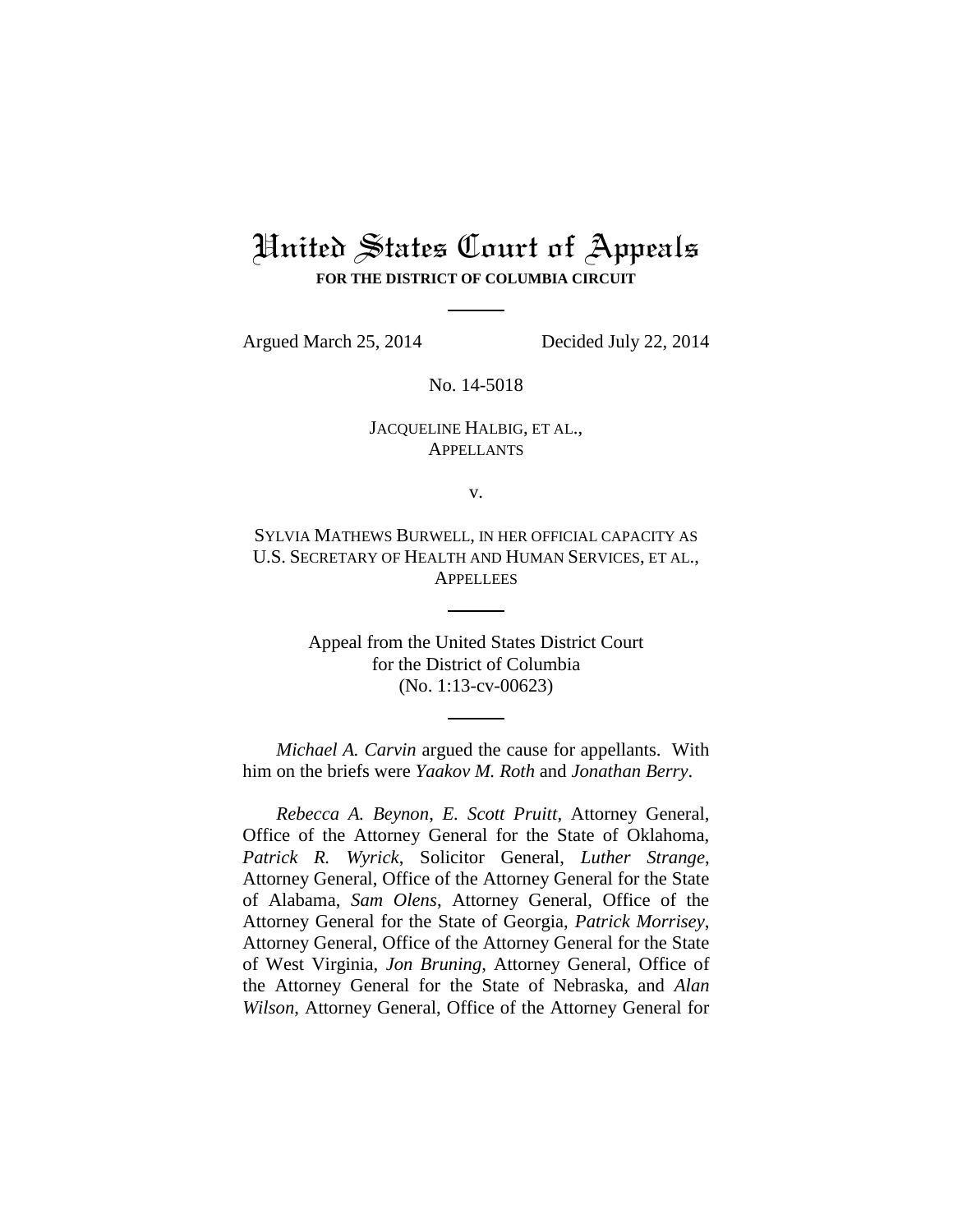# United States Court of Appeals

**FOR THE DISTRICT OF COLUMBIA CIRCUIT**

---

Argued March 25, 2014 Decided July 22, 2014

No. 14-5018

JACQUELINE HALBIG, ET AL.,
APPELLANTS

v.

SYLVIA MATHEWS BURWELL, IN HER OFFICIAL CAPACITY AS U.S. SECRETARY OF HEALTH AND HUMAN SERVICES, ET AL.,
APPELLEES

---

Appeal from the United States District Court
for the District of Columbia
(No. 1:13-cv-00623)

---

*Michael A. Carvin* argued the cause for appellants. With him on the briefs were *Yaakov M. Roth* and *Jonathan Berry*.

*Rebecca A. Beynon*, *E. Scott Pruitt*, Attorney General, Office of the Attorney General for the State of Oklahoma, *Patrick R. Wyrick*, Solicitor General, *Luther Strange*, Attorney General, Office of the Attorney General for the State of Alabama, *Sam Olens*, Attorney General, Office of the Attorney General for the State of Georgia, *Patrick Morrisey*, Attorney General, Office of the Attorney General for the State of West Virginia, *Jon Bruning*, Attorney General, Office of the Attorney General for the State of Nebraska, and *Alan Wilson*, Attorney General, Office of the Attorney General for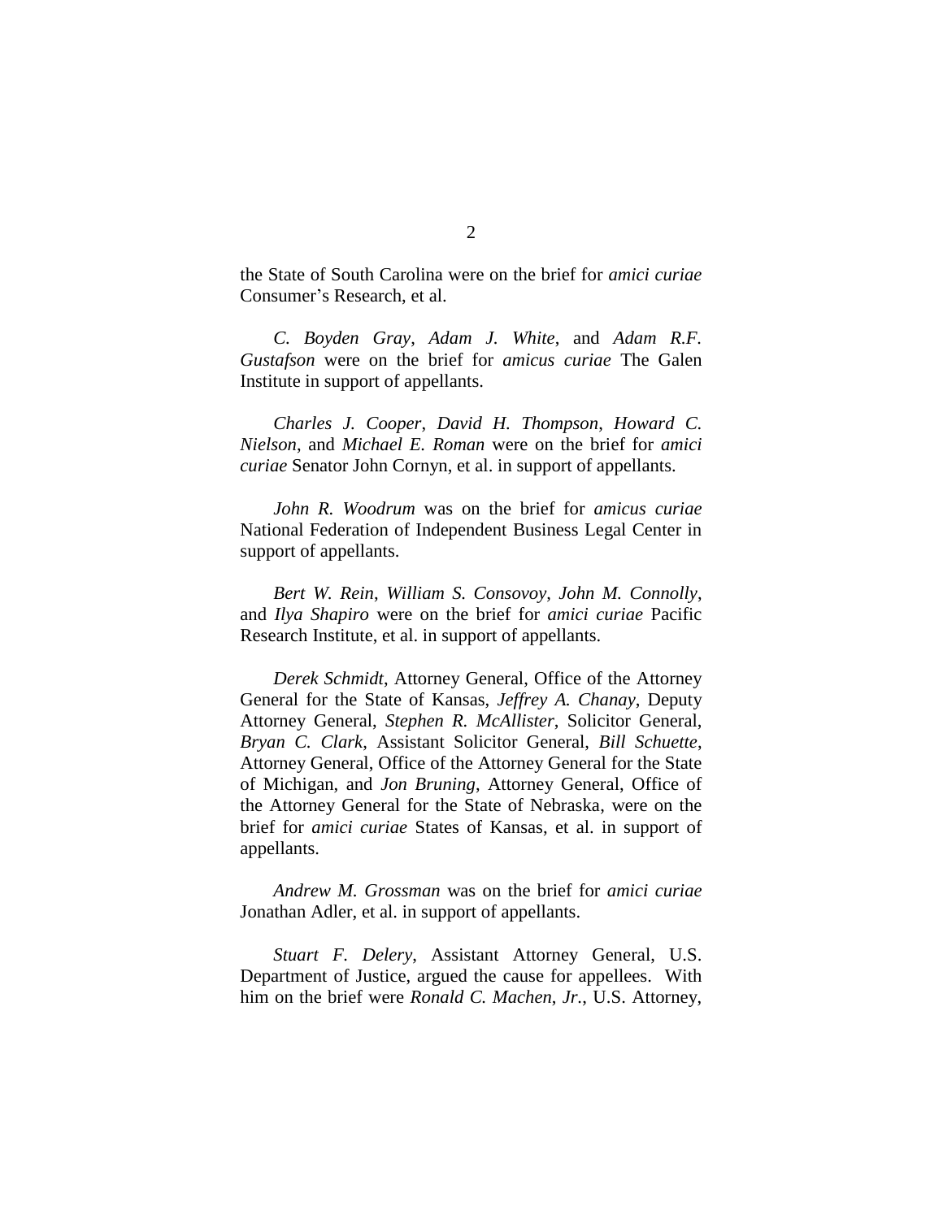the State of South Carolina were on the brief for *amici curiae* Consumer's Research, et al.

*C. Boyden Gray*, *Adam J. White*, and *Adam R.F. Gustafson* were on the brief for *amicus curiae* The Galen Institute in support of appellants.

*Charles J. Cooper*, *David H. Thompson*, *Howard C. Nielson*, and *Michael E. Roman* were on the brief for *amici curiae* Senator John Cornyn, et al. in support of appellants.

*John R. Woodrum* was on the brief for *amicus curiae* National Federation of Independent Business Legal Center in support of appellants.

*Bert W. Rein*, *William S. Consovoy*, *John M. Connolly*, and *Ilya Shapiro* were on the brief for *amici curiae* Pacific Research Institute, et al. in support of appellants.

*Derek Schmidt*, Attorney General, Office of the Attorney General for the State of Kansas, *Jeffrey A. Chanay*, Deputy Attorney General, *Stephen R. McAllister*, Solicitor General, *Bryan C. Clark*, Assistant Solicitor General, *Bill Schuette*, Attorney General, Office of the Attorney General for the State of Michigan, and *Jon Bruning*, Attorney General, Office of the Attorney General for the State of Nebraska, were on the brief for *amici curiae* States of Kansas, et al. in support of appellants.

*Andrew M. Grossman* was on the brief for *amici curiae* Jonathan Adler, et al. in support of appellants.

*Stuart F. Delery*, Assistant Attorney General, U.S. Department of Justice, argued the cause for appellees. With him on the brief were *Ronald C. Machen*, *Jr.*, U.S. Attorney,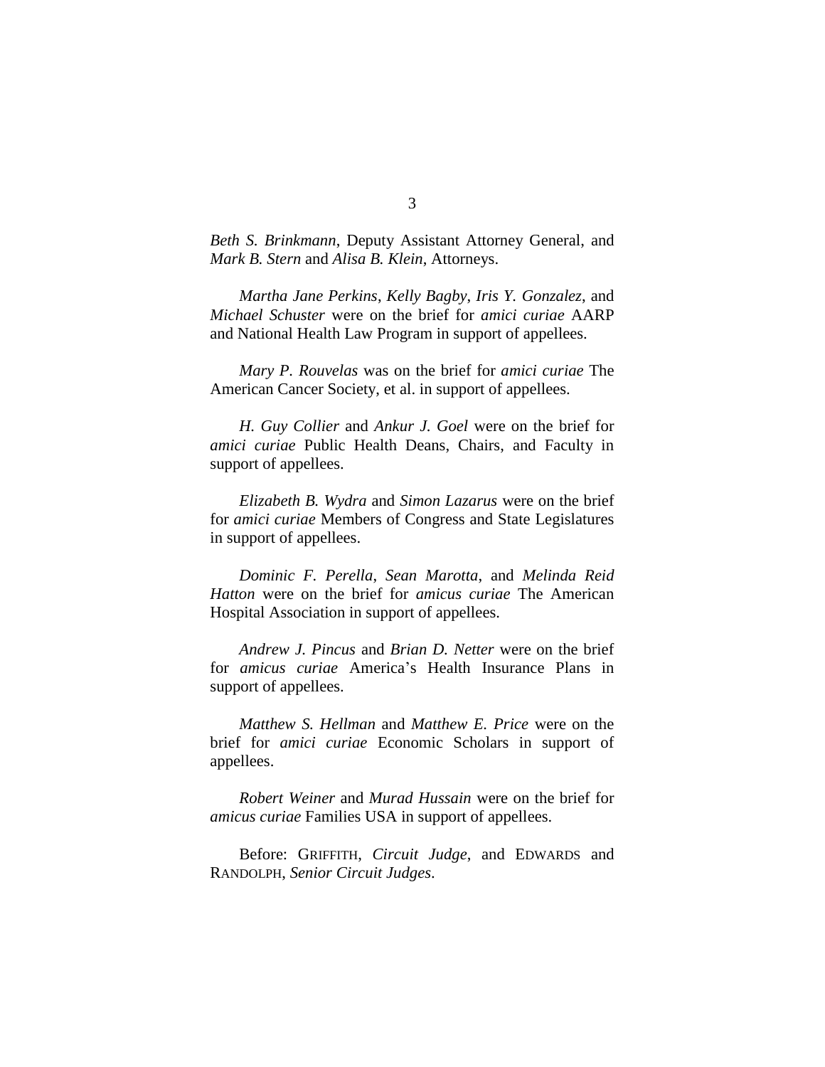*Beth S. Brinkmann*, Deputy Assistant Attorney General, and *Mark B. Stern* and *Alisa B. Klein*, Attorneys.

*Martha Jane Perkins*, *Kelly Bagby*, *Iris Y. Gonzalez*, and *Michael Schuster* were on the brief for *amici curiae* AARP and National Health Law Program in support of appellees.

*Mary P. Rouvelas* was on the brief for *amici curiae* The American Cancer Society, et al. in support of appellees.

*H. Guy Collier* and *Ankur J. Goel* were on the brief for *amici curiae* Public Health Deans, Chairs, and Faculty in support of appellees.

*Elizabeth B. Wydra* and *Simon Lazarus* were on the brief for *amici curiae* Members of Congress and State Legislatures in support of appellees.

*Dominic F. Perella*, *Sean Marotta*, and *Melinda Reid Hatton* were on the brief for *amicus curiae* The American Hospital Association in support of appellees.

*Andrew J. Pincus* and *Brian D. Netter* were on the brief for *amicus curiae* America's Health Insurance Plans in support of appellees.

*Matthew S. Hellman* and *Matthew E. Price* were on the brief for *amici curiae* Economic Scholars in support of appellees.

*Robert Weiner* and *Murad Hussain* were on the brief for *amicus curiae* Families USA in support of appellees.

Before: GRIFFITH, *Circuit Judge*, and EDWARDS and RANDOLPH, *Senior Circuit Judges*.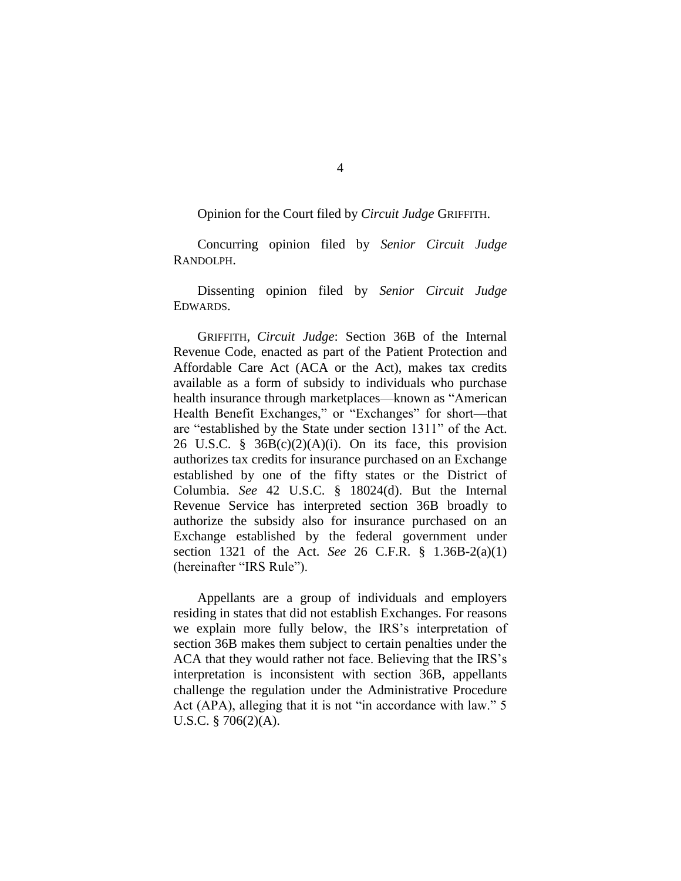Opinion for the Court filed by *Circuit Judge* GRIFFITH.

Concurring opinion filed by *Senior Circuit Judge* RANDOLPH.

Dissenting opinion filed by *Senior Circuit Judge* EDWARDS.

GRIFFITH, *Circuit Judge*: Section 36B of the Internal Revenue Code, enacted as part of the Patient Protection and Affordable Care Act (ACA or the Act), makes tax credits available as a form of subsidy to individuals who purchase health insurance through marketplaces—known as "American Health Benefit Exchanges," or "Exchanges" for short—that are "established by the State under section 1311" of the Act. 26 U.S.C. § 36B(c)(2)(A)(i). On its face, this provision authorizes tax credits for insurance purchased on an Exchange established by one of the fifty states or the District of Columbia. *See* 42 U.S.C. § 18024(d). But the Internal Revenue Service has interpreted section 36B broadly to authorize the subsidy also for insurance purchased on an Exchange established by the federal government under section 1321 of the Act. *See* 26 C.F.R. § 1.36B-2(a)(1) (hereinafter "IRS Rule").

Appellants are a group of individuals and employers residing in states that did not establish Exchanges. For reasons we explain more fully below, the IRS's interpretation of section 36B makes them subject to certain penalties under the ACA that they would rather not face. Believing that the IRS's interpretation is inconsistent with section 36B, appellants challenge the regulation under the Administrative Procedure Act (APA), alleging that it is not "in accordance with law." 5 U.S.C. § 706(2)(A).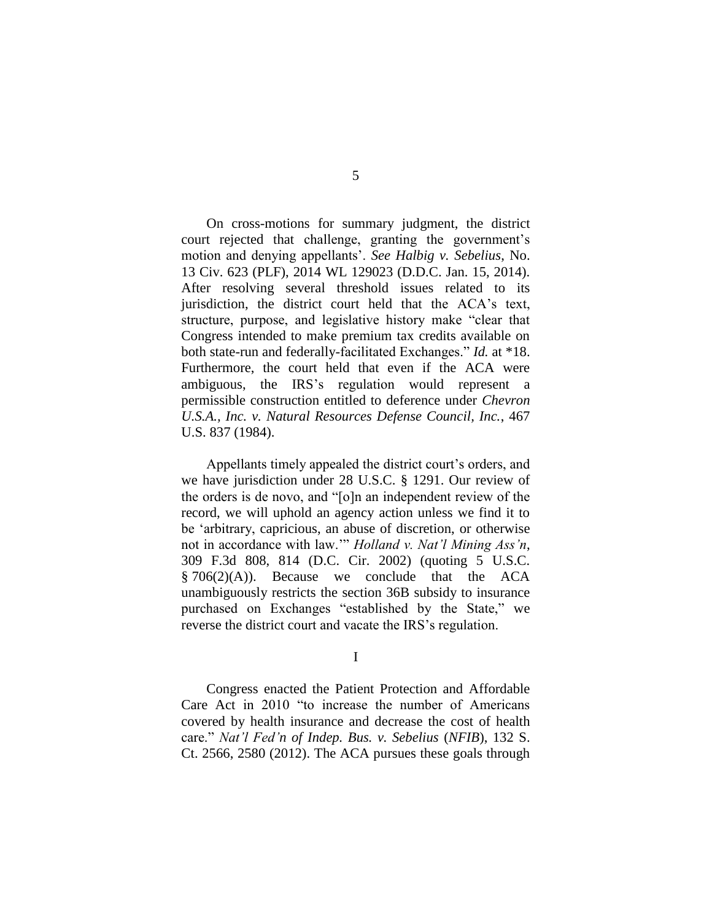On cross-motions for summary judgment, the district court rejected that challenge, granting the government's motion and denying appellants'. *See Halbig v. Sebelius*, No. 13 Civ. 623 (PLF), 2014 WL 129023 (D.D.C. Jan. 15, 2014). After resolving several threshold issues related to its jurisdiction, the district court held that the ACA's text, structure, purpose, and legislative history make "clear that Congress intended to make premium tax credits available on both state-run and federally-facilitated Exchanges." *Id.* at *18. Furthermore, the court held that even if the ACA were ambiguous, the IRS's regulation would represent a permissible construction entitled to deference under *Chevron U.S.A., Inc. v. Natural Resources Defense Council, Inc.*, 467 U.S. 837 (1984).

Appellants timely appealed the district court's orders, and we have jurisdiction under 28 U.S.C. § 1291. Our review of the orders is de novo, and "[o]n an independent review of the record, we will uphold an agency action unless we find it to be 'arbitrary, capricious, an abuse of discretion, or otherwise not in accordance with law.'" *Holland v. Nat'l Mining Ass'n*, 309 F.3d 808, 814 (D.C. Cir. 2002) (quoting 5 U.S.C. § 706(2)(A)). Because we conclude that the ACA unambiguously restricts the section 36B subsidy to insurance purchased on Exchanges "established by the State," we reverse the district court and vacate the IRS's regulation.

## I

Congress enacted the Patient Protection and Affordable Care Act in 2010 "to increase the number of Americans covered by health insurance and decrease the cost of health care." *Nat'l Fed'n of Indep. Bus. v. Sebelius* (*NFIB*), 132 S. Ct. 2566, 2580 (2012). The ACA pursues these goals through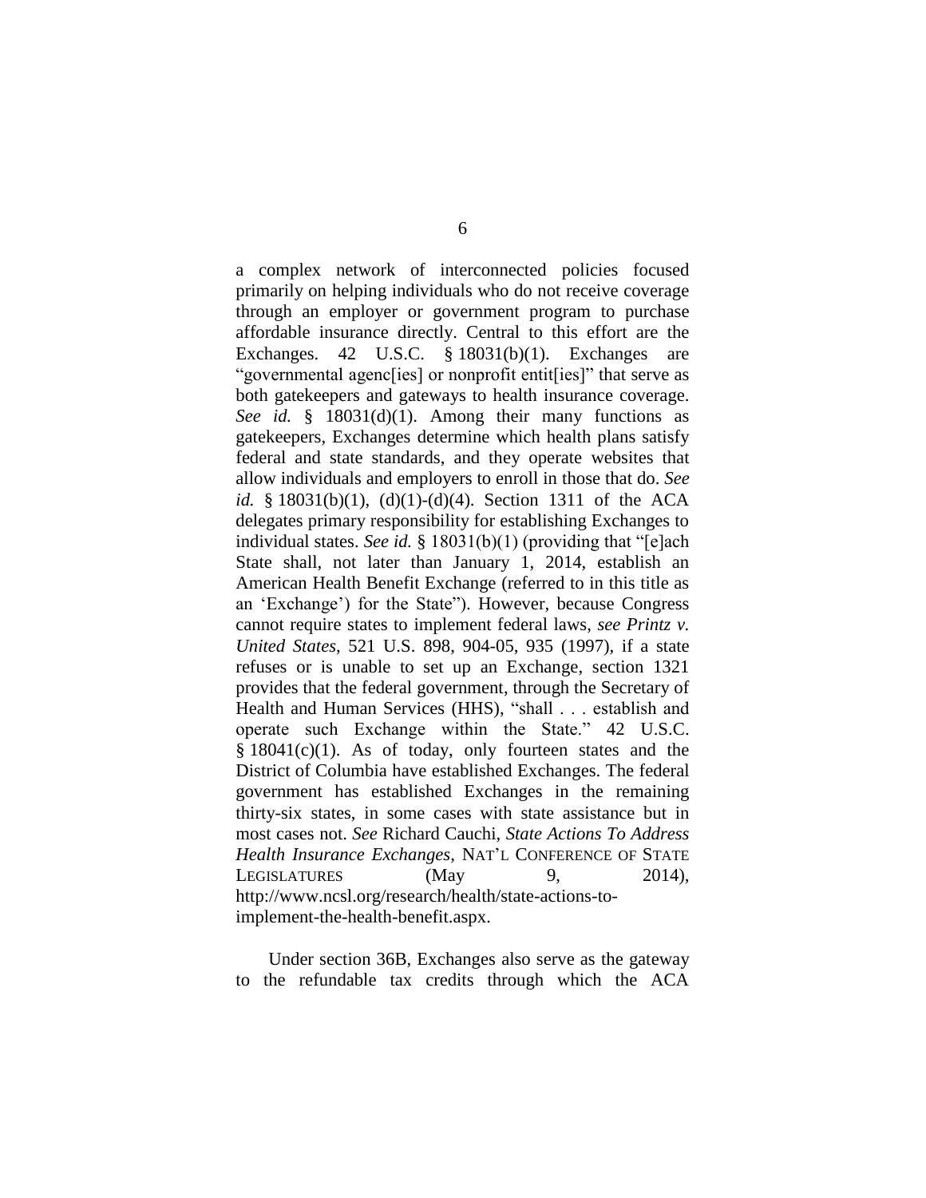a complex network of interconnected policies focused primarily on helping individuals who do not receive coverage through an employer or government program to purchase affordable insurance directly. Central to this effort are the Exchanges. 42 U.S.C. § 18031(b)(1). Exchanges are "governmental agenc[ies] or nonprofit entit[ies]" that serve as both gatekeepers and gateways to health insurance coverage. *See id.* § 18031(d)(1). Among their many functions as gatekeepers, Exchanges determine which health plans satisfy federal and state standards, and they operate websites that allow individuals and employers to enroll in those that do. *See id.* § 18031(b)(1), (d)(1)-(d)(4). Section 1311 of the ACA delegates primary responsibility for establishing Exchanges to individual states. *See id.* § 18031(b)(1) (providing that "[e]ach State shall, not later than January 1, 2014, establish an American Health Benefit Exchange (referred to in this title as an 'Exchange') for the State"). However, because Congress cannot require states to implement federal laws, *see Printz v. United States*, 521 U.S. 898, 904-05, 935 (1997), if a state refuses or is unable to set up an Exchange, section 1321 provides that the federal government, through the Secretary of Health and Human Services (HHS), "shall . . . establish and operate such Exchange within the State." 42 U.S.C. § 18041(c)(1). As of today, only fourteen states and the District of Columbia have established Exchanges. The federal government has established Exchanges in the remaining thirty-six states, in some cases with state assistance but in most cases not. *See* Richard Cauchi, *State Actions To Address Health Insurance Exchanges*, NAT'L CONFERENCE OF STATE LEGISLATURES (May 9, 2014), http://www.ncsl.org/research/health/state-actions-to-implement-the-health-benefit.aspx.

Under section 36B, Exchanges also serve as the gateway to the refundable tax credits through which the ACA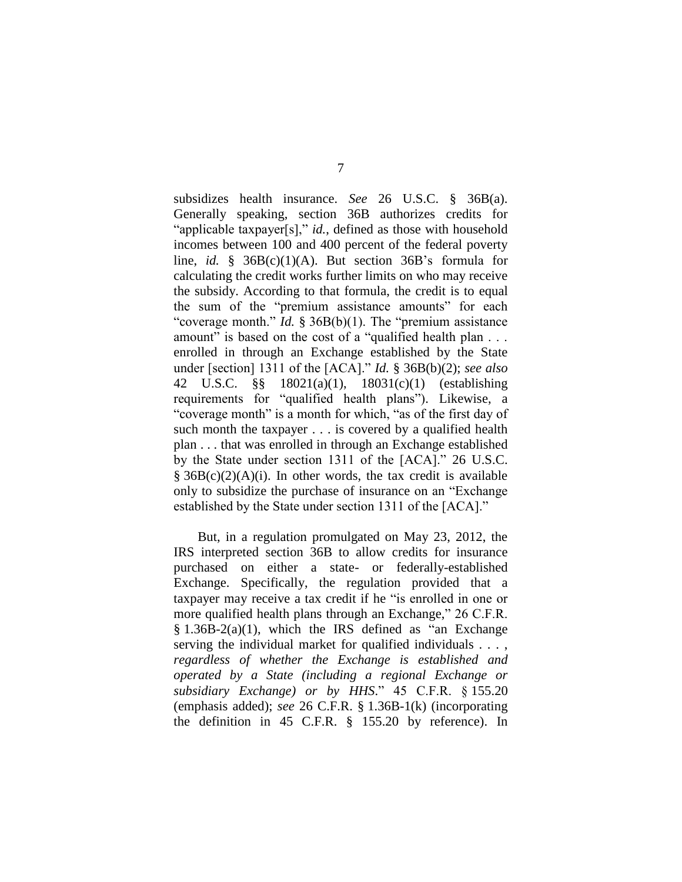subsidizes health insurance. *See* 26 U.S.C. § 36B(a). Generally speaking, section 36B authorizes credits for "applicable taxpayer[s]," *id.*, defined as those with household incomes between 100 and 400 percent of the federal poverty line, *id.* § 36B(c)(1)(A). But section 36B's formula for calculating the credit works further limits on who may receive the subsidy. According to that formula, the credit is to equal the sum of the "premium assistance amounts" for each "coverage month." *Id.* § 36B(b)(1). The "premium assistance amount" is based on the cost of a "qualified health plan . . . enrolled in through an Exchange established by the State under [section] 1311 of the [ACA]." *Id.* § 36B(b)(2); *see also* 42 U.S.C. §§ 18021(a)(1), 18031(c)(1) (establishing requirements for "qualified health plans"). Likewise, a "coverage month" is a month for which, "as of the first day of such month the taxpayer . . . is covered by a qualified health plan . . . that was enrolled in through an Exchange established by the State under section 1311 of the [ACA]." 26 U.S.C. § 36B(c)(2)(A)(i). In other words, the tax credit is available only to subsidize the purchase of insurance on an "Exchange established by the State under section 1311 of the [ACA]."

But, in a regulation promulgated on May 23, 2012, the IRS interpreted section 36B to allow credits for insurance purchased on either a state- or federally-established Exchange. Specifically, the regulation provided that a taxpayer may receive a tax credit if he "is enrolled in one or more qualified health plans through an Exchange," 26 C.F.R. § 1.36B-2(a)(1), which the IRS defined as "an Exchange serving the individual market for qualified individuals . . . , *regardless of whether the Exchange is established and operated by a State (including a regional Exchange or subsidiary Exchange) or by HHS*." 45 C.F.R. § 155.20 (emphasis added); *see* 26 C.F.R. § 1.36B-1(k) (incorporating the definition in 45 C.F.R. § 155.20 by reference). In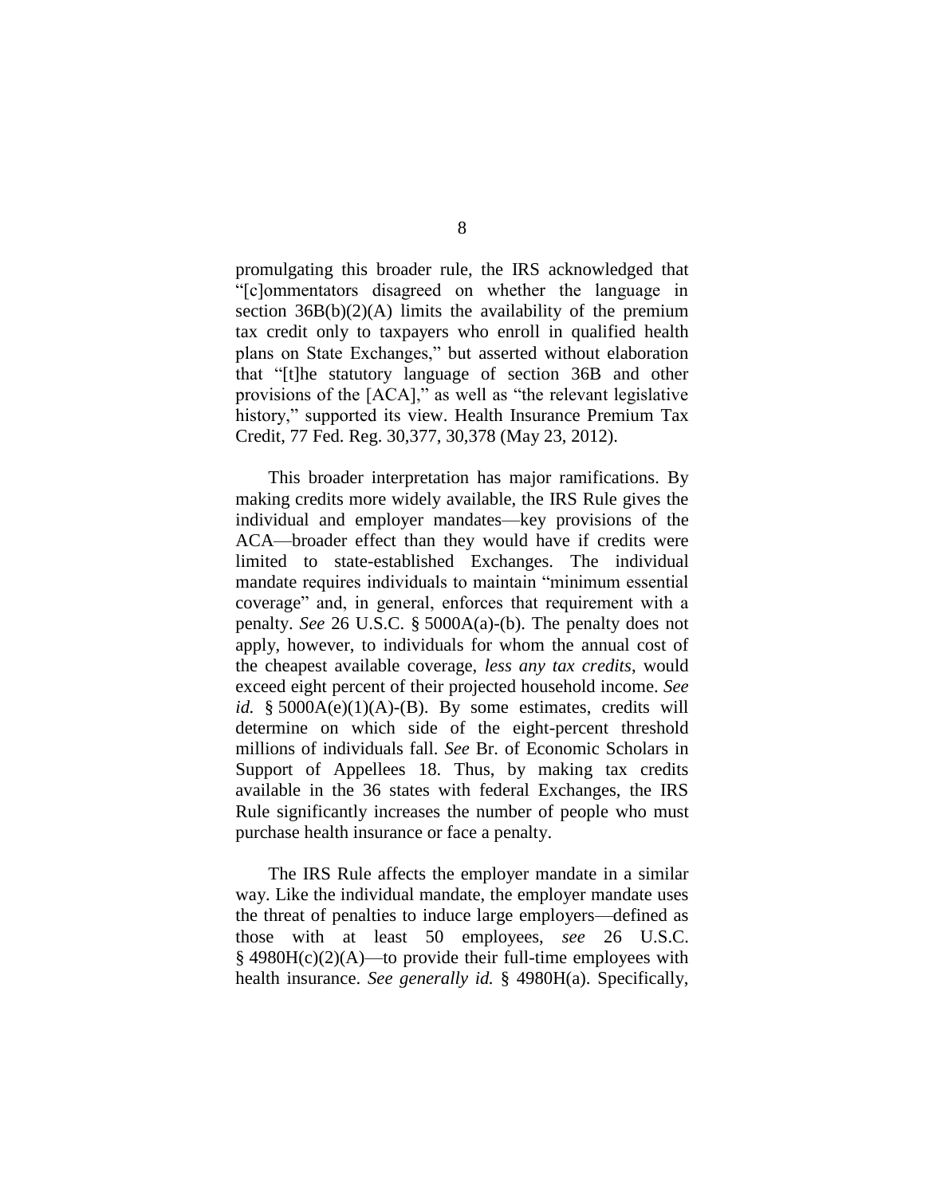promulgating this broader rule, the IRS acknowledged that "[c]ommentators disagreed on whether the language in section 36B(b)(2)(A) limits the availability of the premium tax credit only to taxpayers who enroll in qualified health plans on State Exchanges," but asserted without elaboration that "[t]he statutory language of section 36B and other provisions of the [ACA]," as well as "the relevant legislative history," supported its view. Health Insurance Premium Tax Credit, 77 Fed. Reg. 30,377, 30,378 (May 23, 2012).

This broader interpretation has major ramifications. By making credits more widely available, the IRS Rule gives the individual and employer mandates—key provisions of the ACA—broader effect than they would have if credits were limited to state-established Exchanges. The individual mandate requires individuals to maintain "minimum essential coverage" and, in general, enforces that requirement with a penalty. *See* 26 U.S.C. § 5000A(a)-(b). The penalty does not apply, however, to individuals for whom the annual cost of the cheapest available coverage, *less any tax credits*, would exceed eight percent of their projected household income. *See id.* § 5000A(e)(1)(A)-(B). By some estimates, credits will determine on which side of the eight-percent threshold millions of individuals fall. *See* Br. of Economic Scholars in Support of Appellees 18. Thus, by making tax credits available in the 36 states with federal Exchanges, the IRS Rule significantly increases the number of people who must purchase health insurance or face a penalty.

The IRS Rule affects the employer mandate in a similar way. Like the individual mandate, the employer mandate uses the threat of penalties to induce large employers—defined as those with at least 50 employees, *see* 26 U.S.C. § 4980H(c)(2)(A)—to provide their full-time employees with health insurance. *See generally id.* § 4980H(a). Specifically,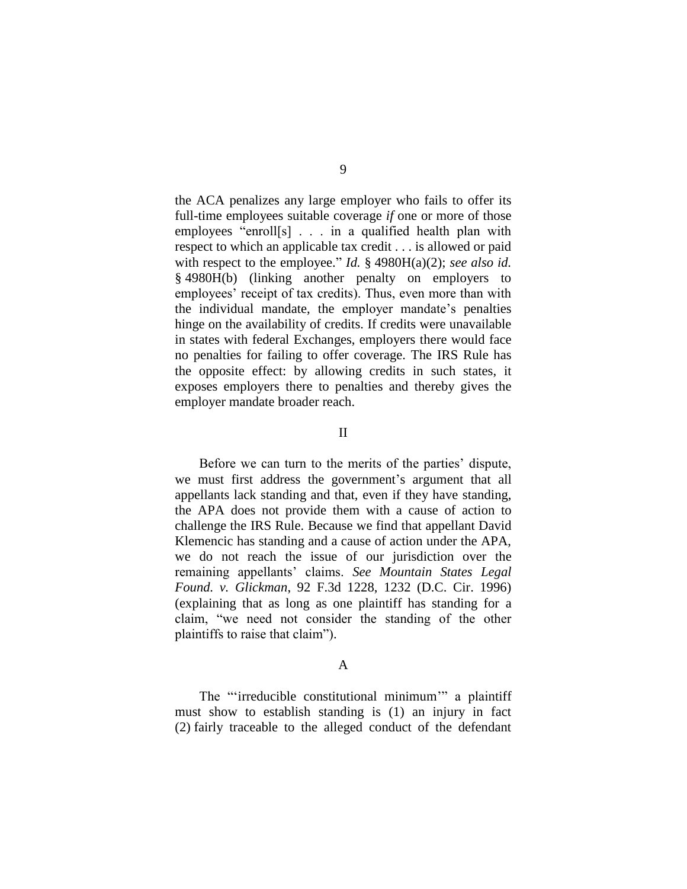the ACA penalizes any large employer who fails to offer its full-time employees suitable coverage *if* one or more of those employees "enroll[s] . . . in a qualified health plan with respect to which an applicable tax credit . . . is allowed or paid with respect to the employee." *Id.* § 4980H(a)(2); *see also id.* § 4980H(b) (linking another penalty on employers to employees' receipt of tax credits). Thus, even more than with the individual mandate, the employer mandate's penalties hinge on the availability of credits. If credits were unavailable in states with federal Exchanges, employers there would face no penalties for failing to offer coverage. The IRS Rule has the opposite effect: by allowing credits in such states, it exposes employers there to penalties and thereby gives the employer mandate broader reach.

## II

Before we can turn to the merits of the parties' dispute, we must first address the government's argument that all appellants lack standing and that, even if they have standing, the APA does not provide them with a cause of action to challenge the IRS Rule. Because we find that appellant David Klemencic has standing and a cause of action under the APA, we do not reach the issue of our jurisdiction over the remaining appellants' claims. *See Mountain States Legal Found. v. Glickman*, 92 F.3d 1228, 1232 (D.C. Cir. 1996) (explaining that as long as one plaintiff has standing for a claim, "we need not consider the standing of the other plaintiffs to raise that claim").

### A

The "'irreducible constitutional minimum'" a plaintiff must show to establish standing is (1) an injury in fact (2) fairly traceable to the alleged conduct of the defendant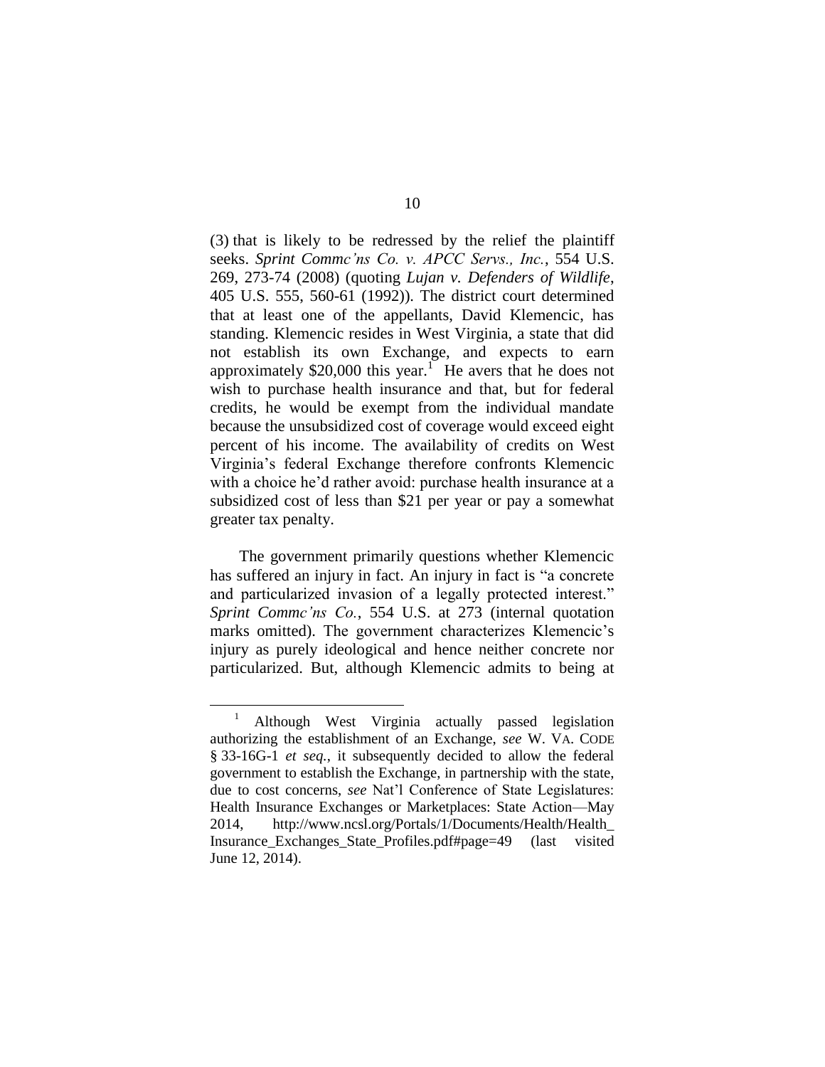(3) that is likely to be redressed by the relief the plaintiff seeks. *Sprint Commc'ns Co. v. APCC Servs., Inc.*, 554 U.S. 269, 273-74 (2008) (quoting *Lujan v. Defenders of Wildlife*, 405 U.S. 555, 560-61 (1992)). The district court determined that at least one of the appellants, David Klemencic, has standing. Klemencic resides in West Virginia, a state that did not establish its own Exchange, and expects to earn approximately $20,000 this year.[1] He avers that he does not wish to purchase health insurance and that, but for federal credits, he would be exempt from the individual mandate because the unsubsidized cost of coverage would exceed eight percent of his income. The availability of credits on West Virginia's federal Exchange therefore confronts Klemencic with a choice he'd rather avoid: purchase health insurance at a subsidized cost of less than $21 per year or pay a somewhat greater tax penalty.

The government primarily questions whether Klemencic has suffered an injury in fact. An injury in fact is "a concrete and particularized invasion of a legally protected interest." *Sprint Commc'ns Co.*, 554 U.S. at 273 (internal quotation marks omitted). The government characterizes Klemencic's injury as purely ideological and hence neither concrete nor particularized. But, although Klemencic admits to being at

---

[1] Although West Virginia actually passed legislation authorizing the establishment of an Exchange, *see* W. VA. CODE § 33-16G-1 *et seq.*, it subsequently decided to allow the federal government to establish the Exchange, in partnership with the state, due to cost concerns, *see* Nat'l Conference of State Legislatures: Health Insurance Exchanges or Marketplaces: State Action—May 2014, http://www.ncsl.org/Portals/1/Documents/Health/Health_Insurance_Exchanges_State_Profiles.pdf#page=49 (last visited June 12, 2014).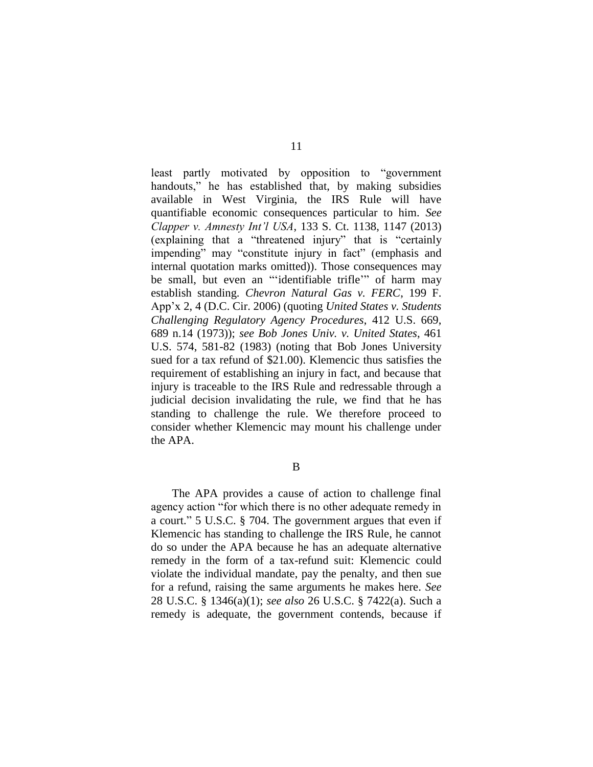least partly motivated by opposition to "government handouts," he has established that, by making subsidies available in West Virginia, the IRS Rule will have quantifiable economic consequences particular to him. *See Clapper v. Amnesty Int'l USA*, 133 S. Ct. 1138, 1147 (2013) (explaining that a "threatened injury" that is "certainly impending" may "constitute injury in fact" (emphasis and internal quotation marks omitted)). Those consequences may be small, but even an "'identifiable trifle'" of harm may establish standing. *Chevron Natural Gas v. FERC*, 199 F. App'x 2, 4 (D.C. Cir. 2006) (quoting *United States v. Students Challenging Regulatory Agency Procedures*, 412 U.S. 669, 689 n.14 (1973)); *see Bob Jones Univ. v. United States*, 461 U.S. 574, 581-82 (1983) (noting that Bob Jones University sued for a tax refund of $21.00). Klemencic thus satisfies the requirement of establishing an injury in fact, and because that injury is traceable to the IRS Rule and redressable through a judicial decision invalidating the rule, we find that he has standing to challenge the rule. We therefore proceed to consider whether Klemencic may mount his challenge under the APA.

### B

The APA provides a cause of action to challenge final agency action "for which there is no other adequate remedy in a court." 5 U.S.C. § 704. The government argues that even if Klemencic has standing to challenge the IRS Rule, he cannot do so under the APA because he has an adequate alternative remedy in the form of a tax-refund suit: Klemencic could violate the individual mandate, pay the penalty, and then sue for a refund, raising the same arguments he makes here. *See* 28 U.S.C. § 1346(a)(1); *see also* 26 U.S.C. § 7422(a). Such a remedy is adequate, the government contends, because if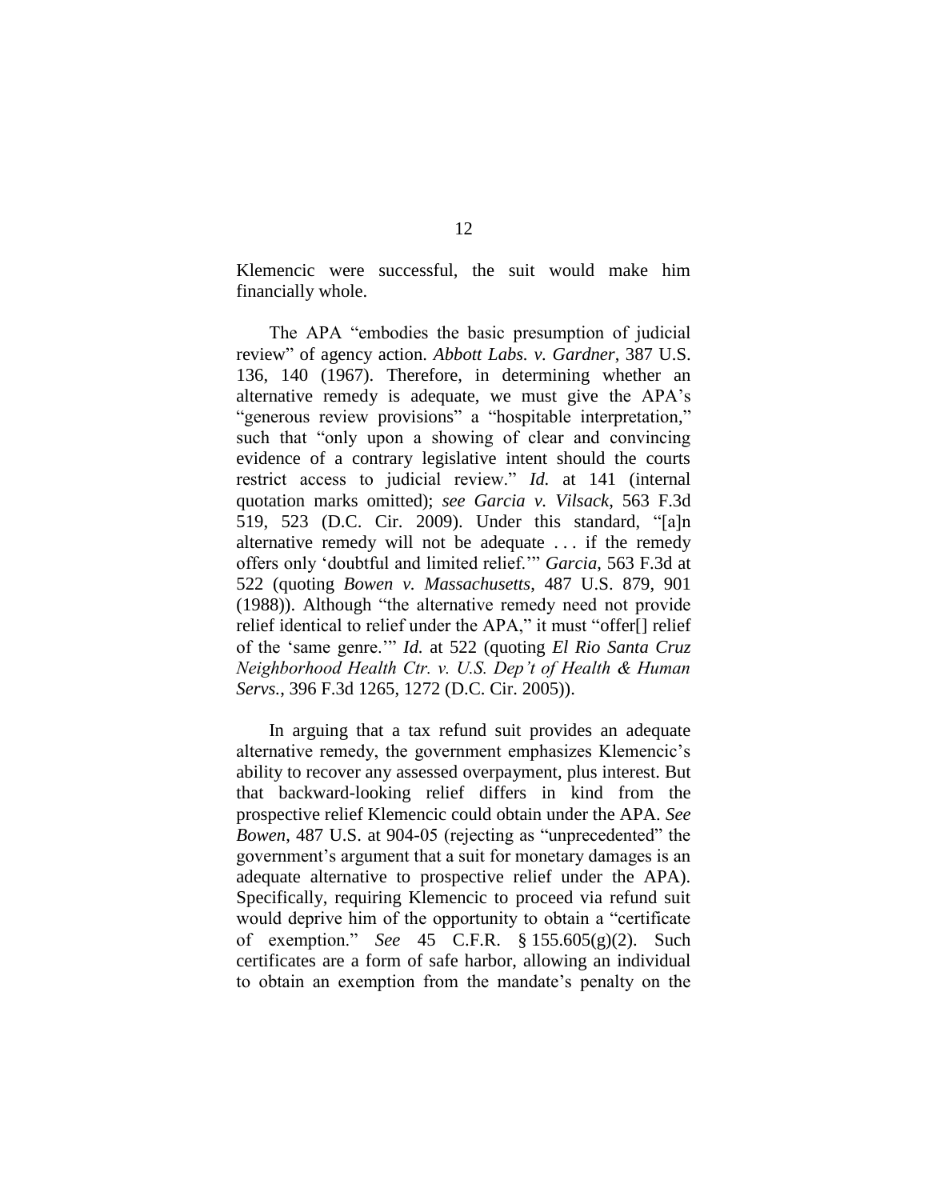Klemencic were successful, the suit would make him financially whole.

The APA "embodies the basic presumption of judicial review" of agency action. *Abbott Labs. v. Gardner*, 387 U.S. 136, 140 (1967). Therefore, in determining whether an alternative remedy is adequate, we must give the APA's "generous review provisions" a "hospitable interpretation," such that "only upon a showing of clear and convincing evidence of a contrary legislative intent should the courts restrict access to judicial review." *Id.* at 141 (internal quotation marks omitted); *see Garcia v. Vilsack*, 563 F.3d 519, 523 (D.C. Cir. 2009). Under this standard, "[a]n alternative remedy will not be adequate . . . if the remedy offers only 'doubtful and limited relief.'" *Garcia*, 563 F.3d at 522 (quoting *Bowen v. Massachusetts*, 487 U.S. 879, 901 (1988)). Although "the alternative remedy need not provide relief identical to relief under the APA," it must "offer[] relief of the 'same genre.'" *Id.* at 522 (quoting *El Rio Santa Cruz Neighborhood Health Ctr. v. U.S. Dep't of Health & Human Servs.*, 396 F.3d 1265, 1272 (D.C. Cir. 2005)).

In arguing that a tax refund suit provides an adequate alternative remedy, the government emphasizes Klemencic's ability to recover any assessed overpayment, plus interest. But that backward-looking relief differs in kind from the prospective relief Klemencic could obtain under the APA. *See Bowen*, 487 U.S. at 904-05 (rejecting as "unprecedented" the government's argument that a suit for monetary damages is an adequate alternative to prospective relief under the APA). Specifically, requiring Klemencic to proceed via refund suit would deprive him of the opportunity to obtain a "certificate of exemption." *See* 45 C.F.R. § 155.605(g)(2). Such certificates are a form of safe harbor, allowing an individual to obtain an exemption from the mandate's penalty on the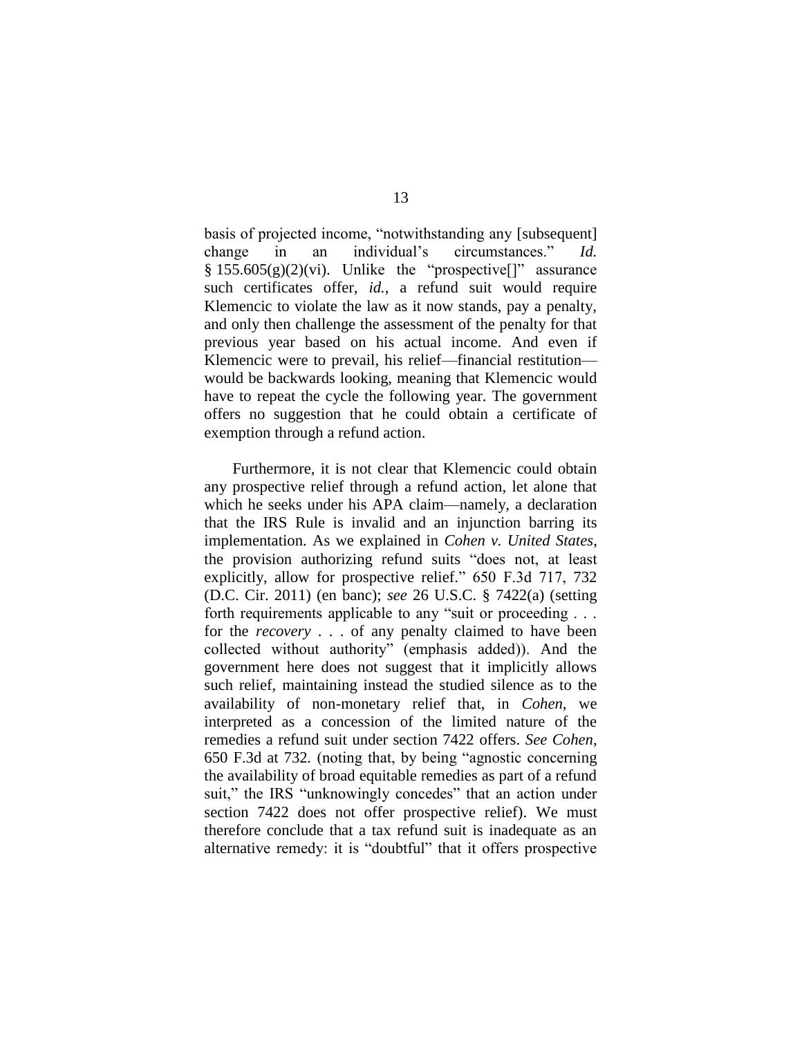basis of projected income, "notwithstanding any [subsequent] change in an individual's circumstances." *Id.* § 155.605(g)(2)(vi). Unlike the "prospective[]" assurance such certificates offer, *id.*, a refund suit would require Klemencic to violate the law as it now stands, pay a penalty, and only then challenge the assessment of the penalty for that previous year based on his actual income. And even if Klemencic were to prevail, his relief—financial restitution—would be backwards looking, meaning that Klemencic would have to repeat the cycle the following year. The government offers no suggestion that he could obtain a certificate of exemption through a refund action.

Furthermore, it is not clear that Klemencic could obtain any prospective relief through a refund action, let alone that which he seeks under his APA claim—namely, a declaration that the IRS Rule is invalid and an injunction barring its implementation. As we explained in *Cohen v. United States*, the provision authorizing refund suits "does not, at least explicitly, allow for prospective relief." 650 F.3d 717, 732 (D.C. Cir. 2011) (en banc); *see* 26 U.S.C. § 7422(a) (setting forth requirements applicable to any "suit or proceeding . . . for the *recovery* . . . of any penalty claimed to have been collected without authority" (emphasis added)). And the government here does not suggest that it implicitly allows such relief, maintaining instead the studied silence as to the availability of non-monetary relief that, in *Cohen*, we interpreted as a concession of the limited nature of the remedies a refund suit under section 7422 offers. *See Cohen*, 650 F.3d at 732. (noting that, by being "agnostic concerning the availability of broad equitable remedies as part of a refund suit," the IRS "unknowingly concedes" that an action under section 7422 does not offer prospective relief). We must therefore conclude that a tax refund suit is inadequate as an alternative remedy: it is "doubtful" that it offers prospective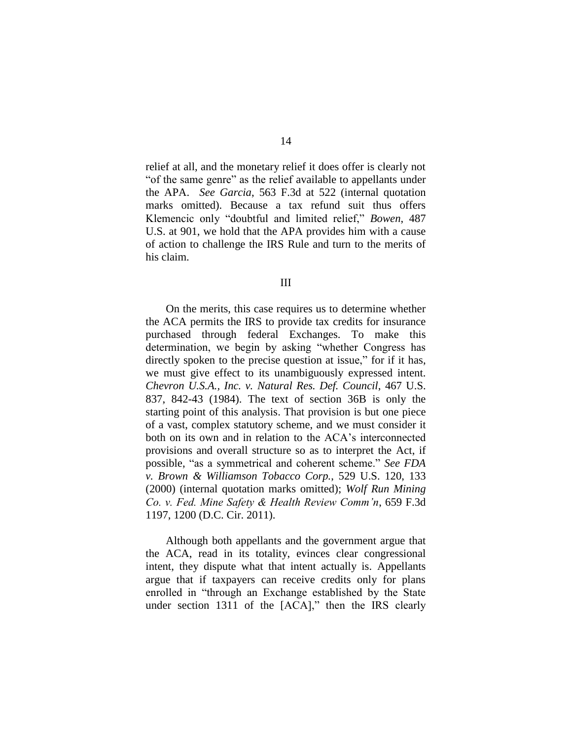relief at all, and the monetary relief it does offer is clearly not "of the same genre" as the relief available to appellants under the APA. *See Garcia*, 563 F.3d at 522 (internal quotation marks omitted). Because a tax refund suit thus offers Klemencic only "doubtful and limited relief," *Bowen*, 487 U.S. at 901, we hold that the APA provides him with a cause of action to challenge the IRS Rule and turn to the merits of his claim.

III

On the merits, this case requires us to determine whether the ACA permits the IRS to provide tax credits for insurance purchased through federal Exchanges. To make this determination, we begin by asking "whether Congress has directly spoken to the precise question at issue," for if it has, we must give effect to its unambiguously expressed intent. *Chevron U.S.A., Inc. v. Natural Res. Def. Council*, 467 U.S. 837, 842-43 (1984). The text of section 36B is only the starting point of this analysis. That provision is but one piece of a vast, complex statutory scheme, and we must consider it both on its own and in relation to the ACA's interconnected provisions and overall structure so as to interpret the Act, if possible, "as a symmetrical and coherent scheme." *See FDA v. Brown & Williamson Tobacco Corp.*, 529 U.S. 120, 133 (2000) (internal quotation marks omitted); *Wolf Run Mining Co. v. Fed. Mine Safety & Health Review Comm'n*, 659 F.3d 1197, 1200 (D.C. Cir. 2011).

Although both appellants and the government argue that the ACA, read in its totality, evinces clear congressional intent, they dispute what that intent actually is. Appellants argue that if taxpayers can receive credits only for plans enrolled in "through an Exchange established by the State under section 1311 of the [ACA]," then the IRS clearly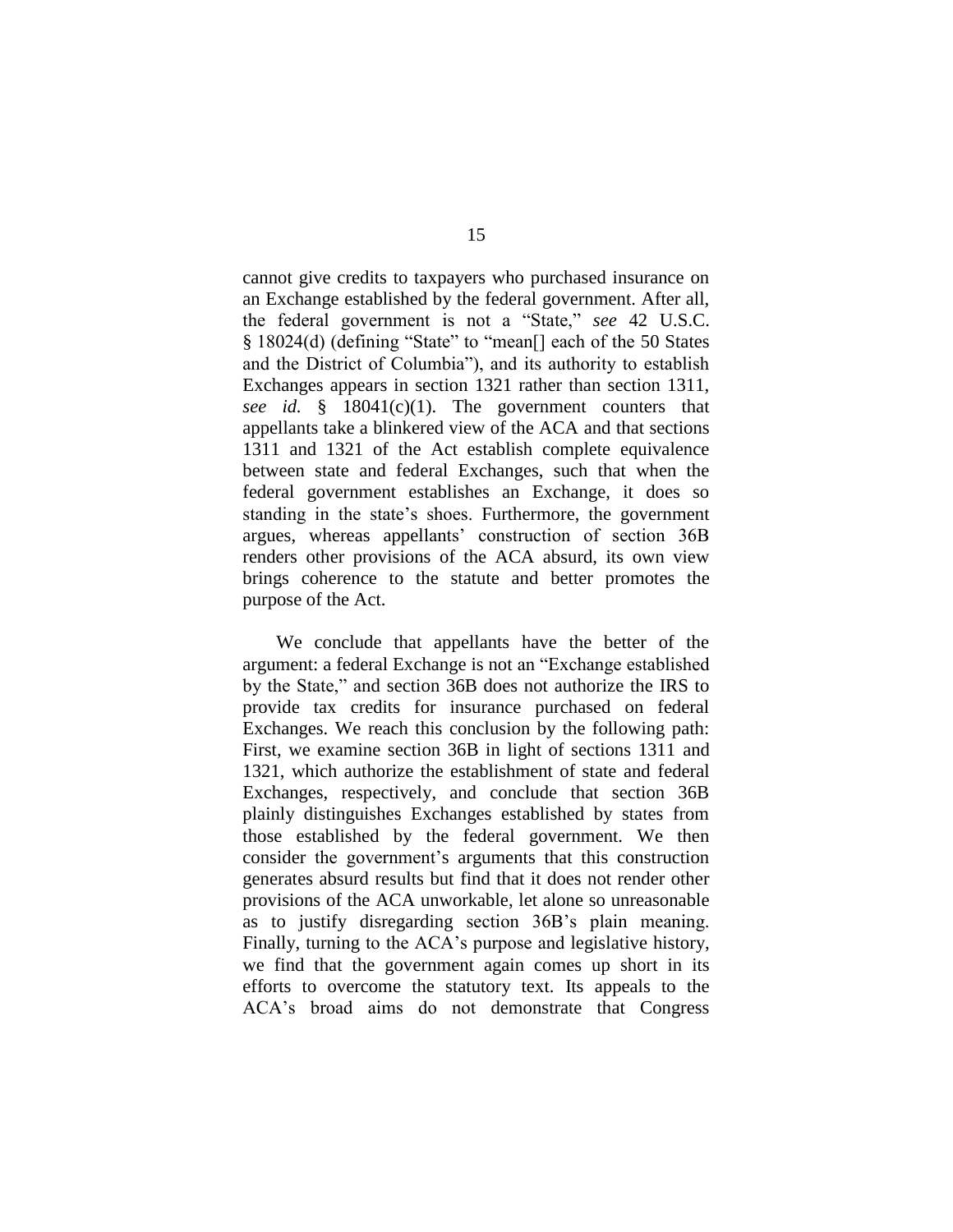cannot give credits to taxpayers who purchased insurance on an Exchange established by the federal government. After all, the federal government is not a "State," *see* 42 U.S.C. § 18024(d) (defining "State" to "mean[] each of the 50 States and the District of Columbia"), and its authority to establish Exchanges appears in section 1321 rather than section 1311, *see id.* § 18041(c)(1). The government counters that appellants take a blinkered view of the ACA and that sections 1311 and 1321 of the Act establish complete equivalence between state and federal Exchanges, such that when the federal government establishes an Exchange, it does so standing in the state's shoes. Furthermore, the government argues, whereas appellants' construction of section 36B renders other provisions of the ACA absurd, its own view brings coherence to the statute and better promotes the purpose of the Act.

We conclude that appellants have the better of the argument: a federal Exchange is not an "Exchange established by the State," and section 36B does not authorize the IRS to provide tax credits for insurance purchased on federal Exchanges. We reach this conclusion by the following path: First, we examine section 36B in light of sections 1311 and 1321, which authorize the establishment of state and federal Exchanges, respectively, and conclude that section 36B plainly distinguishes Exchanges established by states from those established by the federal government. We then consider the government's arguments that this construction generates absurd results but find that it does not render other provisions of the ACA unworkable, let alone so unreasonable as to justify disregarding section 36B's plain meaning. Finally, turning to the ACA's purpose and legislative history, we find that the government again comes up short in its efforts to overcome the statutory text. Its appeals to the ACA's broad aims do not demonstrate that Congress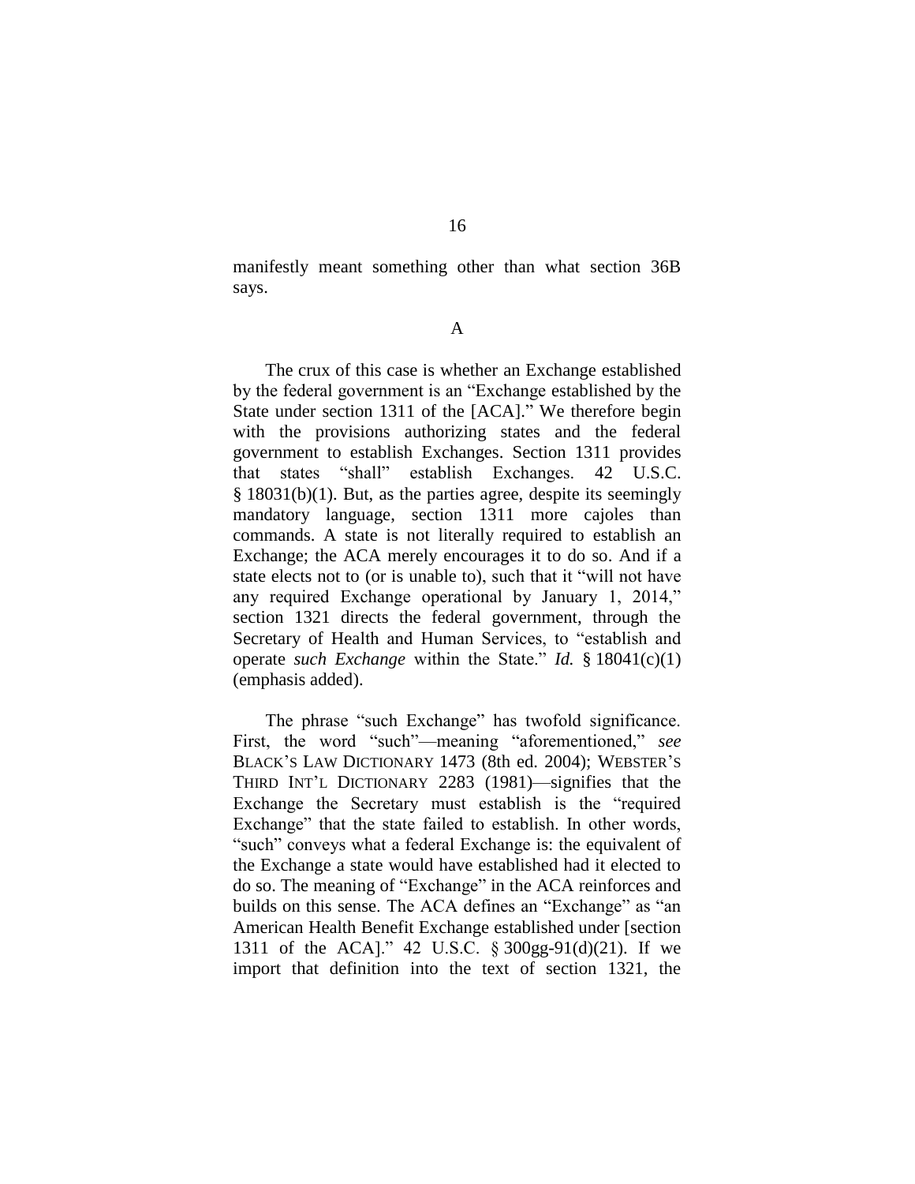manifestly meant something other than what section 36B says.

### A

The crux of this case is whether an Exchange established by the federal government is an "Exchange established by the State under section 1311 of the [ACA]." We therefore begin with the provisions authorizing states and the federal government to establish Exchanges. Section 1311 provides that states "shall" establish Exchanges. 42 U.S.C. § 18031(b)(1). But, as the parties agree, despite its seemingly mandatory language, section 1311 more cajoles than commands. A state is not literally required to establish an Exchange; the ACA merely encourages it to do so. And if a state elects not to (or is unable to), such that it "will not have any required Exchange operational by January 1, 2014," section 1321 directs the federal government, through the Secretary of Health and Human Services, to "establish and operate *such Exchange* within the State." *Id.* § 18041(c)(1) (emphasis added).

The phrase "such Exchange" has twofold significance. First, the word "such"—meaning "aforementioned," *see* BLACK'S LAW DICTIONARY 1473 (8th ed. 2004); WEBSTER'S THIRD INT'L DICTIONARY 2283 (1981)—signifies that the Exchange the Secretary must establish is the "required Exchange" that the state failed to establish. In other words, "such" conveys what a federal Exchange is: the equivalent of the Exchange a state would have established had it elected to do so. The meaning of "Exchange" in the ACA reinforces and builds on this sense. The ACA defines an "Exchange" as "an American Health Benefit Exchange established under [section 1311 of the ACA]." 42 U.S.C. § 300gg-91(d)(21). If we import that definition into the text of section 1321, the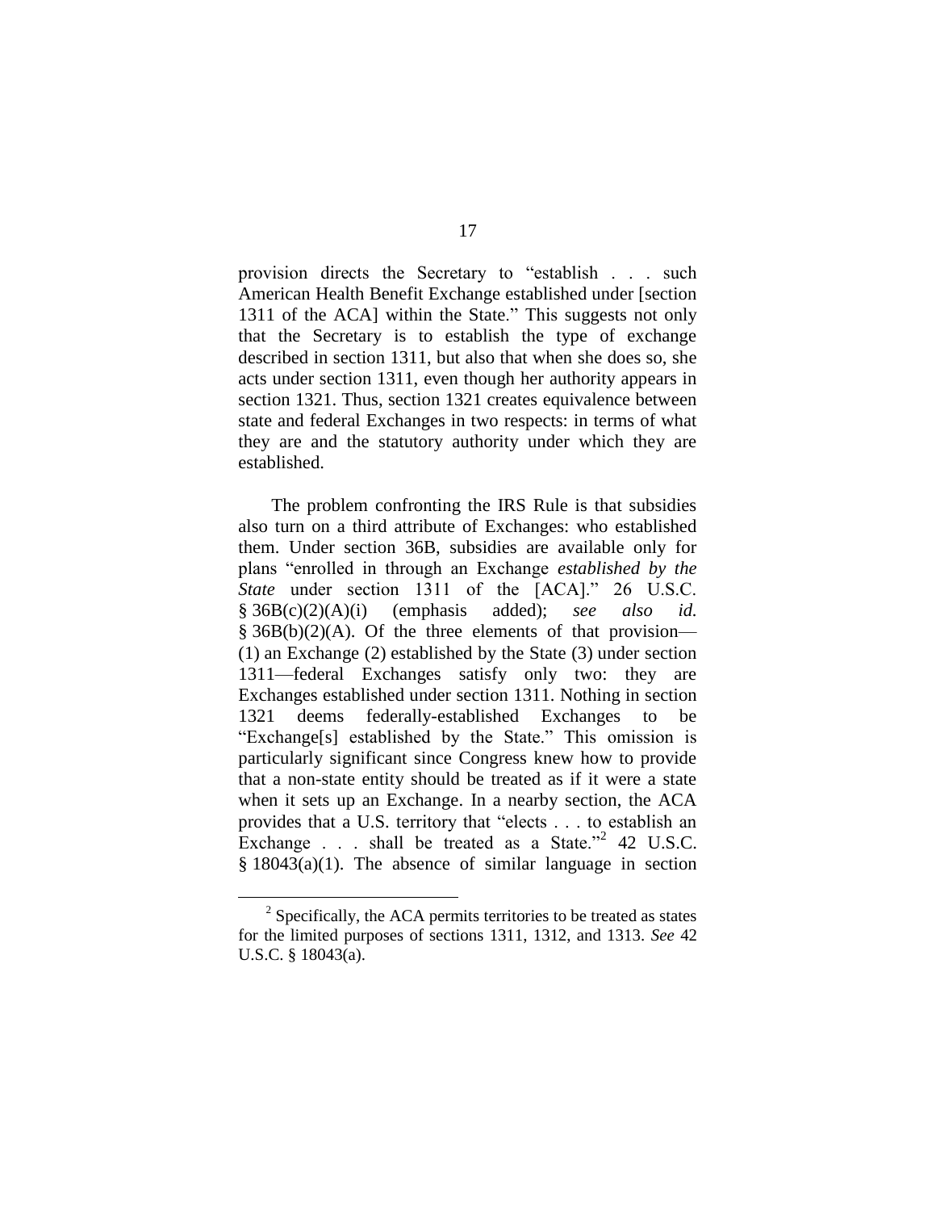provision directs the Secretary to "establish . . . such American Health Benefit Exchange established under [section 1311 of the ACA] within the State." This suggests not only that the Secretary is to establish the type of exchange described in section 1311, but also that when she does so, she acts under section 1311, even though her authority appears in section 1321. Thus, section 1321 creates equivalence between state and federal Exchanges in two respects: in terms of what they are and the statutory authority under which they are established.

The problem confronting the IRS Rule is that subsidies also turn on a third attribute of Exchanges: who established them. Under section 36B, subsidies are available only for plans "enrolled in through an Exchange *established by the State* under section 1311 of the [ACA]." 26 U.S.C. § 36B(c)(2)(A)(i) (emphasis added); *see also id.* § 36B(b)(2)(A). Of the three elements of that provision—(1) an Exchange (2) established by the State (3) under section 1311—federal Exchanges satisfy only two: they are Exchanges established under section 1311. Nothing in section 1321 deems federally-established Exchanges to be "Exchange[s] established by the State." This omission is particularly significant since Congress knew how to provide that a non-state entity should be treated as if it were a state when it sets up an Exchange. In a nearby section, the ACA provides that a U.S. territory that "elects . . . to establish an Exchange . . . shall be treated as a State."[2] 42 U.S.C. § 18043(a)(1). The absence of similar language in section

---

[2] Specifically, the ACA permits territories to be treated as states for the limited purposes of sections 1311, 1312, and 1313. *See* 42 U.S.C. § 18043(a).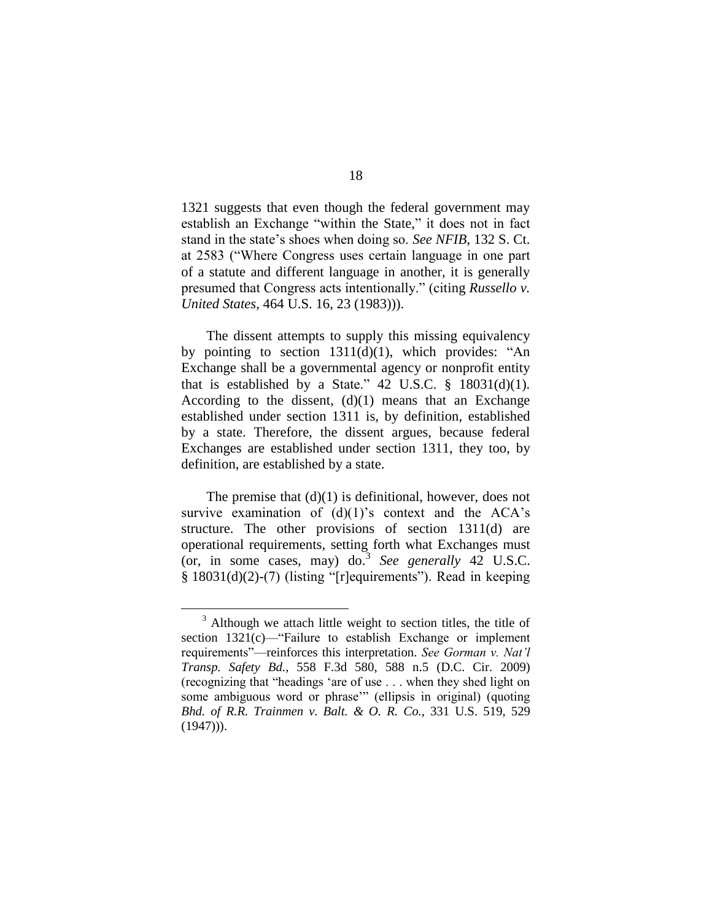1321 suggests that even though the federal government may establish an Exchange "within the State," it does not in fact stand in the state's shoes when doing so. *See NFIB*, 132 S. Ct. at 2583 ("Where Congress uses certain language in one part of a statute and different language in another, it is generally presumed that Congress acts intentionally." (citing *Russello v. United States*, 464 U.S. 16, 23 (1983))).

The dissent attempts to supply this missing equivalency by pointing to section 1311(d)(1), which provides: "An Exchange shall be a governmental agency or nonprofit entity that is established by a State." 42 U.S.C. § 18031(d)(1). According to the dissent, (d)(1) means that an Exchange established under section 1311 is, by definition, established by a state. Therefore, the dissent argues, because federal Exchanges are established under section 1311, they too, by definition, are established by a state.

The premise that (d)(1) is definitional, however, does not survive examination of (d)(1)'s context and the ACA's structure. The other provisions of section 1311(d) are operational requirements, setting forth what Exchanges must (or, in some cases, may) do.[3] *See generally* 42 U.S.C. § 18031(d)(2)-(7) (listing "[r]equirements"). Read in keeping

[3] Although we attach little weight to section titles, the title of section 1321(c)—"Failure to establish Exchange or implement requirements"—reinforces this interpretation. *See Gorman v. Nat'l Transp. Safety Bd.*, 558 F.3d 580, 588 n.5 (D.C. Cir. 2009) (recognizing that "headings 'are of use . . . when they shed light on some ambiguous word or phrase'" (ellipsis in original) (quoting *Bhd. of R.R. Trainmen v. Balt. & O. R. Co.*, 331 U.S. 519, 529 (1947))).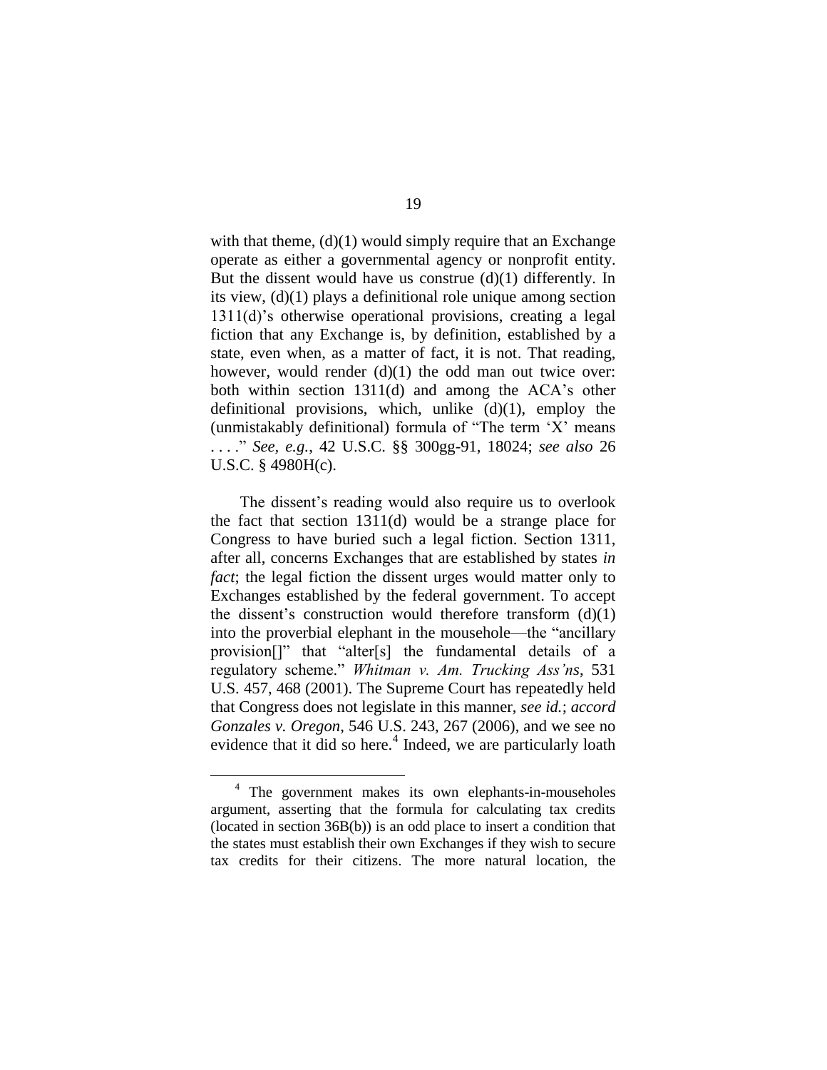with that theme, (d)(1) would simply require that an Exchange operate as either a governmental agency or nonprofit entity. But the dissent would have us construe (d)(1) differently. In its view, (d)(1) plays a definitional role unique among section 1311(d)'s otherwise operational provisions, creating a legal fiction that any Exchange is, by definition, established by a state, even when, as a matter of fact, it is not. That reading, however, would render (d)(1) the odd man out twice over: both within section 1311(d) and among the ACA's other definitional provisions, which, unlike (d)(1), employ the (unmistakably definitional) formula of "The term 'X' means . . . ." *See, e.g.*, 42 U.S.C. §§ 300gg-91, 18024; *see also* 26 U.S.C. § 4980H(c).

The dissent's reading would also require us to overlook the fact that section 1311(d) would be a strange place for Congress to have buried such a legal fiction. Section 1311, after all, concerns Exchanges that are established by states *in fact*; the legal fiction the dissent urges would matter only to Exchanges established by the federal government. To accept the dissent's construction would therefore transform (d)(1) into the proverbial elephant in the mousehole—the "ancillary provision[]" that "alter[s] the fundamental details of a regulatory scheme." *Whitman v. Am. Trucking Ass'ns*, 531 U.S. 457, 468 (2001). The Supreme Court has repeatedly held that Congress does not legislate in this manner, *see id.*; *accord Gonzales v. Oregon*, 546 U.S. 243, 267 (2006), and we see no evidence that it did so here.[4] Indeed, we are particularly loath

[4] The government makes its own elephants-in-mouseholes argument, asserting that the formula for calculating tax credits (located in section 36B(b)) is an odd place to insert a condition that the states must establish their own Exchanges if they wish to secure tax credits for their citizens. The more natural location, the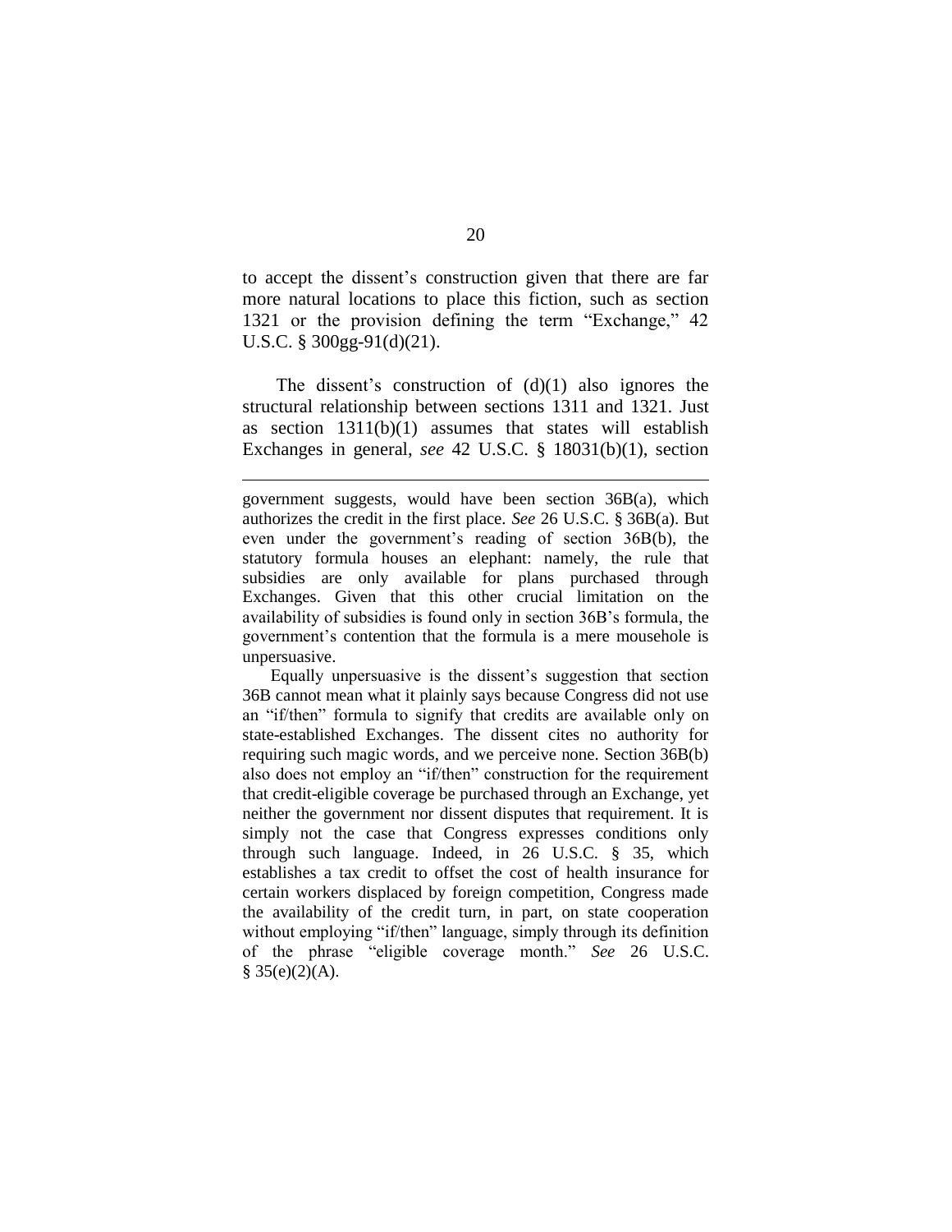to accept the dissent's construction given that there are far more natural locations to place this fiction, such as section 1321 or the provision defining the term "Exchange," 42 U.S.C. § 300gg-91(d)(21).

The dissent's construction of (d)(1) also ignores the structural relationship between sections 1311 and 1321. Just as section 1311(b)(1) assumes that states will establish Exchanges in general, *see* 42 U.S.C. § 18031(b)(1), section

---

government suggests, would have been section 36B(a), which authorizes the credit in the first place. *See* 26 U.S.C. § 36B(a). But even under the government's reading of section 36B(b), the statutory formula houses an elephant: namely, the rule that subsidies are only available for plans purchased through Exchanges. Given that this other crucial limitation on the availability of subsidies is found only in section 36B's formula, the government's contention that the formula is a mere mousehole is unpersuasive.

Equally unpersuasive is the dissent's suggestion that section 36B cannot mean what it plainly says because Congress did not use an "if/then" formula to signify that credits are available only on state-established Exchanges. The dissent cites no authority for requiring such magic words, and we perceive none. Section 36B(b) also does not employ an "if/then" construction for the requirement that credit-eligible coverage be purchased through an Exchange, yet neither the government nor dissent disputes that requirement. It is simply not the case that Congress expresses conditions only through such language. Indeed, in 26 U.S.C. § 35, which establishes a tax credit to offset the cost of health insurance for certain workers displaced by foreign competition, Congress made the availability of the credit turn, in part, on state cooperation without employing "if/then" language, simply through its definition of the phrase "eligible coverage month." *See* 26 U.S.C. § 35(e)(2)(A).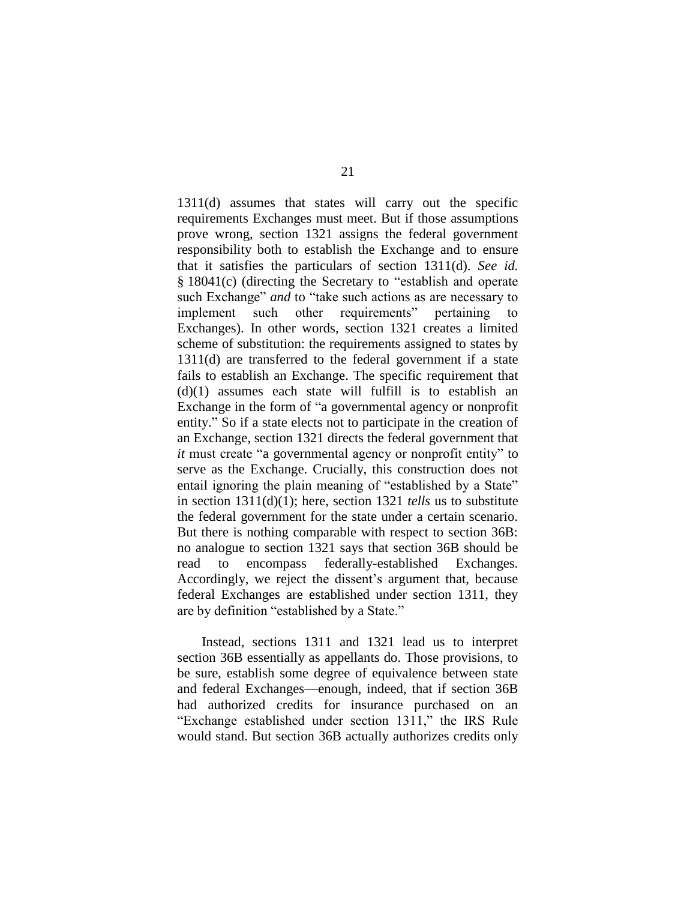1311(d) assumes that states will carry out the specific requirements Exchanges must meet. But if those assumptions prove wrong, section 1321 assigns the federal government responsibility both to establish the Exchange and to ensure that it satisfies the particulars of section 1311(d). *See id.* § 18041(c) (directing the Secretary to "establish and operate such Exchange" *and* to "take such actions as are necessary to implement such other requirements" pertaining to Exchanges). In other words, section 1321 creates a limited scheme of substitution: the requirements assigned to states by 1311(d) are transferred to the federal government if a state fails to establish an Exchange. The specific requirement that (d)(1) assumes each state will fulfill is to establish an Exchange in the form of "a governmental agency or nonprofit entity." So if a state elects not to participate in the creation of an Exchange, section 1321 directs the federal government that *it* must create "a governmental agency or nonprofit entity" to serve as the Exchange. Crucially, this construction does not entail ignoring the plain meaning of "established by a State" in section 1311(d)(1); here, section 1321 *tells* us to substitute the federal government for the state under a certain scenario. But there is nothing comparable with respect to section 36B: no analogue to section 1321 says that section 36B should be read to encompass federally-established Exchanges. Accordingly, we reject the dissent's argument that, because federal Exchanges are established under section 1311, they are by definition "established by a State."

Instead, sections 1311 and 1321 lead us to interpret section 36B essentially as appellants do. Those provisions, to be sure, establish some degree of equivalence between state and federal Exchanges—enough, indeed, that if section 36B had authorized credits for insurance purchased on an "Exchange established under section 1311," the IRS Rule would stand. But section 36B actually authorizes credits only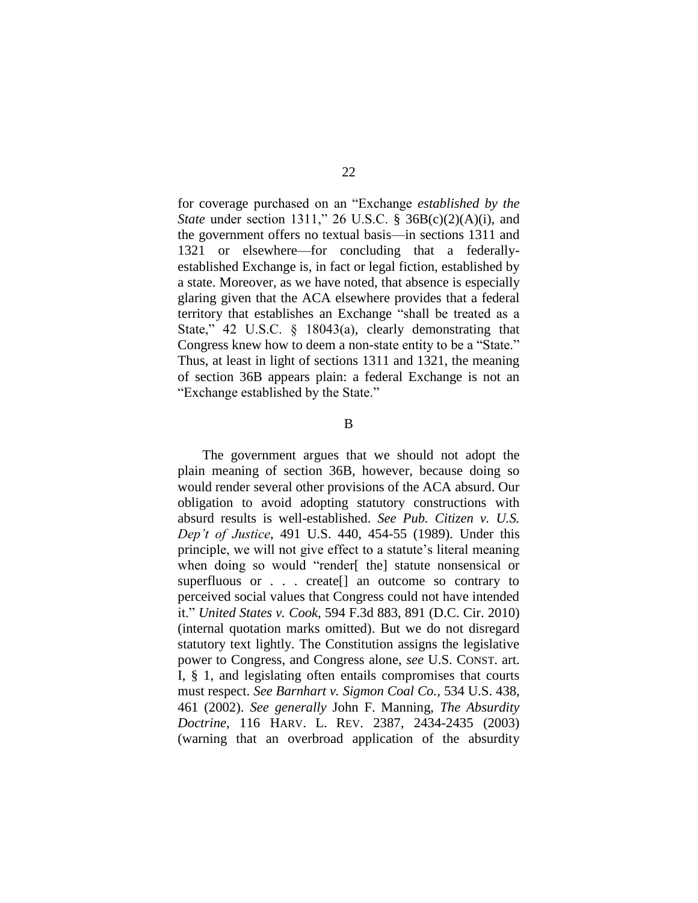for coverage purchased on an "Exchange *established by the State* under section 1311," 26 U.S.C. § 36B(c)(2)(A)(i), and the government offers no textual basis—in sections 1311 and 1321 or elsewhere—for concluding that a federally-established Exchange is, in fact or legal fiction, established by a state. Moreover, as we have noted, that absence is especially glaring given that the ACA elsewhere provides that a federal territory that establishes an Exchange "shall be treated as a State," 42 U.S.C. § 18043(a), clearly demonstrating that Congress knew how to deem a non-state entity to be a "State." Thus, at least in light of sections 1311 and 1321, the meaning of section 36B appears plain: a federal Exchange is not an "Exchange established by the State."

B

The government argues that we should not adopt the plain meaning of section 36B, however, because doing so would render several other provisions of the ACA absurd. Our obligation to avoid adopting statutory constructions with absurd results is well-established. *See Pub. Citizen v. U.S. Dep't of Justice*, 491 U.S. 440, 454-55 (1989). Under this principle, we will not give effect to a statute's literal meaning when doing so would "render[ the] statute nonsensical or superfluous or . . . create[] an outcome so contrary to perceived social values that Congress could not have intended it." *United States v. Cook*, 594 F.3d 883, 891 (D.C. Cir. 2010) (internal quotation marks omitted). But we do not disregard statutory text lightly. The Constitution assigns the legislative power to Congress, and Congress alone, *see* U.S. CONST. art. I, § 1, and legislating often entails compromises that courts must respect. *See Barnhart v. Sigmon Coal Co.*, 534 U.S. 438, 461 (2002). *See generally* John F. Manning, *The Absurdity Doctrine*, 116 HARV. L. REV. 2387, 2434-2435 (2003) (warning that an overbroad application of the absurdity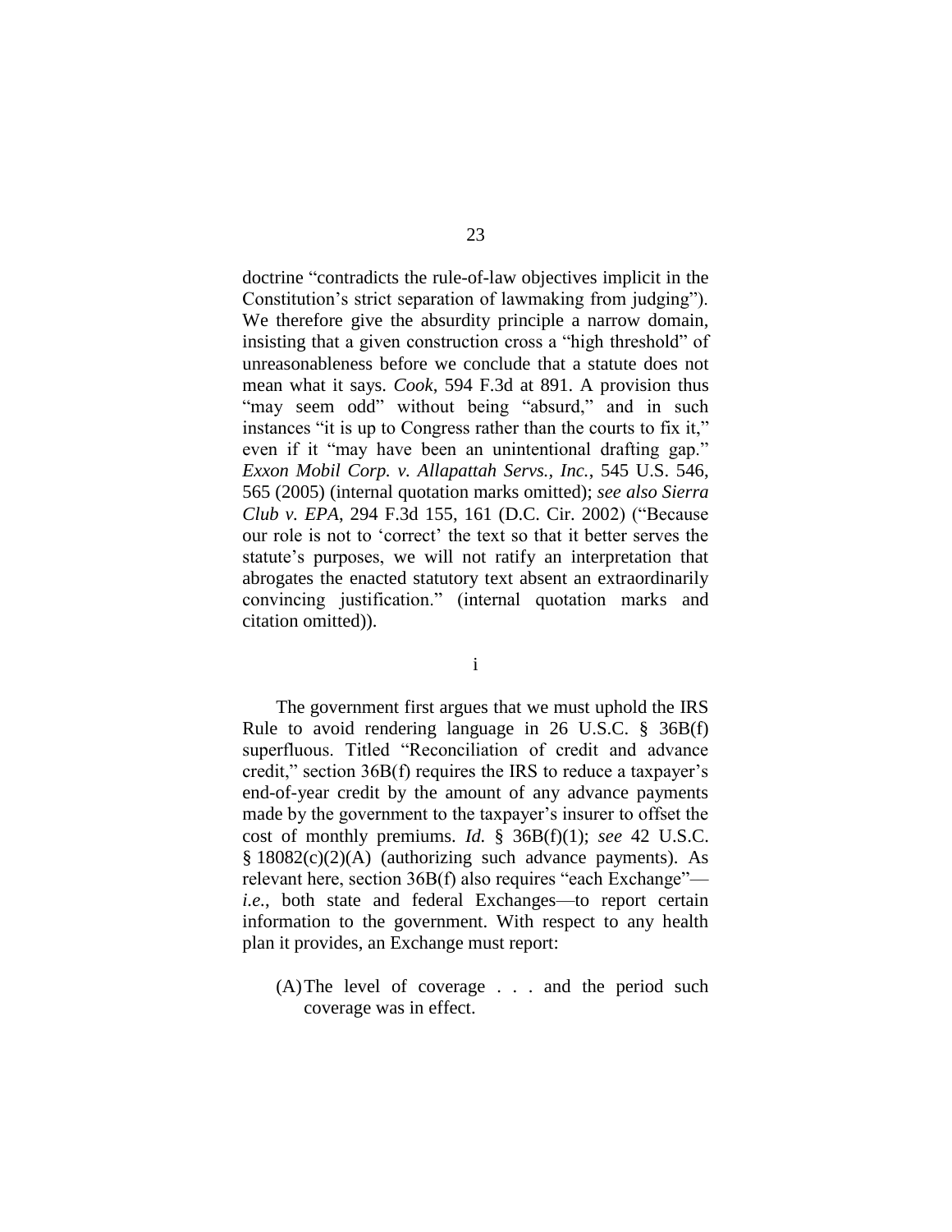doctrine "contradicts the rule-of-law objectives implicit in the Constitution's strict separation of lawmaking from judging"). We therefore give the absurdity principle a narrow domain, insisting that a given construction cross a "high threshold" of unreasonableness before we conclude that a statute does not mean what it says. *Cook*, 594 F.3d at 891. A provision thus "may seem odd" without being "absurd," and in such instances "it is up to Congress rather than the courts to fix it," even if it "may have been an unintentional drafting gap." *Exxon Mobil Corp. v. Allapattah Servs., Inc.*, 545 U.S. 546, 565 (2005) (internal quotation marks omitted); *see also Sierra Club v. EPA*, 294 F.3d 155, 161 (D.C. Cir. 2002) ("Because our role is not to 'correct' the text so that it better serves the statute's purposes, we will not ratify an interpretation that abrogates the enacted statutory text absent an extraordinarily convincing justification." (internal quotation marks and citation omitted)).

i

The government first argues that we must uphold the IRS Rule to avoid rendering language in 26 U.S.C. § 36B(f) superfluous. Titled "Reconciliation of credit and advance credit," section 36B(f) requires the IRS to reduce a taxpayer's end-of-year credit by the amount of any advance payments made by the government to the taxpayer's insurer to offset the cost of monthly premiums. *Id.* § 36B(f)(1); *see* 42 U.S.C. § 18082(c)(2)(A) (authorizing such advance payments). As relevant here, section 36B(f) also requires "each Exchange"—*i.e.*, both state and federal Exchanges—to report certain information to the government. With respect to any health plan it provides, an Exchange must report:

(A) The level of coverage . . . and the period such coverage was in effect.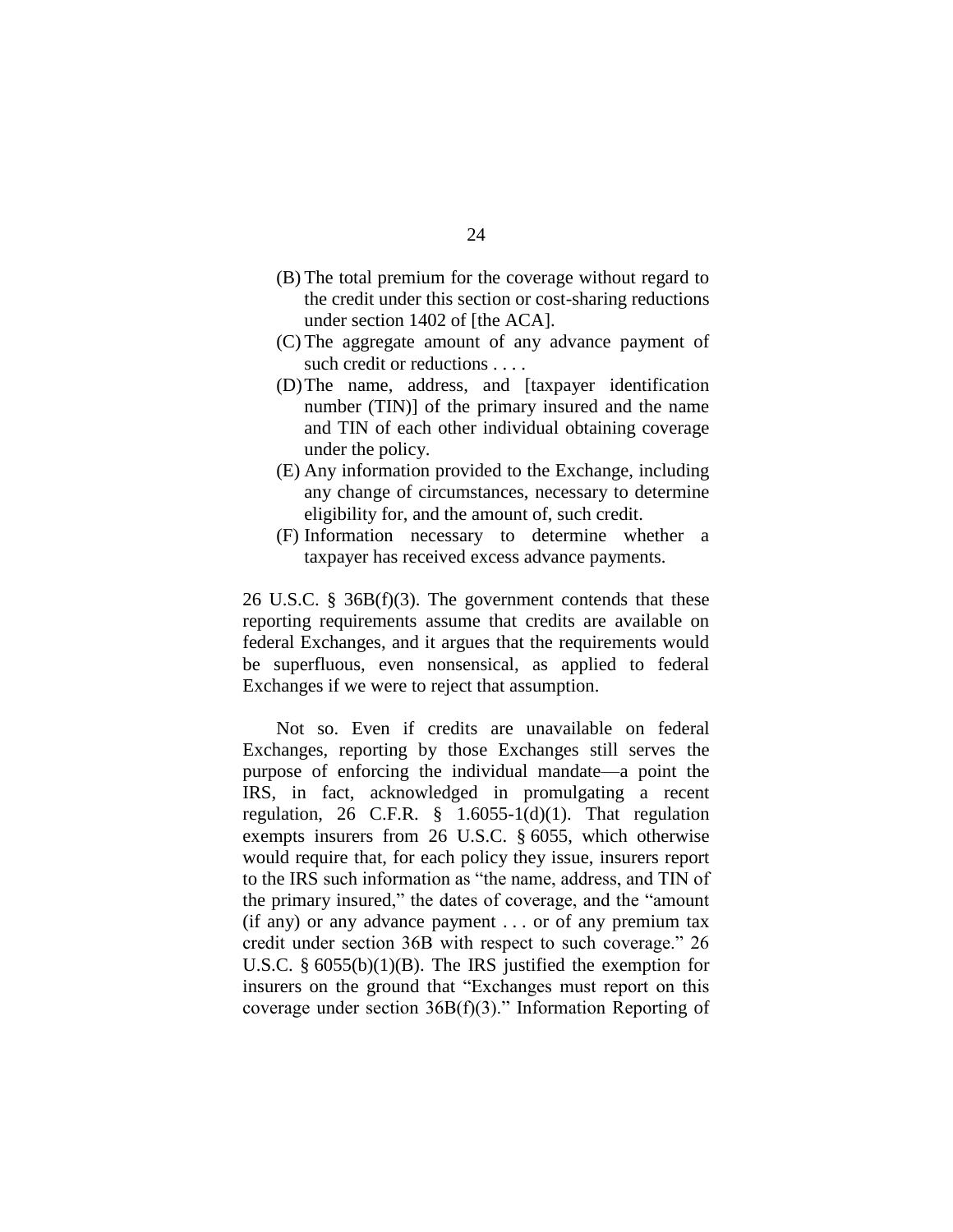(B) The total premium for the coverage without regard to the credit under this section or cost-sharing reductions under section 1402 of [the ACA].

(C) The aggregate amount of any advance payment of such credit or reductions . . . .

(D) The name, address, and [taxpayer identification number (TIN)] of the primary insured and the name and TIN of each other individual obtaining coverage under the policy.

(E) Any information provided to the Exchange, including any change of circumstances, necessary to determine eligibility for, and the amount of, such credit.

(F) Information necessary to determine whether a taxpayer has received excess advance payments.

26 U.S.C. § 36B(f)(3). The government contends that these reporting requirements assume that credits are available on federal Exchanges, and it argues that the requirements would be superfluous, even nonsensical, as applied to federal Exchanges if we were to reject that assumption.

Not so. Even if credits are unavailable on federal Exchanges, reporting by those Exchanges still serves the purpose of enforcing the individual mandate—a point the IRS, in fact, acknowledged in promulgating a recent regulation, 26 C.F.R. § 1.6055-1(d)(1). That regulation exempts insurers from 26 U.S.C. § 6055, which otherwise would require that, for each policy they issue, insurers report to the IRS such information as "the name, address, and TIN of the primary insured," the dates of coverage, and the "amount (if any) or any advance payment . . . or of any premium tax credit under section 36B with respect to such coverage." 26 U.S.C. § 6055(b)(1)(B). The IRS justified the exemption for insurers on the ground that "Exchanges must report on this coverage under section 36B(f)(3)." Information Reporting of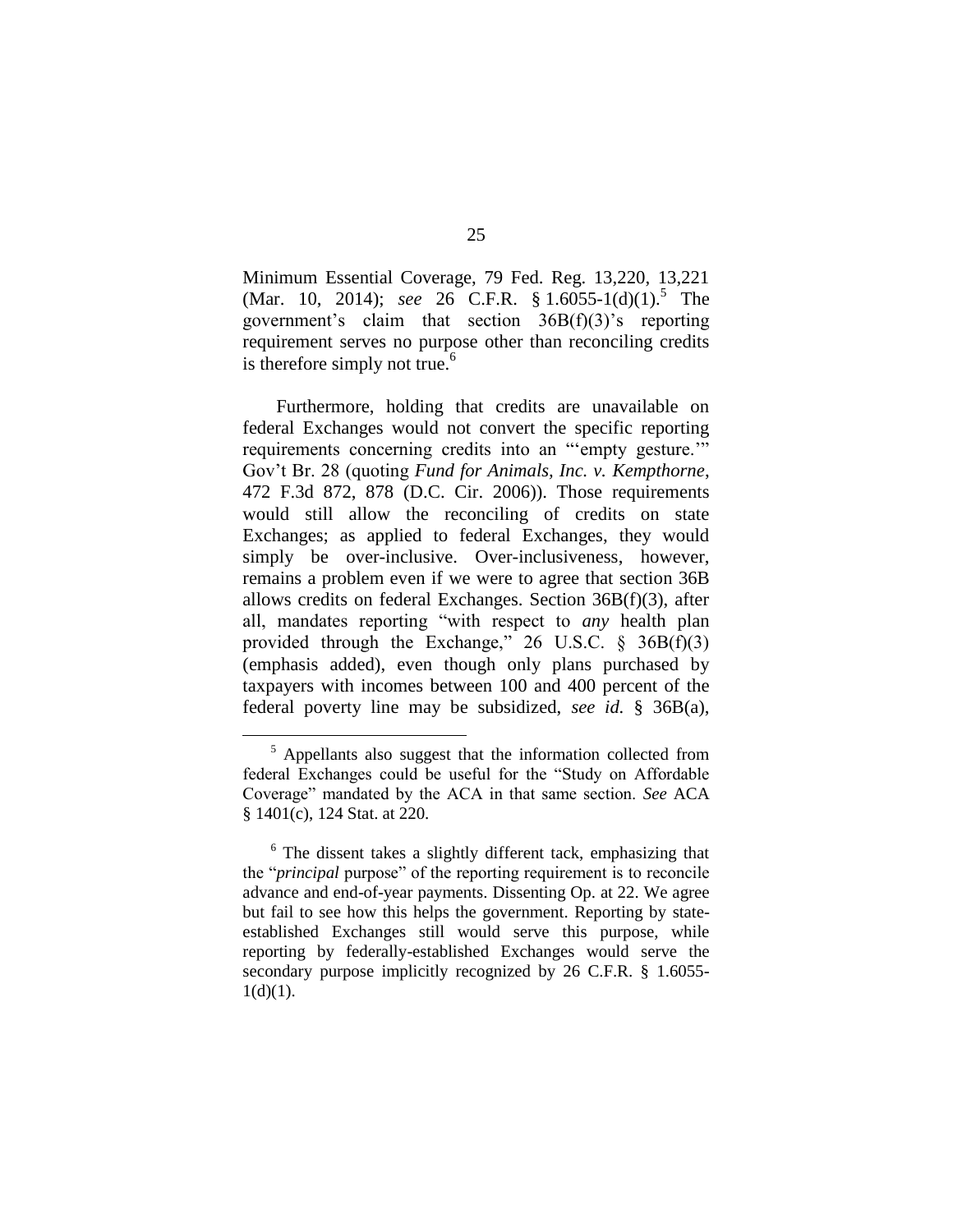Minimum Essential Coverage, 79 Fed. Reg. 13,220, 13,221 (Mar. 10, 2014); *see* 26 C.F.R. § 1.6055-1(d)(1).[5] The government's claim that section 36B(f)(3)'s reporting requirement serves no purpose other than reconciling credits is therefore simply not true.[6]

Furthermore, holding that credits are unavailable on federal Exchanges would not convert the specific reporting requirements concerning credits into an "'empty gesture.'" Gov't Br. 28 (quoting *Fund for Animals, Inc. v. Kempthorne*, 472 F.3d 872, 878 (D.C. Cir. 2006)). Those requirements would still allow the reconciling of credits on state Exchanges; as applied to federal Exchanges, they would simply be over-inclusive. Over-inclusiveness, however, remains a problem even if we were to agree that section 36B allows credits on federal Exchanges. Section 36B(f)(3), after all, mandates reporting "with respect to *any* health plan provided through the Exchange," 26 U.S.C. § 36B(f)(3) (emphasis added), even though only plans purchased by taxpayers with incomes between 100 and 400 percent of the federal poverty line may be subsidized, *see id.* § 36B(a),

[5] Appellants also suggest that the information collected from federal Exchanges could be useful for the "Study on Affordable Coverage" mandated by the ACA in that same section. *See* ACA § 1401(c), 124 Stat. at 220.

[6] The dissent takes a slightly different tack, emphasizing that the "*principal* purpose" of the reporting requirement is to reconcile advance and end-of-year payments. Dissenting Op. at 22. We agree but fail to see how this helps the government. Reporting by state-established Exchanges still would serve this purpose, while reporting by federally-established Exchanges would serve the secondary purpose implicitly recognized by 26 C.F.R. § 1.6055-1(d)(1).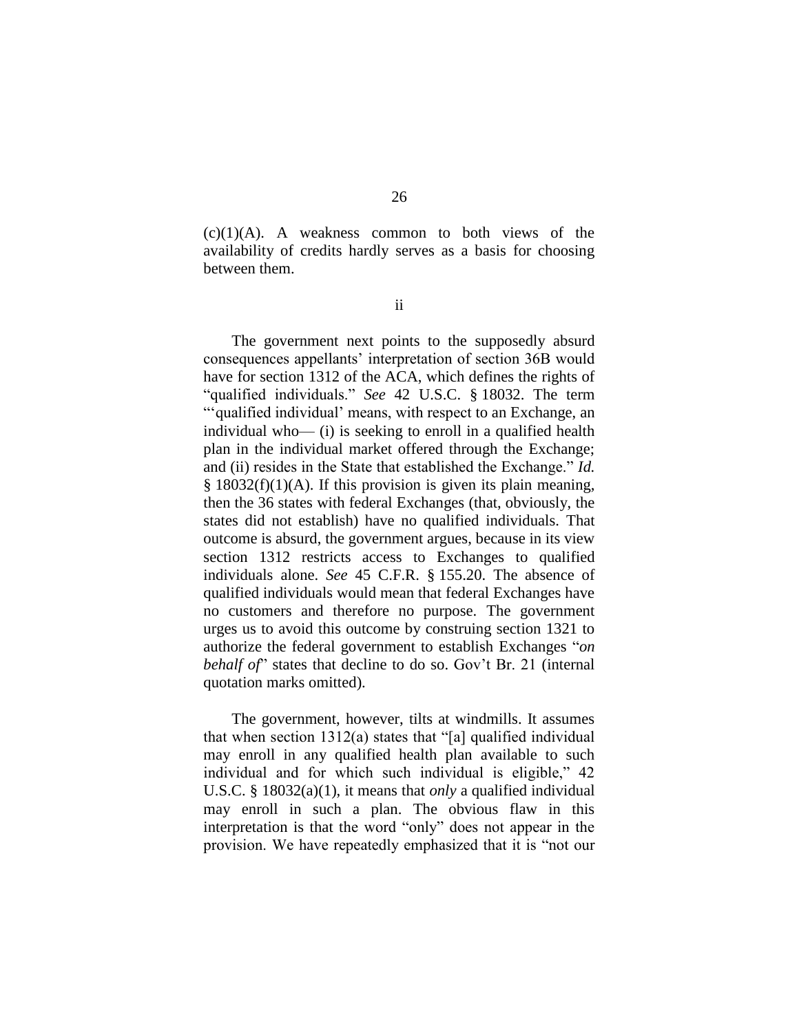(c)(1)(A). A weakness common to both views of the availability of credits hardly serves as a basis for choosing between them.

ii

The government next points to the supposedly absurd consequences appellants' interpretation of section 36B would have for section 1312 of the ACA, which defines the rights of "qualified individuals." *See* 42 U.S.C. § 18032. The term "'qualified individual' means, with respect to an Exchange, an individual who— (i) is seeking to enroll in a qualified health plan in the individual market offered through the Exchange; and (ii) resides in the State that established the Exchange." *Id.* § 18032(f)(1)(A). If this provision is given its plain meaning, then the 36 states with federal Exchanges (that, obviously, the states did not establish) have no qualified individuals. That outcome is absurd, the government argues, because in its view section 1312 restricts access to Exchanges to qualified individuals alone. *See* 45 C.F.R. § 155.20. The absence of qualified individuals would mean that federal Exchanges have no customers and therefore no purpose. The government urges us to avoid this outcome by construing section 1321 to authorize the federal government to establish Exchanges "*on behalf of*" states that decline to do so. Gov't Br. 21 (internal quotation marks omitted).

The government, however, tilts at windmills. It assumes that when section 1312(a) states that "[a] qualified individual may enroll in any qualified health plan available to such individual and for which such individual is eligible," 42 U.S.C. § 18032(a)(1), it means that *only* a qualified individual may enroll in such a plan. The obvious flaw in this interpretation is that the word "only" does not appear in the provision. We have repeatedly emphasized that it is "not our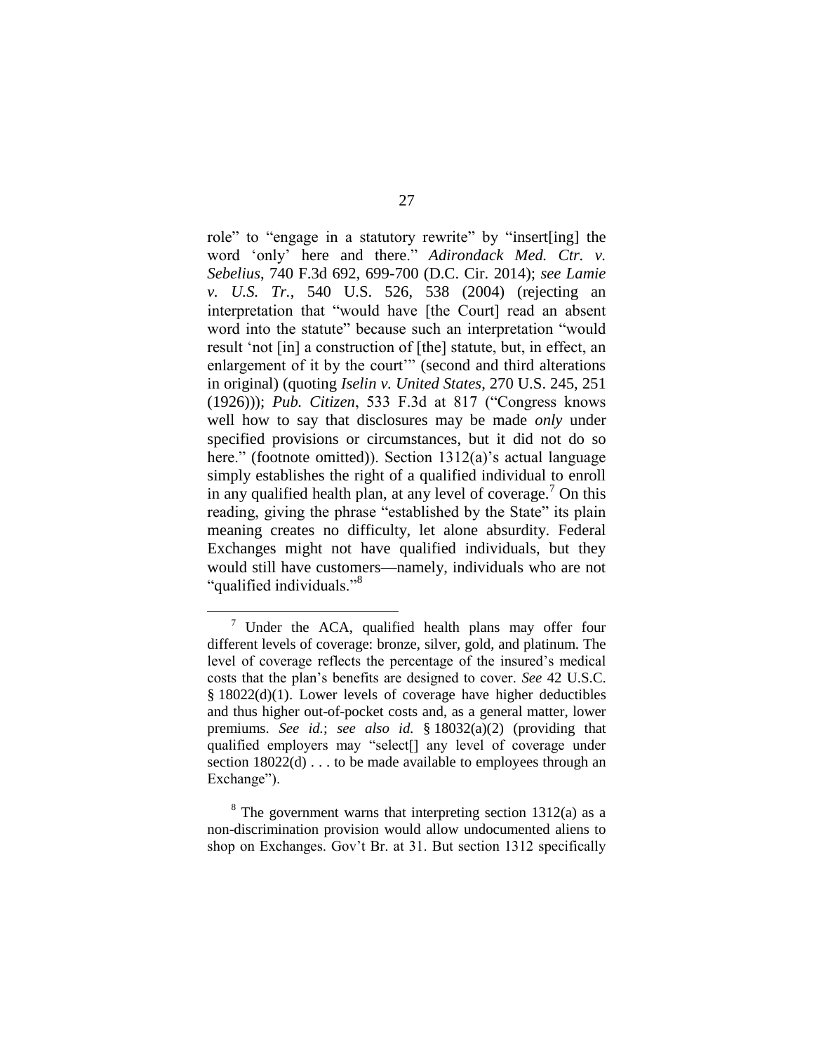role" to "engage in a statutory rewrite" by "insert[ing] the word 'only' here and there." *Adirondack Med. Ctr. v. Sebelius*, 740 F.3d 692, 699-700 (D.C. Cir. 2014); *see Lamie v. U.S. Tr.*, 540 U.S. 526, 538 (2004) (rejecting an interpretation that "would have [the Court] read an absent word into the statute" because such an interpretation "would result 'not [in] a construction of [the] statute, but, in effect, an enlargement of it by the court'" (second and third alterations in original) (quoting *Iselin v. United States*, 270 U.S. 245, 251 (1926))); *Pub. Citizen*, 533 F.3d at 817 ("Congress knows well how to say that disclosures may be made *only* under specified provisions or circumstances, but it did not do so here." (footnote omitted)). Section 1312(a)'s actual language simply establishes the right of a qualified individual to enroll in any qualified health plan, at any level of coverage.[7] On this reading, giving the phrase "established by the State" its plain meaning creates no difficulty, let alone absurdity. Federal Exchanges might not have qualified individuals, but they would still have customers—namely, individuals who are not "qualified individuals."[8]

---

[7] Under the ACA, qualified health plans may offer four different levels of coverage: bronze, silver, gold, and platinum. The level of coverage reflects the percentage of the insured's medical costs that the plan's benefits are designed to cover. *See* 42 U.S.C. § 18022(d)(1). Lower levels of coverage have higher deductibles and thus higher out-of-pocket costs and, as a general matter, lower premiums. *See id.*; *see also id.* § 18032(a)(2) (providing that qualified employers may "select[] any level of coverage under section 18022(d) . . . to be made available to employees through an Exchange").

[8] The government warns that interpreting section 1312(a) as a non-discrimination provision would allow undocumented aliens to shop on Exchanges. Gov't Br. at 31. But section 1312 specifically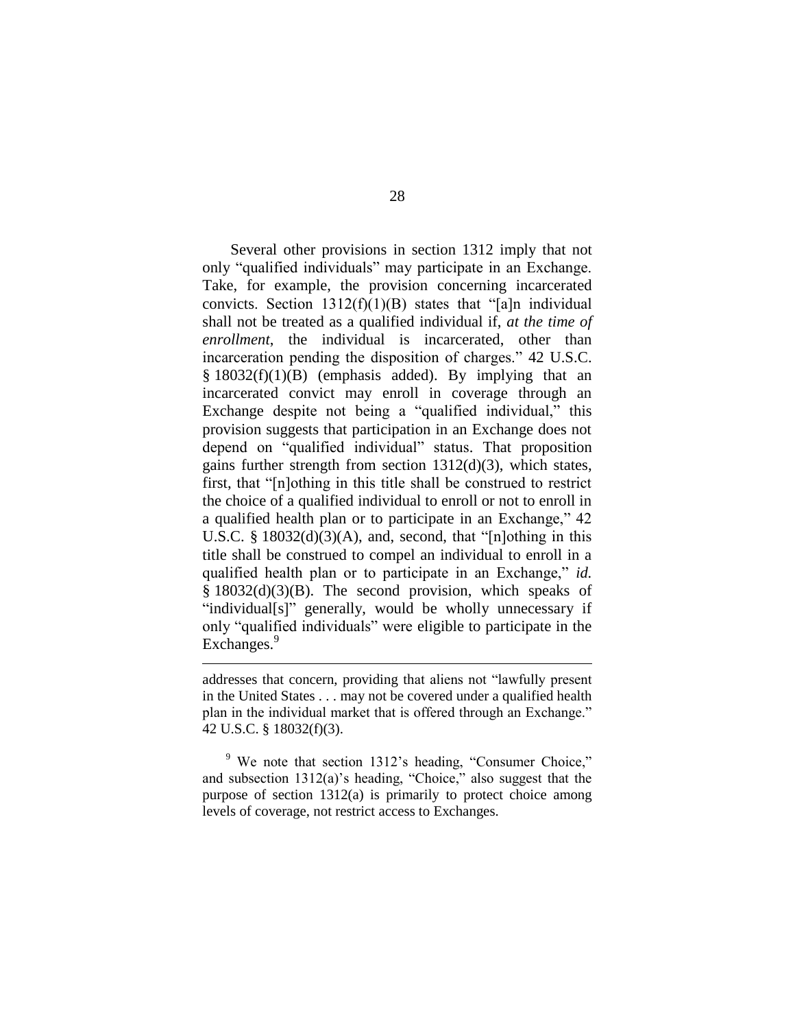Several other provisions in section 1312 imply that not only "qualified individuals" may participate in an Exchange. Take, for example, the provision concerning incarcerated convicts. Section 1312(f)(1)(B) states that "[a]n individual shall not be treated as a qualified individual if, *at the time of enrollment*, the individual is incarcerated, other than incarceration pending the disposition of charges." 42 U.S.C. § 18032(f)(1)(B) (emphasis added). By implying that an incarcerated convict may enroll in coverage through an Exchange despite not being a "qualified individual," this provision suggests that participation in an Exchange does not depend on "qualified individual" status. That proposition gains further strength from section 1312(d)(3), which states, first, that "[n]othing in this title shall be construed to restrict the choice of a qualified individual to enroll or not to enroll in a qualified health plan or to participate in an Exchange," 42 U.S.C. § 18032(d)(3)(A), and, second, that "[n]othing in this title shall be construed to compel an individual to enroll in a qualified health plan or to participate in an Exchange," *id.* § 18032(d)(3)(B). The second provision, which speaks of "individual[s]" generally, would be wholly unnecessary if only "qualified individuals" were eligible to participate in the Exchanges.[9]

---

addresses that concern, providing that aliens not "lawfully present in the United States . . . may not be covered under a qualified health plan in the individual market that is offered through an Exchange." 42 U.S.C. § 18032(f)(3).

[9] We note that section 1312's heading, "Consumer Choice," and subsection 1312(a)'s heading, "Choice," also suggest that the purpose of section 1312(a) is primarily to protect choice among levels of coverage, not restrict access to Exchanges.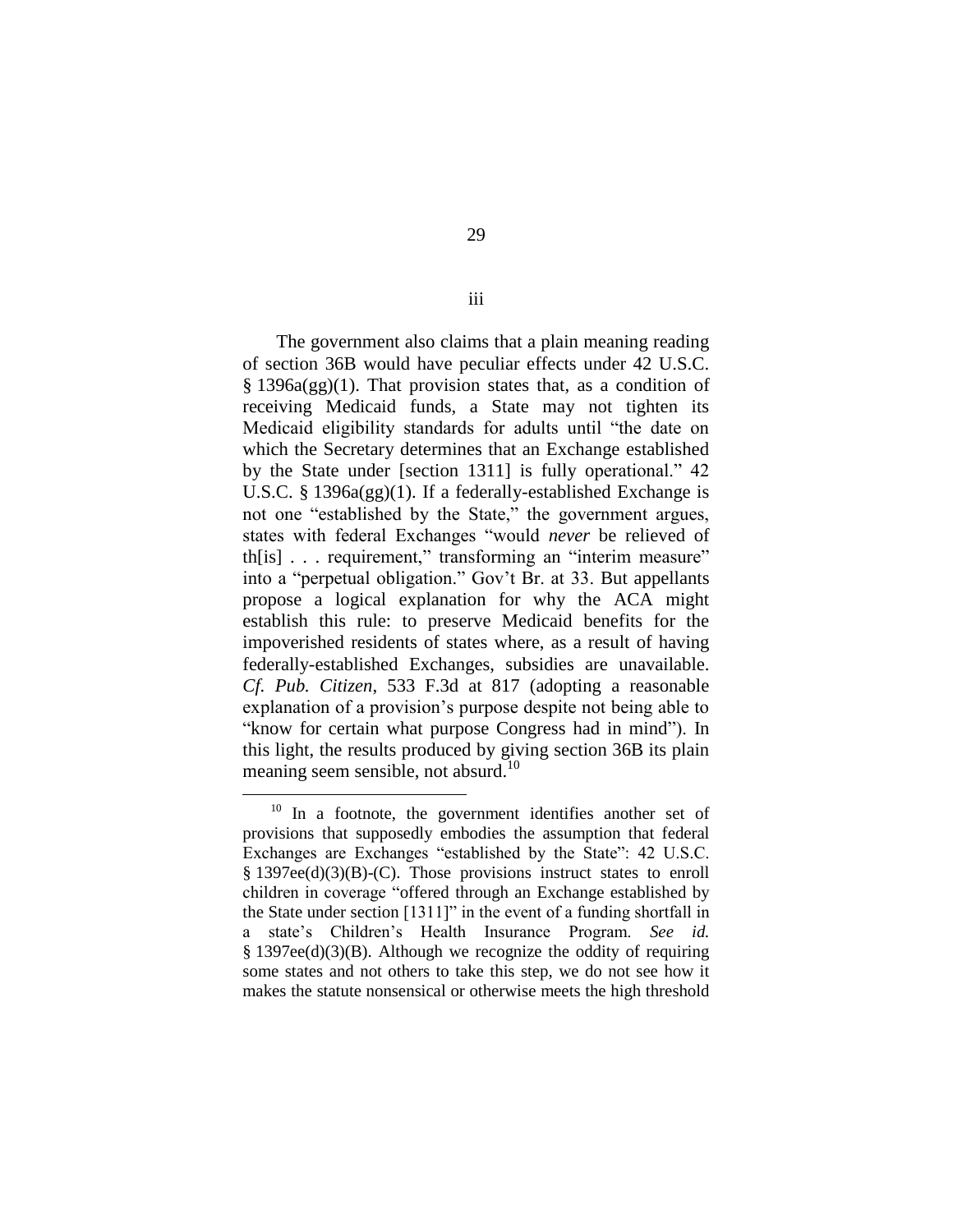iii

The government also claims that a plain meaning reading of section 36B would have peculiar effects under 42 U.S.C. § 1396a(gg)(1). That provision states that, as a condition of receiving Medicaid funds, a State may not tighten its Medicaid eligibility standards for adults until "the date on which the Secretary determines that an Exchange established by the State under [section 1311] is fully operational." 42 U.S.C. § 1396a(gg)(1). If a federally-established Exchange is not one "established by the State," the government argues, states with federal Exchanges "would *never* be relieved of th[is] . . . requirement," transforming an "interim measure" into a "perpetual obligation." Gov't Br. at 33. But appellants propose a logical explanation for why the ACA might establish this rule: to preserve Medicaid benefits for the impoverished residents of states where, as a result of having federally-established Exchanges, subsidies are unavailable. *Cf. Pub. Citizen*, 533 F.3d at 817 (adopting a reasonable explanation of a provision's purpose despite not being able to "know for certain what purpose Congress had in mind"). In this light, the results produced by giving section 36B its plain meaning seem sensible, not absurd.[10]

[10] In a footnote, the government identifies another set of provisions that supposedly embodies the assumption that federal Exchanges are Exchanges "established by the State": 42 U.S.C. § 1397ee(d)(3)(B)-(C). Those provisions instruct states to enroll children in coverage "offered through an Exchange established by the State under section [1311]" in the event of a funding shortfall in a state's Children's Health Insurance Program. *See id.* § 1397ee(d)(3)(B). Although we recognize the oddity of requiring some states and not others to take this step, we do not see how it makes the statute nonsensical or otherwise meets the high threshold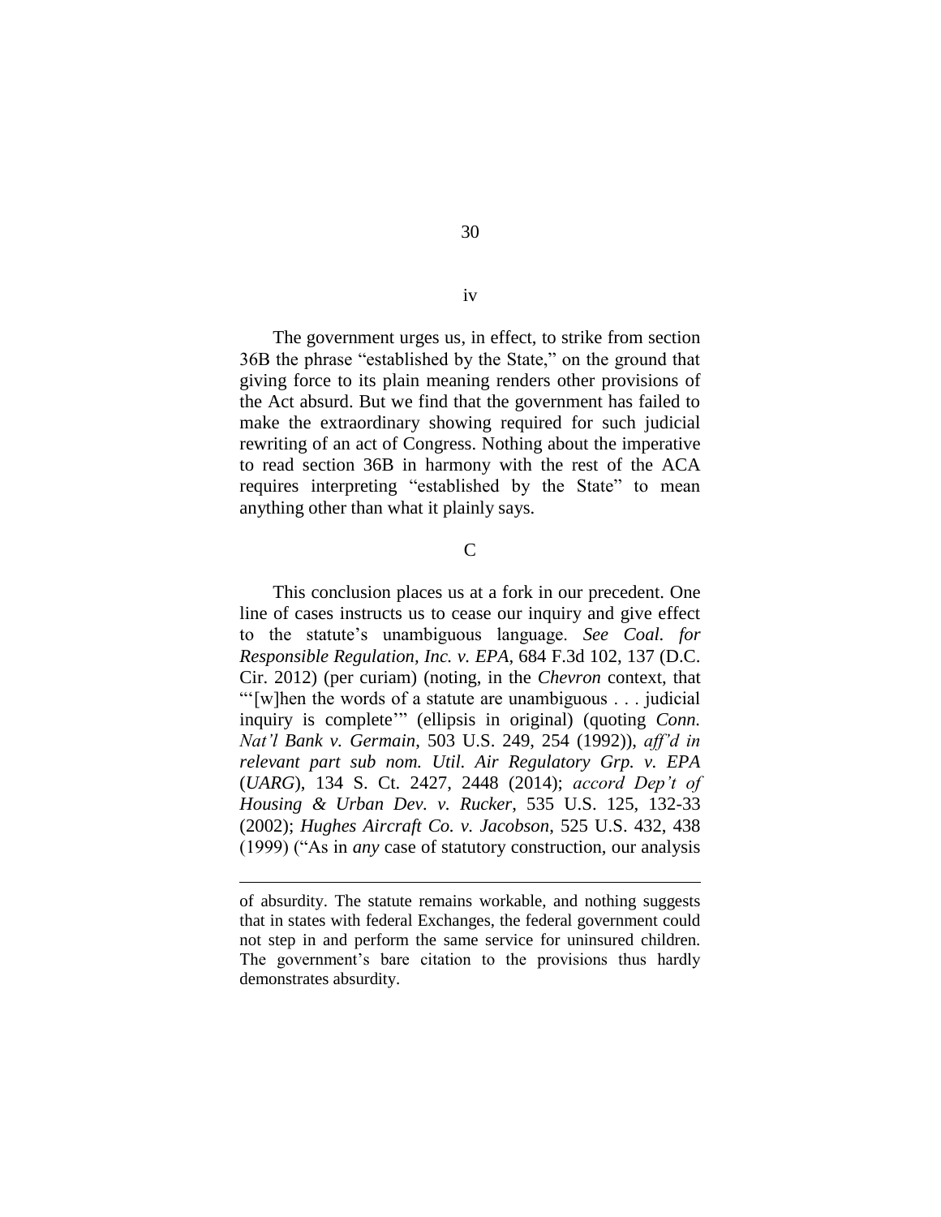#### iv

The government urges us, in effect, to strike from section 36B the phrase "established by the State," on the ground that giving force to its plain meaning renders other provisions of the Act absurd. But we find that the government has failed to make the extraordinary showing required for such judicial rewriting of an act of Congress. Nothing about the imperative to read section 36B in harmony with the rest of the ACA requires interpreting "established by the State" to mean anything other than what it plainly says.

### C

This conclusion places us at a fork in our precedent. One line of cases instructs us to cease our inquiry and give effect to the statute's unambiguous language. *See Coal. for Responsible Regulation, Inc. v. EPA*, 684 F.3d 102, 137 (D.C. Cir. 2012) (per curiam) (noting, in the *Chevron* context, that "'[w]hen the words of a statute are unambiguous . . . judicial inquiry is complete'" (ellipsis in original) (quoting *Conn. Nat'l Bank v. Germain*, 503 U.S. 249, 254 (1992)), *aff'd in relevant part sub nom. Util. Air Regulatory Grp. v. EPA* (*UARG*), 134 S. Ct. 2427, 2448 (2014); *accord Dep't of Housing & Urban Dev. v. Rucker*, 535 U.S. 125, 132-33 (2002); *Hughes Aircraft Co. v. Jacobson*, 525 U.S. 432, 438 (1999) ("As in *any* case of statutory construction, our analysis

---

of absurdity. The statute remains workable, and nothing suggests that in states with federal Exchanges, the federal government could not step in and perform the same service for uninsured children. The government's bare citation to the provisions thus hardly demonstrates absurdity.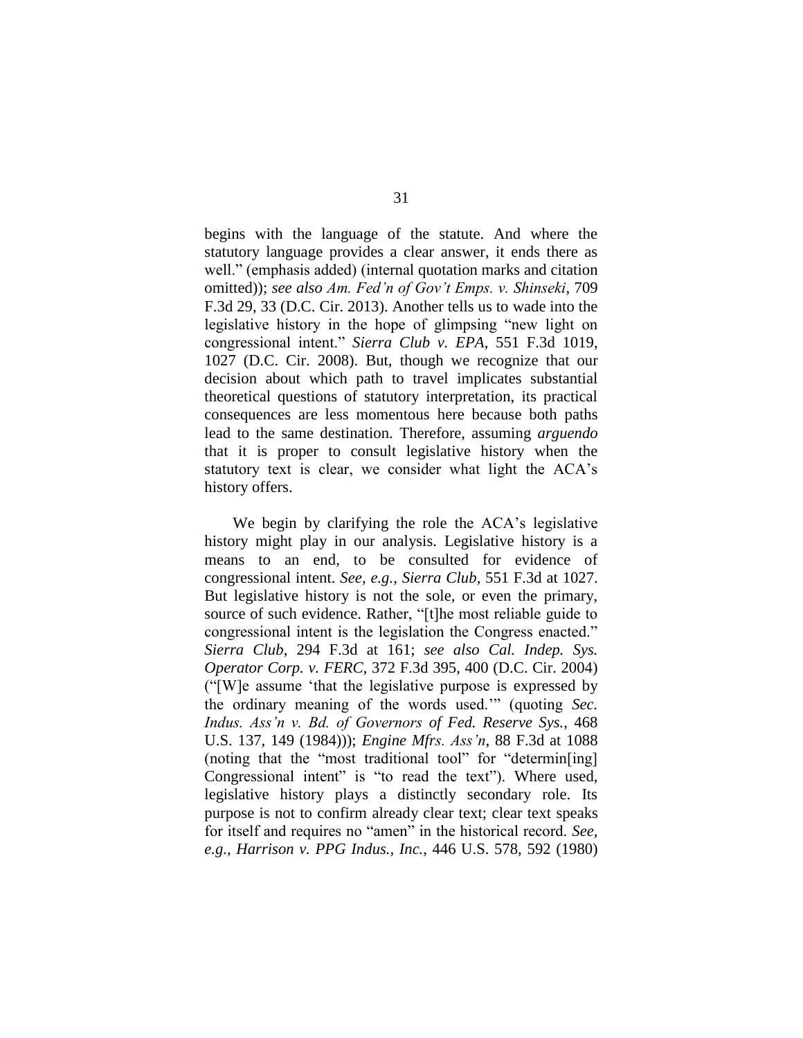begins with the language of the statute. And where the statutory language provides a clear answer, it ends there as well." (emphasis added) (internal quotation marks and citation omitted)); *see also Am. Fed'n of Gov't Emps. v. Shinseki*, 709 F.3d 29, 33 (D.C. Cir. 2013). Another tells us to wade into the legislative history in the hope of glimpsing "new light on congressional intent." *Sierra Club v. EPA*, 551 F.3d 1019, 1027 (D.C. Cir. 2008). But, though we recognize that our decision about which path to travel implicates substantial theoretical questions of statutory interpretation, its practical consequences are less momentous here because both paths lead to the same destination. Therefore, assuming *arguendo* that it is proper to consult legislative history when the statutory text is clear, we consider what light the ACA's history offers.

We begin by clarifying the role the ACA's legislative history might play in our analysis. Legislative history is a means to an end, to be consulted for evidence of congressional intent. *See, e.g.*, *Sierra Club*, 551 F.3d at 1027. But legislative history is not the sole, or even the primary, source of such evidence. Rather, "[t]he most reliable guide to congressional intent is the legislation the Congress enacted." *Sierra Club*, 294 F.3d at 161; *see also Cal. Indep. Sys. Operator Corp. v. FERC*, 372 F.3d 395, 400 (D.C. Cir. 2004) ("[W]e assume 'that the legislative purpose is expressed by the ordinary meaning of the words used.'" (quoting *Sec. Indus. Ass'n v. Bd. of Governors of Fed. Reserve Sys.*, 468 U.S. 137, 149 (1984))); *Engine Mfrs. Ass'n*, 88 F.3d at 1088 (noting that the "most traditional tool" for "determin[ing] Congressional intent" is "to read the text"). Where used, legislative history plays a distinctly secondary role. Its purpose is not to confirm already clear text; clear text speaks for itself and requires no "amen" in the historical record. *See, e.g.*, *Harrison v. PPG Indus., Inc.*, 446 U.S. 578, 592 (1980)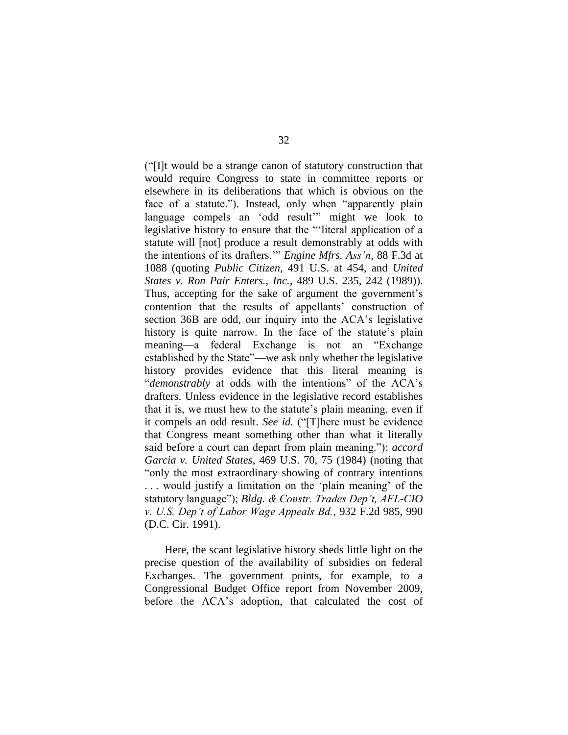("[I]t would be a strange canon of statutory construction that would require Congress to state in committee reports or elsewhere in its deliberations that which is obvious on the face of a statute."). Instead, only when "apparently plain language compels an 'odd result'" might we look to legislative history to ensure that the "'literal application of a statute will [not] produce a result demonstrably at odds with the intentions of its drafters.'" *Engine Mfrs. Ass'n*, 88 F.3d at 1088 (quoting *Public Citizen*, 491 U.S. at 454, and *United States v. Ron Pair Enters., Inc.*, 489 U.S. 235, 242 (1989)). Thus, accepting for the sake of argument the government's contention that the results of appellants' construction of section 36B are odd, our inquiry into the ACA's legislative history is quite narrow. In the face of the statute's plain meaning—a federal Exchange is not an "Exchange established by the State"—we ask only whether the legislative history provides evidence that this literal meaning is "*demonstrably* at odds with the intentions" of the ACA's drafters. Unless evidence in the legislative record establishes that it is, we must hew to the statute's plain meaning, even if it compels an odd result. *See id.* ("[T]here must be evidence that Congress meant something other than what it literally said before a court can depart from plain meaning."); *accord Garcia v. United States*, 469 U.S. 70, 75 (1984) (noting that "only the most extraordinary showing of contrary intentions . . . would justify a limitation on the 'plain meaning' of the statutory language"); *Bldg. & Constr. Trades Dep't, AFL-CIO v. U.S. Dep't of Labor Wage Appeals Bd.*, 932 F.2d 985, 990 (D.C. Cir. 1991).

Here, the scant legislative history sheds little light on the precise question of the availability of subsidies on federal Exchanges. The government points, for example, to a Congressional Budget Office report from November 2009, before the ACA's adoption, that calculated the cost of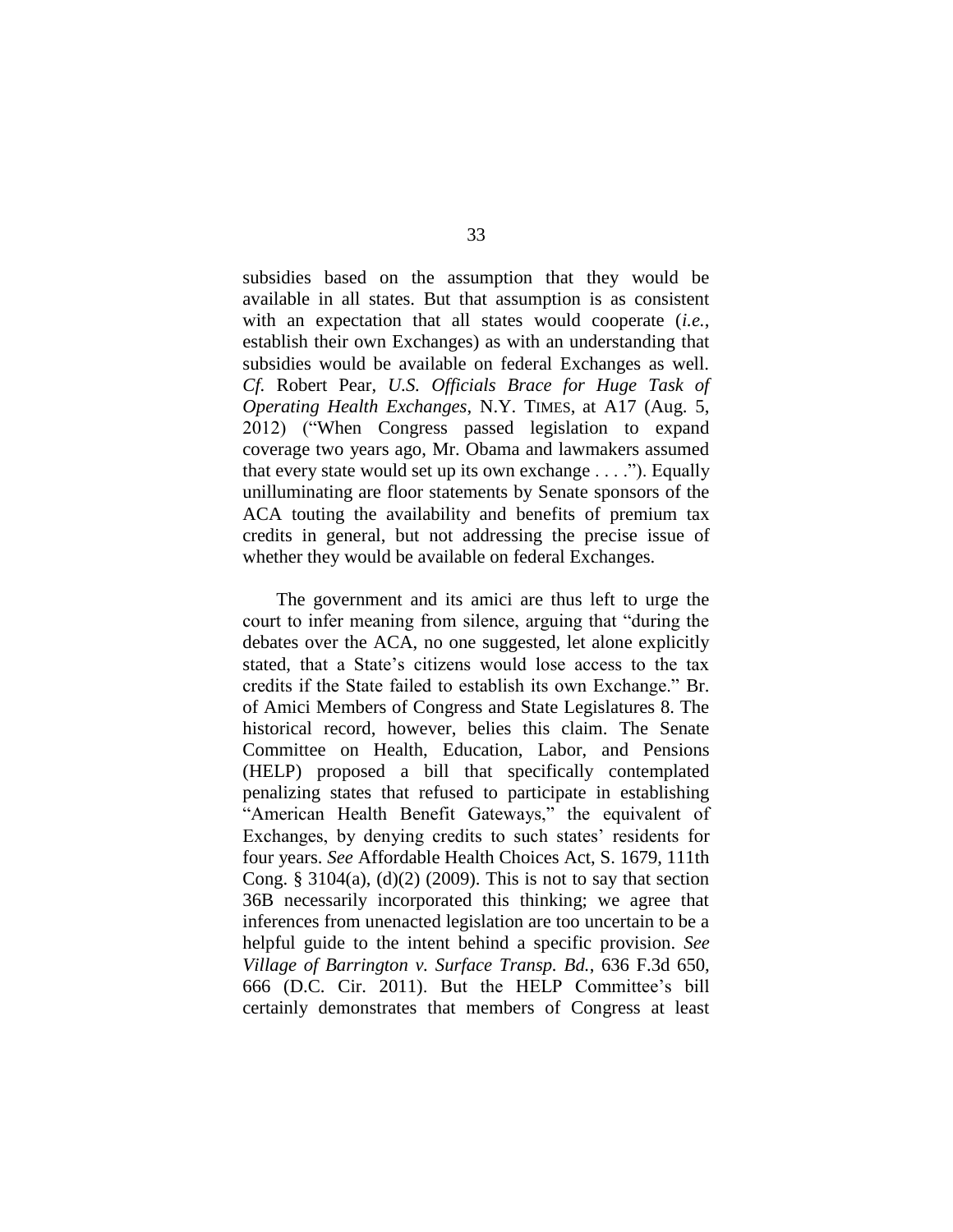subsidies based on the assumption that they would be available in all states. But that assumption is as consistent with an expectation that all states would cooperate (*i.e.*, establish their own Exchanges) as with an understanding that subsidies would be available on federal Exchanges as well. *Cf.* Robert Pear, *U.S. Officials Brace for Huge Task of Operating Health Exchanges*, N.Y. TIMES, at A17 (Aug. 5, 2012) ("When Congress passed legislation to expand coverage two years ago, Mr. Obama and lawmakers assumed that every state would set up its own exchange . . . ."). Equally unilluminating are floor statements by Senate sponsors of the ACA touting the availability and benefits of premium tax credits in general, but not addressing the precise issue of whether they would be available on federal Exchanges.

The government and its amici are thus left to urge the court to infer meaning from silence, arguing that "during the debates over the ACA, no one suggested, let alone explicitly stated, that a State's citizens would lose access to the tax credits if the State failed to establish its own Exchange." Br. of Amici Members of Congress and State Legislatures 8. The historical record, however, belies this claim. The Senate Committee on Health, Education, Labor, and Pensions (HELP) proposed a bill that specifically contemplated penalizing states that refused to participate in establishing "American Health Benefit Gateways," the equivalent of Exchanges, by denying credits to such states' residents for four years. *See* Affordable Health Choices Act, S. 1679, 111th Cong. § 3104(a), (d)(2) (2009). This is not to say that section 36B necessarily incorporated this thinking; we agree that inferences from unenacted legislation are too uncertain to be a helpful guide to the intent behind a specific provision. *See Village of Barrington v. Surface Transp. Bd.*, 636 F.3d 650, 666 (D.C. Cir. 2011). But the HELP Committee's bill certainly demonstrates that members of Congress at least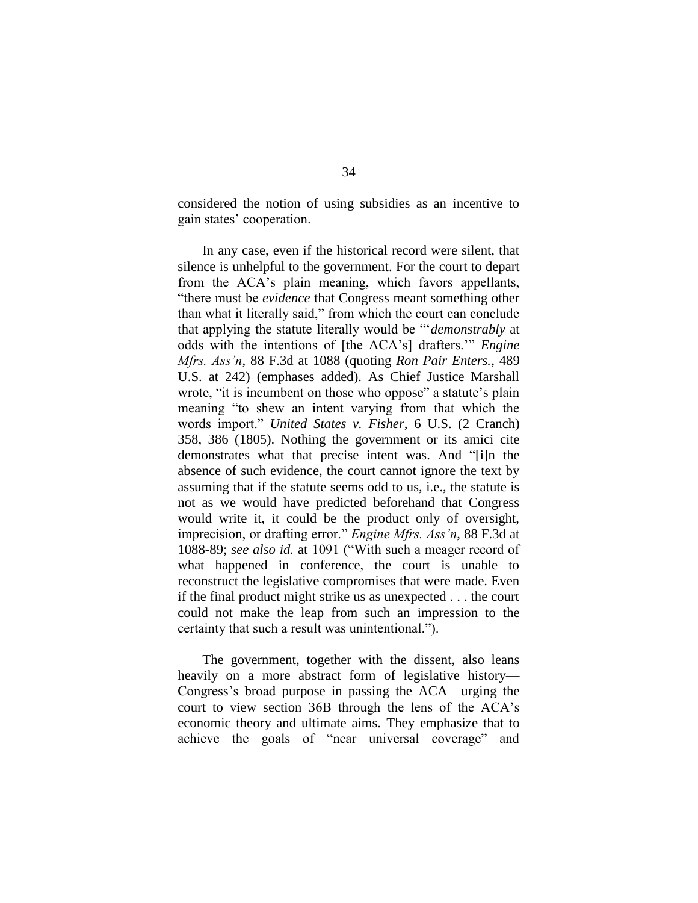considered the notion of using subsidies as an incentive to gain states' cooperation.

In any case, even if the historical record were silent, that silence is unhelpful to the government. For the court to depart from the ACA's plain meaning, which favors appellants, "there must be *evidence* that Congress meant something other than what it literally said," from which the court can conclude that applying the statute literally would be "'*demonstrably* at odds with the intentions of [the ACA's] drafters.'" *Engine Mfrs. Ass'n*, 88 F.3d at 1088 (quoting *Ron Pair Enters.*, 489 U.S. at 242) (emphases added). As Chief Justice Marshall wrote, "it is incumbent on those who oppose" a statute's plain meaning "to shew an intent varying from that which the words import." *United States v. Fisher*, 6 U.S. (2 Cranch) 358, 386 (1805). Nothing the government or its amici cite demonstrates what that precise intent was. And "[i]n the absence of such evidence, the court cannot ignore the text by assuming that if the statute seems odd to us, i.e., the statute is not as we would have predicted beforehand that Congress would write it, it could be the product only of oversight, imprecision, or drafting error." *Engine Mfrs. Ass'n*, 88 F.3d at 1088-89; *see also id.* at 1091 ("With such a meager record of what happened in conference, the court is unable to reconstruct the legislative compromises that were made. Even if the final product might strike us as unexpected . . . the court could not make the leap from such an impression to the certainty that such a result was unintentional.").

The government, together with the dissent, also leans heavily on a more abstract form of legislative history—Congress's broad purpose in passing the ACA—urging the court to view section 36B through the lens of the ACA's economic theory and ultimate aims. They emphasize that to achieve the goals of "near universal coverage" and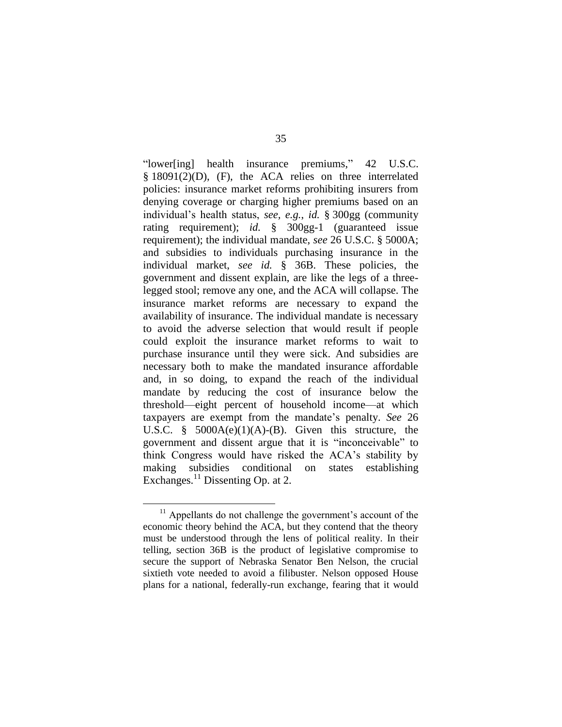"lower[ing] health insurance premiums," 42 U.S.C. § 18091(2)(D), (F), the ACA relies on three interrelated policies: insurance market reforms prohibiting insurers from denying coverage or charging higher premiums based on an individual's health status, *see, e.g.*, *id.* § 300gg (community rating requirement); *id.* § 300gg-1 (guaranteed issue requirement); the individual mandate, *see* 26 U.S.C. § 5000A; and subsidies to individuals purchasing insurance in the individual market, *see id.* § 36B. These policies, the government and dissent explain, are like the legs of a three-legged stool; remove any one, and the ACA will collapse. The insurance market reforms are necessary to expand the availability of insurance. The individual mandate is necessary to avoid the adverse selection that would result if people could exploit the insurance market reforms to wait to purchase insurance until they were sick. And subsidies are necessary both to make the mandated insurance affordable and, in so doing, to expand the reach of the individual mandate by reducing the cost of insurance below the threshold—eight percent of household income—at which taxpayers are exempt from the mandate's penalty. *See* 26 U.S.C. § 5000A(e)(1)(A)-(B). Given this structure, the government and dissent argue that it is "inconceivable" to think Congress would have risked the ACA's stability by making subsidies conditional on states establishing Exchanges.[11] Dissenting Op. at 2.

[11] Appellants do not challenge the government's account of the economic theory behind the ACA, but they contend that the theory must be understood through the lens of political reality. In their telling, section 36B is the product of legislative compromise to secure the support of Nebraska Senator Ben Nelson, the crucial sixtieth vote needed to avoid a filibuster. Nelson opposed House plans for a national, federally-run exchange, fearing that it would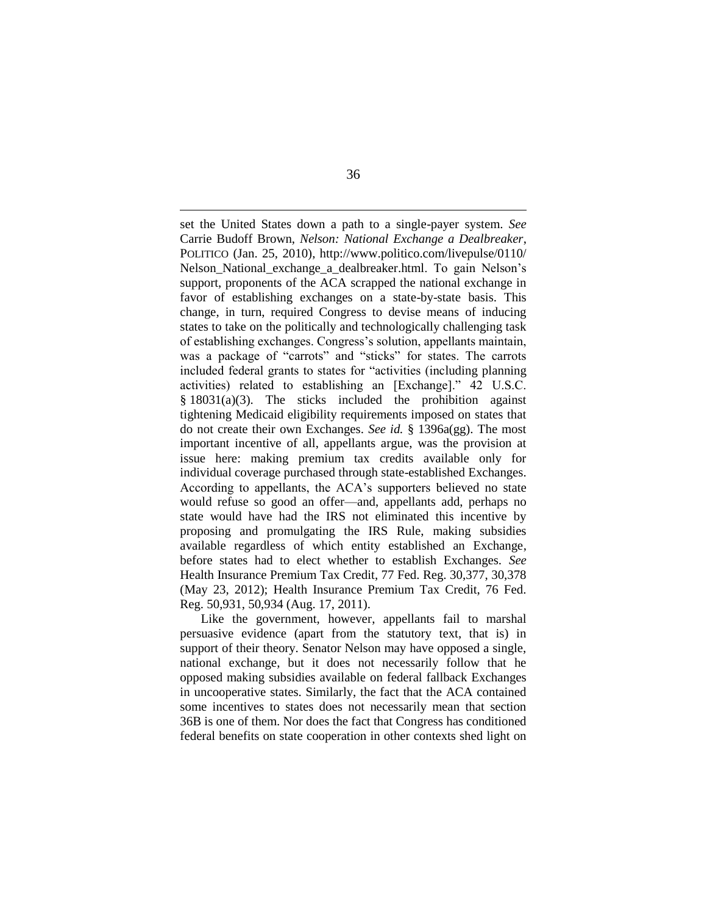set the United States down a path to a single-payer system. *See* Carrie Budoff Brown, *Nelson: National Exchange a Dealbreaker*, POLITICO (Jan. 25, 2010), http://www.politico.com/livepulse/0110/Nelson_National_exchange_a_dealbreaker.html. To gain Nelson's support, proponents of the ACA scrapped the national exchange in favor of establishing exchanges on a state-by-state basis. This change, in turn, required Congress to devise means of inducing states to take on the politically and technologically challenging task of establishing exchanges. Congress's solution, appellants maintain, was a package of "carrots" and "sticks" for states. The carrots included federal grants to states for "activities (including planning activities) related to establishing an [Exchange]." 42 U.S.C. § 18031(a)(3). The sticks included the prohibition against tightening Medicaid eligibility requirements imposed on states that do not create their own Exchanges. *See id.* § 1396a(gg). The most important incentive of all, appellants argue, was the provision at issue here: making premium tax credits available only for individual coverage purchased through state-established Exchanges. According to appellants, the ACA's supporters believed no state would refuse so good an offer—and, appellants add, perhaps no state would have had the IRS not eliminated this incentive by proposing and promulgating the IRS Rule, making subsidies available regardless of which entity established an Exchange, before states had to elect whether to establish Exchanges. *See* Health Insurance Premium Tax Credit, 77 Fed. Reg. 30,377, 30,378 (May 23, 2012); Health Insurance Premium Tax Credit, 76 Fed. Reg. 50,931, 50,934 (Aug. 17, 2011).

Like the government, however, appellants fail to marshal persuasive evidence (apart from the statutory text, that is) in support of their theory. Senator Nelson may have opposed a single, national exchange, but it does not necessarily follow that he opposed making subsidies available on federal fallback Exchanges in uncooperative states. Similarly, the fact that the ACA contained some incentives to states does not necessarily mean that section 36B is one of them. Nor does the fact that Congress has conditioned federal benefits on state cooperation in other contexts shed light on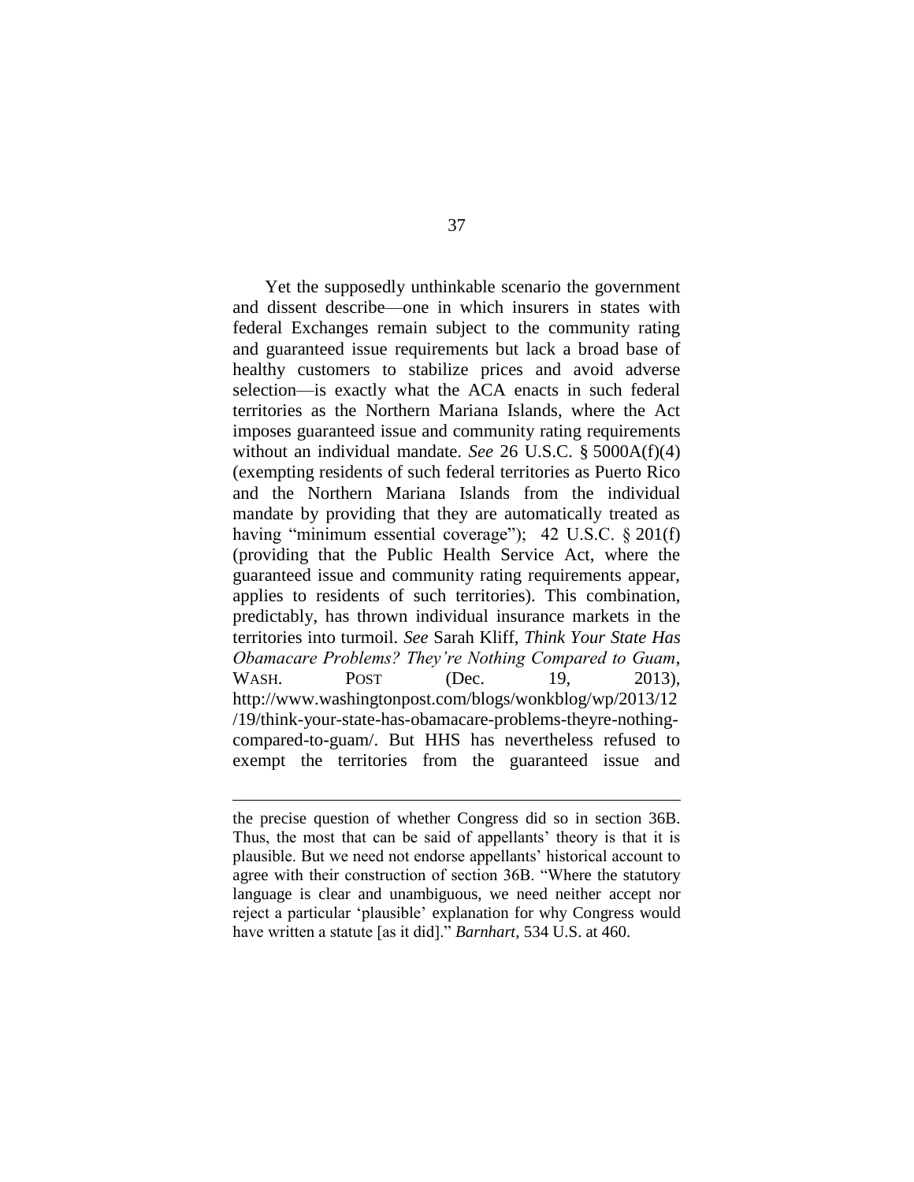Yet the supposedly unthinkable scenario the government and dissent describe—one in which insurers in states with federal Exchanges remain subject to the community rating and guaranteed issue requirements but lack a broad base of healthy customers to stabilize prices and avoid adverse selection—is exactly what the ACA enacts in such federal territories as the Northern Mariana Islands, where the Act imposes guaranteed issue and community rating requirements without an individual mandate. *See* 26 U.S.C. § 5000A(f)(4) (exempting residents of such federal territories as Puerto Rico and the Northern Mariana Islands from the individual mandate by providing that they are automatically treated as having "minimum essential coverage"); 42 U.S.C. § 201(f) (providing that the Public Health Service Act, where the guaranteed issue and community rating requirements appear, applies to residents of such territories). This combination, predictably, has thrown individual insurance markets in the territories into turmoil. *See* Sarah Kliff, *Think Your State Has Obamacare Problems? They're Nothing Compared to Guam*, WASH. POST (Dec. 19, 2013), http://www.washingtonpost.com/blogs/wonkblog/wp/2013/12/19/think-your-state-has-obamacare-problems-theyre-nothing-compared-to-guam/. But HHS has nevertheless refused to exempt the territories from the guaranteed issue and

---

the precise question of whether Congress did so in section 36B. Thus, the most that can be said of appellants' theory is that it is plausible. But we need not endorse appellants' historical account to agree with their construction of section 36B. "Where the statutory language is clear and unambiguous, we need neither accept nor reject a particular 'plausible' explanation for why Congress would have written a statute [as it did]." *Barnhart*, 534 U.S. at 460.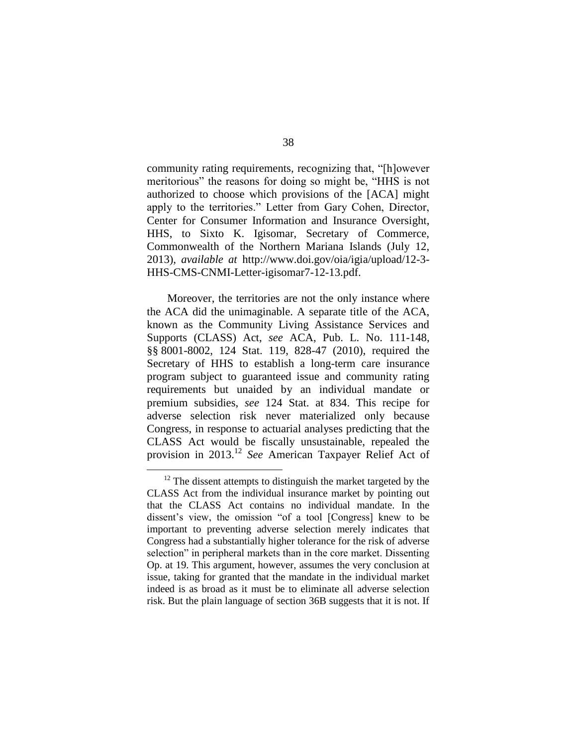community rating requirements, recognizing that, "[h]owever meritorious" the reasons for doing so might be, "HHS is not authorized to choose which provisions of the [ACA] might apply to the territories." Letter from Gary Cohen, Director, Center for Consumer Information and Insurance Oversight, HHS, to Sixto K. Igisomar, Secretary of Commerce, Commonwealth of the Northern Mariana Islands (July 12, 2013), *available at* http://www.doi.gov/oia/igia/upload/12-3-HHS-CMS-CNMI-Letter-igisomar7-12-13.pdf.

Moreover, the territories are not the only instance where the ACA did the unimaginable. A separate title of the ACA, known as the Community Living Assistance Services and Supports (CLASS) Act, *see* ACA, Pub. L. No. 111-148, §§ 8001-8002, 124 Stat. 119, 828-47 (2010), required the Secretary of HHS to establish a long-term care insurance program subject to guaranteed issue and community rating requirements but unaided by an individual mandate or premium subsidies, *see* 124 Stat. at 834. This recipe for adverse selection risk never materialized only because Congress, in response to actuarial analyses predicting that the CLASS Act would be fiscally unsustainable, repealed the provision in 2013.[12] *See* American Taxpayer Relief Act of

[12] The dissent attempts to distinguish the market targeted by the CLASS Act from the individual insurance market by pointing out that the CLASS Act contains no individual mandate. In the dissent's view, the omission "of a tool [Congress] knew to be important to preventing adverse selection merely indicates that Congress had a substantially higher tolerance for the risk of adverse selection" in peripheral markets than in the core market. Dissenting Op. at 19. This argument, however, assumes the very conclusion at issue, taking for granted that the mandate in the individual market indeed is as broad as it must be to eliminate all adverse selection risk. But the plain language of section 36B suggests that it is not. If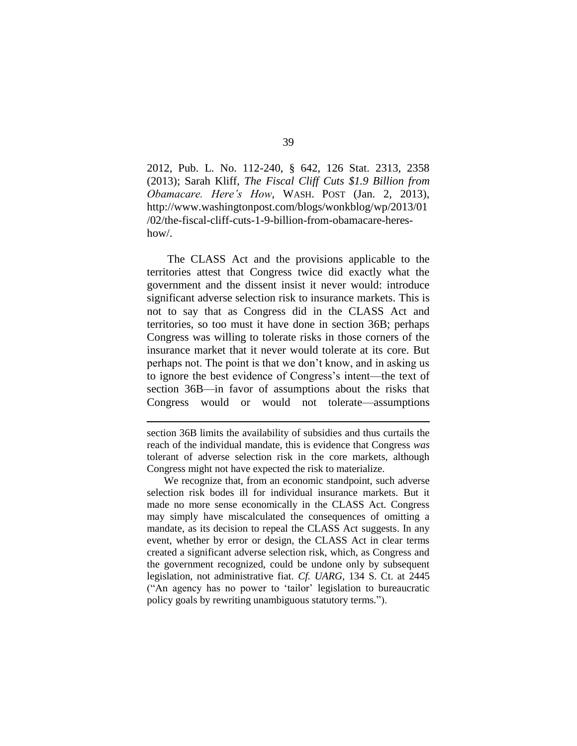2012, Pub. L. No. 112-240, § 642, 126 Stat. 2313, 2358 (2013); Sarah Kliff, *The Fiscal Cliff Cuts $1.9 Billion from Obamacare. Here's How*, WASH. POST (Jan. 2, 2013), http://www.washingtonpost.com/blogs/wonkblog/wp/2013/01/02/the-fiscal-cliff-cuts-1-9-billion-from-obamacare-heres-how/.

The CLASS Act and the provisions applicable to the territories attest that Congress twice did exactly what the government and the dissent insist it never would: introduce significant adverse selection risk to insurance markets. This is not to say that as Congress did in the CLASS Act and territories, so too must it have done in section 36B; perhaps Congress was willing to tolerate risks in those corners of the insurance market that it never would tolerate at its core. But perhaps not. The point is that we don't know, and in asking us to ignore the best evidence of Congress's intent—the text of section 36B—in favor of assumptions about the risks that Congress would or would not tolerate—assumptions

---

section 36B limits the availability of subsidies and thus curtails the reach of the individual mandate, this is evidence that Congress *was* tolerant of adverse selection risk in the core markets, although Congress might not have expected the risk to materialize.

We recognize that, from an economic standpoint, such adverse selection risk bodes ill for individual insurance markets. But it made no more sense economically in the CLASS Act. Congress may simply have miscalculated the consequences of omitting a mandate, as its decision to repeal the CLASS Act suggests. In any event, whether by error or design, the CLASS Act in clear terms created a significant adverse selection risk, which, as Congress and the government recognized, could be undone only by subsequent legislation, not administrative fiat. *Cf. UARG*, 134 S. Ct. at 2445 ("An agency has no power to 'tailor' legislation to bureaucratic policy goals by rewriting unambiguous statutory terms.").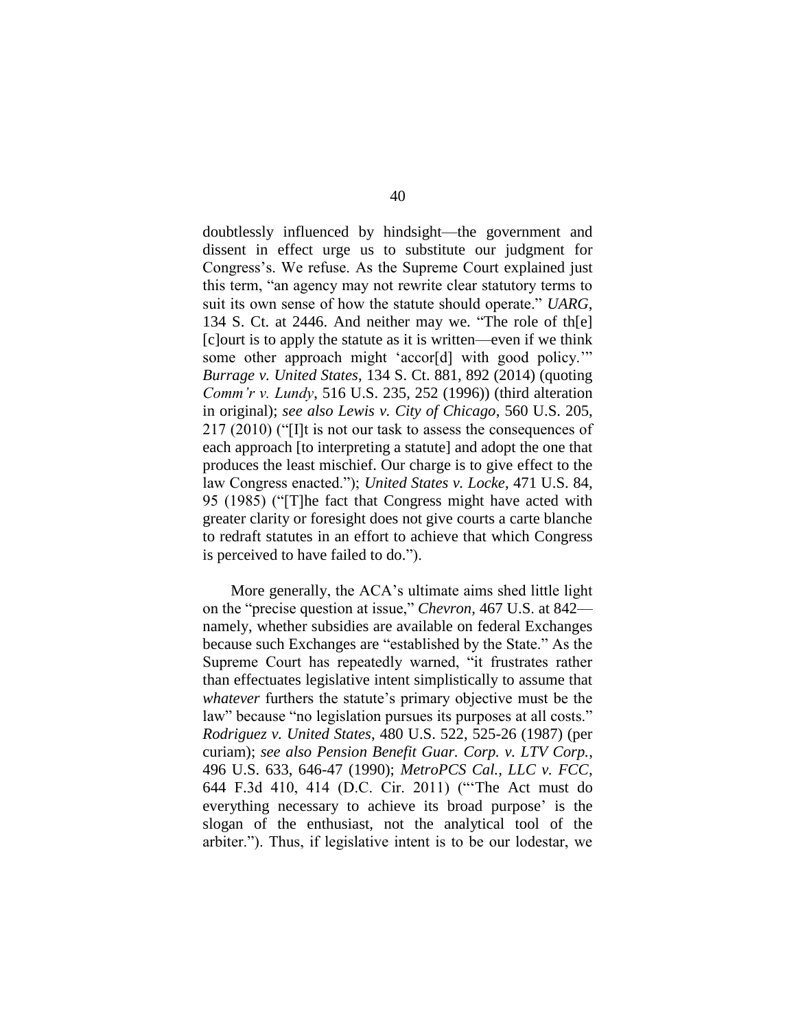doubtlessly influenced by hindsight—the government and dissent in effect urge us to substitute our judgment for Congress's. We refuse. As the Supreme Court explained just this term, "an agency may not rewrite clear statutory terms to suit its own sense of how the statute should operate." *UARG*, 134 S. Ct. at 2446. And neither may we. "The role of th[e] [c]ourt is to apply the statute as it is written—even if we think some other approach might 'accor[d] with good policy.'" *Burrage v. United States*, 134 S. Ct. 881, 892 (2014) (quoting *Comm'r v. Lundy*, 516 U.S. 235, 252 (1996)) (third alteration in original); *see also Lewis v. City of Chicago*, 560 U.S. 205, 217 (2010) ("[I]t is not our task to assess the consequences of each approach [to interpreting a statute] and adopt the one that produces the least mischief. Our charge is to give effect to the law Congress enacted."); *United States v. Locke*, 471 U.S. 84, 95 (1985) ("[T]he fact that Congress might have acted with greater clarity or foresight does not give courts a carte blanche to redraft statutes in an effort to achieve that which Congress is perceived to have failed to do.").

More generally, the ACA's ultimate aims shed little light on the "precise question at issue," *Chevron*, 467 U.S. at 842—namely, whether subsidies are available on federal Exchanges because such Exchanges are "established by the State." As the Supreme Court has repeatedly warned, "it frustrates rather than effectuates legislative intent simplistically to assume that *whatever* furthers the statute's primary objective must be the law" because "no legislation pursues its purposes at all costs." *Rodriguez v. United States*, 480 U.S. 522, 525-26 (1987) (per curiam); *see also Pension Benefit Guar. Corp. v. LTV Corp.*, 496 U.S. 633, 646-47 (1990); *MetroPCS Cal., LLC v. FCC*, 644 F.3d 410, 414 (D.C. Cir. 2011) ("'The Act must do everything necessary to achieve its broad purpose' is the slogan of the enthusiast, not the analytical tool of the arbiter."). Thus, if legislative intent is to be our lodestar, we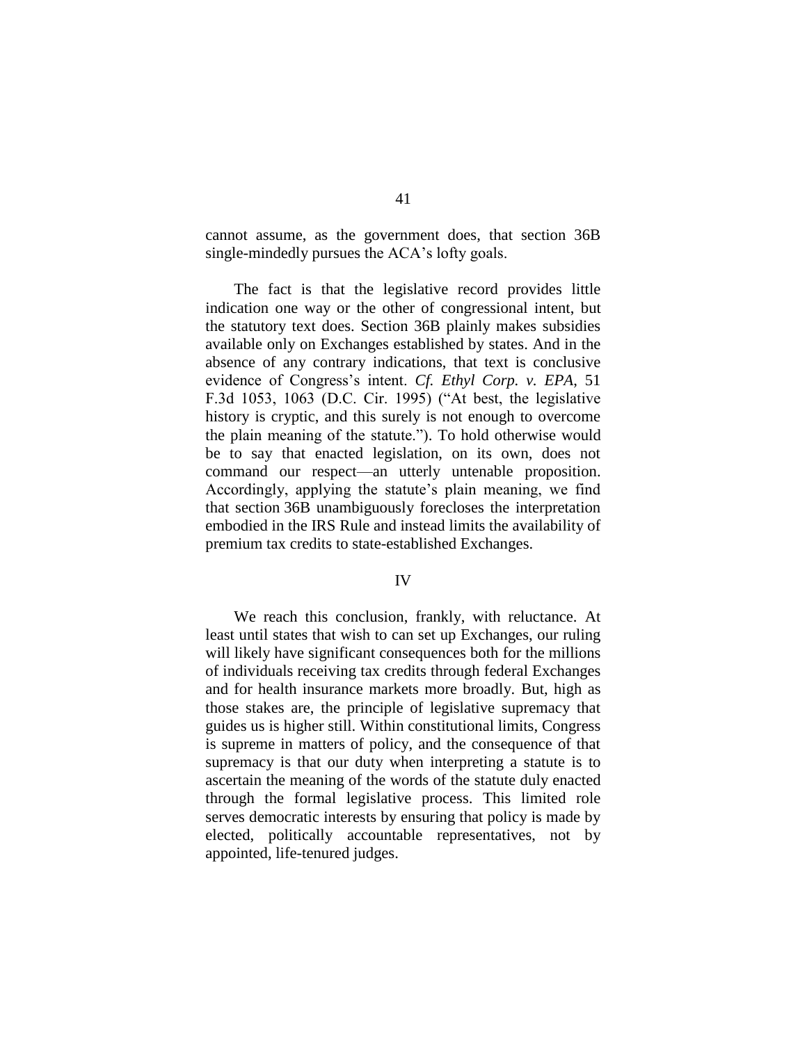cannot assume, as the government does, that section 36B single-mindedly pursues the ACA's lofty goals.

The fact is that the legislative record provides little indication one way or the other of congressional intent, but the statutory text does. Section 36B plainly makes subsidies available only on Exchanges established by states. And in the absence of any contrary indications, that text is conclusive evidence of Congress's intent. *Cf. Ethyl Corp. v. EPA*, 51 F.3d 1053, 1063 (D.C. Cir. 1995) ("At best, the legislative history is cryptic, and this surely is not enough to overcome the plain meaning of the statute."). To hold otherwise would be to say that enacted legislation, on its own, does not command our respect—an utterly untenable proposition. Accordingly, applying the statute's plain meaning, we find that section 36B unambiguously forecloses the interpretation embodied in the IRS Rule and instead limits the availability of premium tax credits to state-established Exchanges.

## IV

We reach this conclusion, frankly, with reluctance. At least until states that wish to can set up Exchanges, our ruling will likely have significant consequences both for the millions of individuals receiving tax credits through federal Exchanges and for health insurance markets more broadly. But, high as those stakes are, the principle of legislative supremacy that guides us is higher still. Within constitutional limits, Congress is supreme in matters of policy, and the consequence of that supremacy is that our duty when interpreting a statute is to ascertain the meaning of the words of the statute duly enacted through the formal legislative process. This limited role serves democratic interests by ensuring that policy is made by elected, politically accountable representatives, not by appointed, life-tenured judges.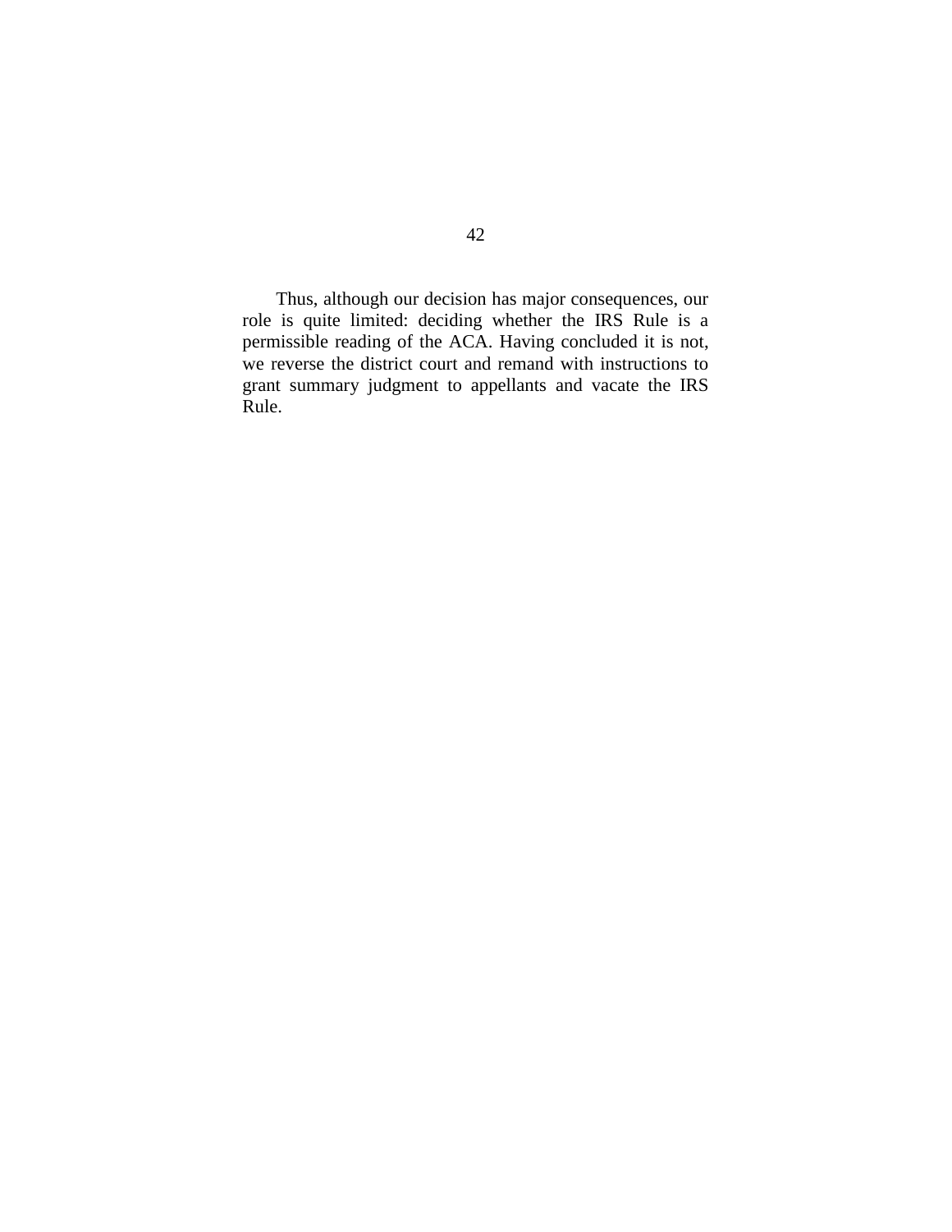Thus, although our decision has major consequences, our role is quite limited: deciding whether the IRS Rule is a permissible reading of the ACA. Having concluded it is not, we reverse the district court and remand with instructions to grant summary judgment to appellants and vacate the IRS Rule.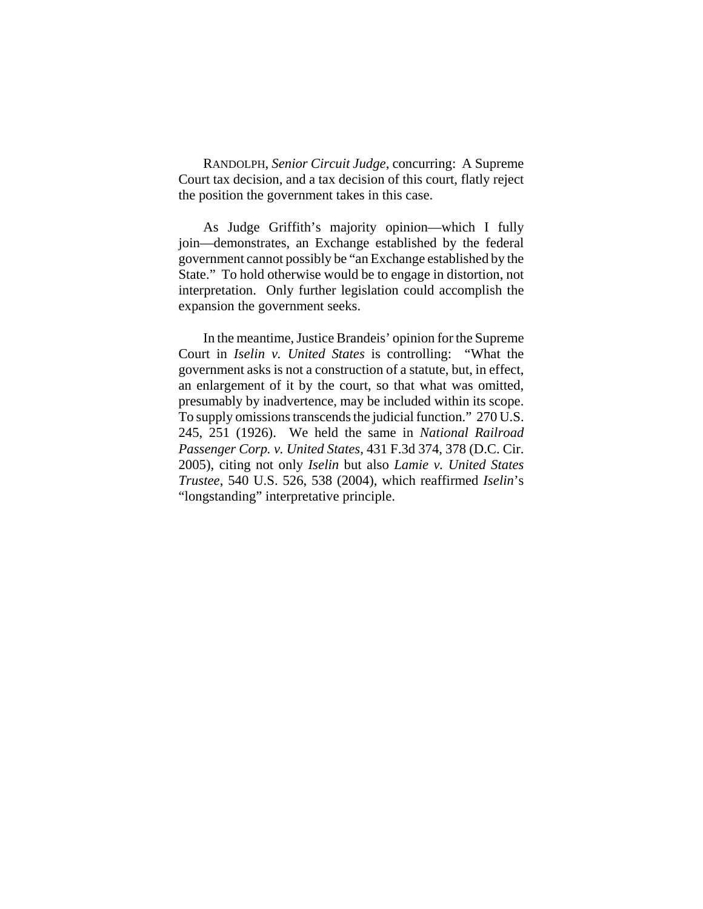RANDOLPH, *Senior Circuit Judge*, concurring: A Supreme Court tax decision, and a tax decision of this court, flatly reject the position the government takes in this case.

As Judge Griffith's majority opinion—which I fully join—demonstrates, an Exchange established by the federal government cannot possibly be "an Exchange established by the State." To hold otherwise would be to engage in distortion, not interpretation. Only further legislation could accomplish the expansion the government seeks.

In the meantime, Justice Brandeis' opinion for the Supreme Court in *Iselin v. United States* is controlling: "What the government asks is not a construction of a statute, but, in effect, an enlargement of it by the court, so that what was omitted, presumably by inadvertence, may be included within its scope. To supply omissions transcends the judicial function." 270 U.S. 245, 251 (1926). We held the same in *National Railroad Passenger Corp. v. United States*, 431 F.3d 374, 378 (D.C. Cir. 2005), citing not only *Iselin* but also *Lamie v. United States Trustee*, 540 U.S. 526, 538 (2004), which reaffirmed *Iselin*'s "longstanding" interpretative principle.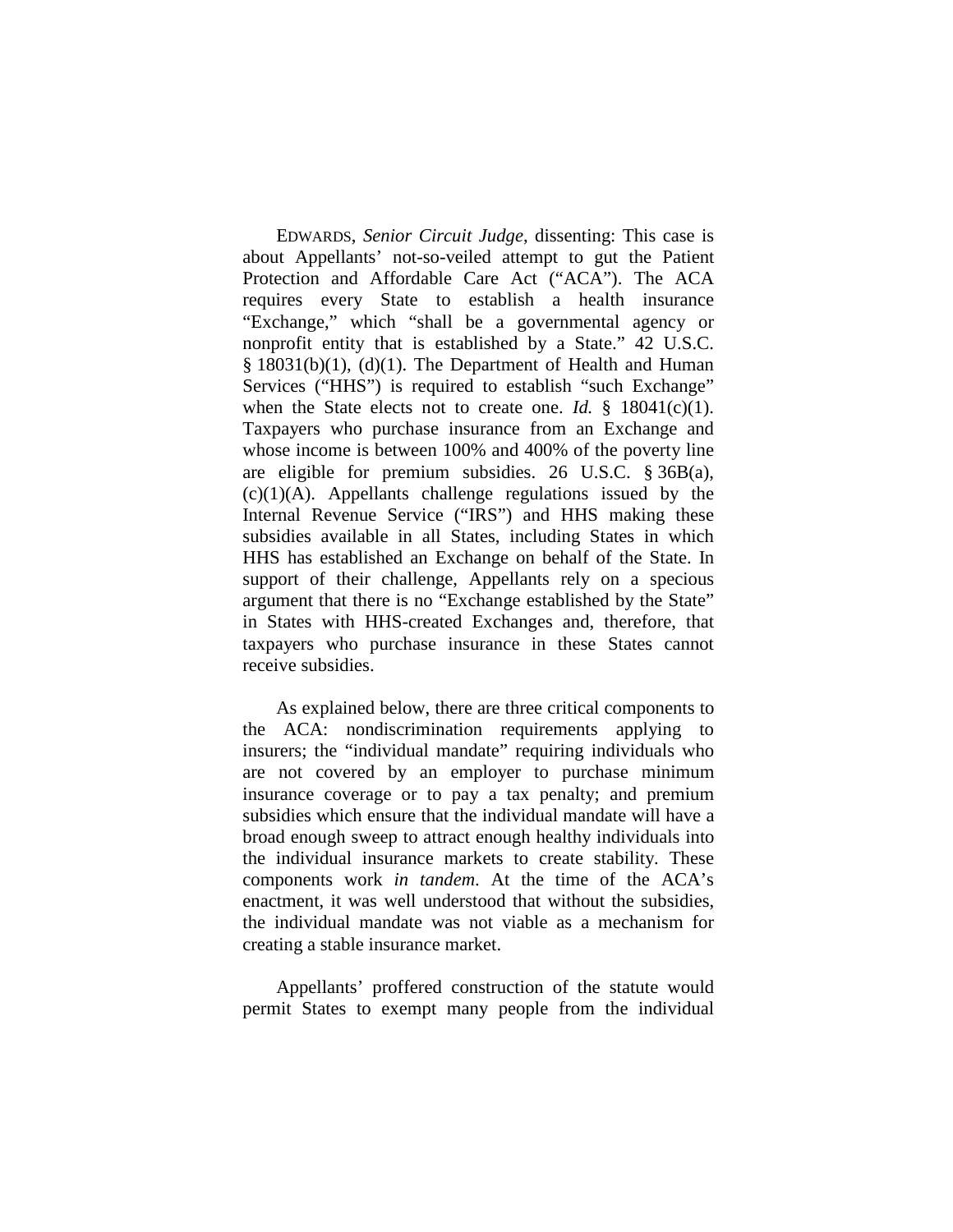EDWARDS, *Senior Circuit Judge*, dissenting: This case is about Appellants' not-so-veiled attempt to gut the Patient Protection and Affordable Care Act ("ACA"). The ACA requires every State to establish a health insurance "Exchange," which "shall be a governmental agency or nonprofit entity that is established by a State." 42 U.S.C. § 18031(b)(1), (d)(1). The Department of Health and Human Services ("HHS") is required to establish "such Exchange" when the State elects not to create one. *Id.* § 18041(c)(1). Taxpayers who purchase insurance from an Exchange and whose income is between 100% and 400% of the poverty line are eligible for premium subsidies. 26 U.S.C. § 36B(a), (c)(1)(A). Appellants challenge regulations issued by the Internal Revenue Service ("IRS") and HHS making these subsidies available in all States, including States in which HHS has established an Exchange on behalf of the State. In support of their challenge, Appellants rely on a specious argument that there is no "Exchange established by the State" in States with HHS-created Exchanges and, therefore, that taxpayers who purchase insurance in these States cannot receive subsidies.

As explained below, there are three critical components to the ACA: nondiscrimination requirements applying to insurers; the "individual mandate" requiring individuals who are not covered by an employer to purchase minimum insurance coverage or to pay a tax penalty; and premium subsidies which ensure that the individual mandate will have a broad enough sweep to attract enough healthy individuals into the individual insurance markets to create stability. These components work *in tandem*. At the time of the ACA's enactment, it was well understood that without the subsidies, the individual mandate was not viable as a mechanism for creating a stable insurance market.

Appellants' proffered construction of the statute would permit States to exempt many people from the individual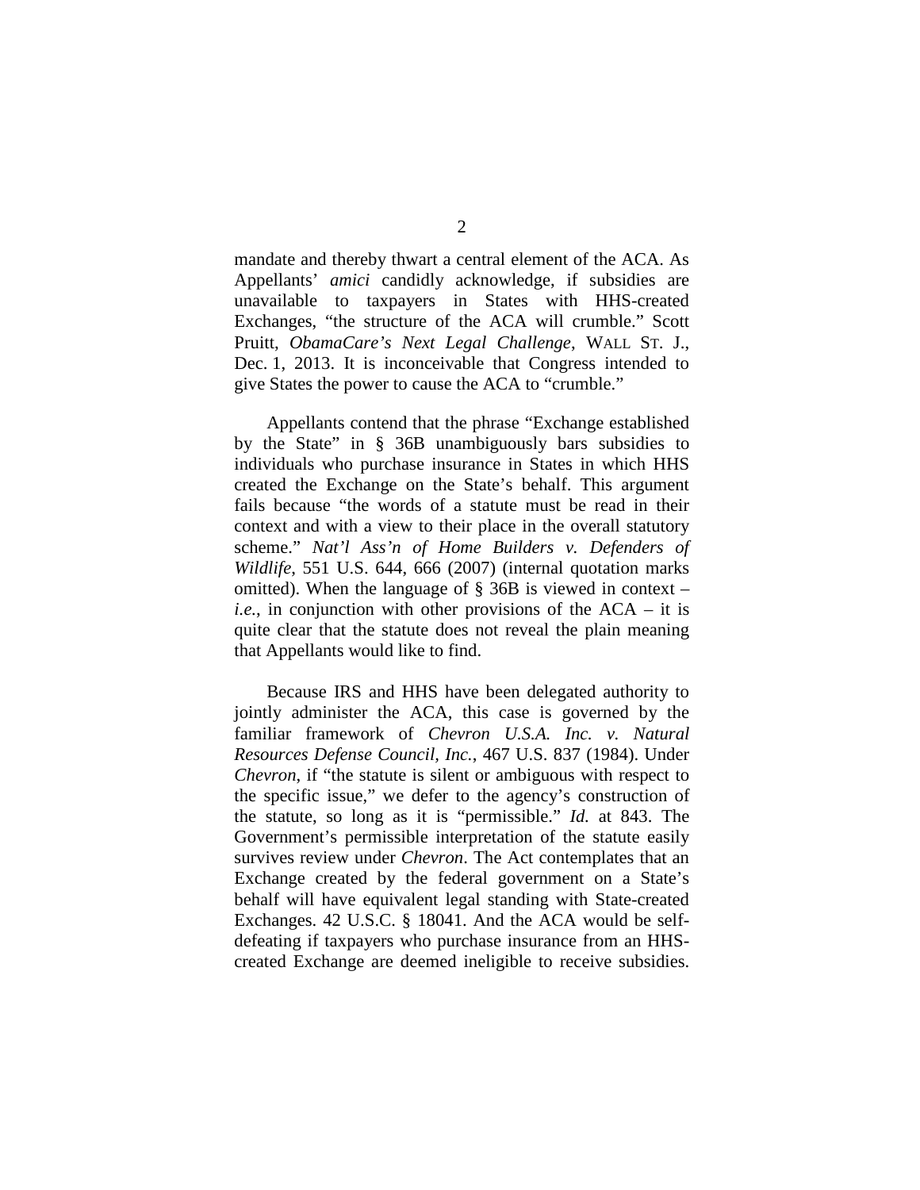mandate and thereby thwart a central element of the ACA. As Appellants' *amici* candidly acknowledge, if subsidies are unavailable to taxpayers in States with HHS-created Exchanges, "the structure of the ACA will crumble." Scott Pruitt, *ObamaCare's Next Legal Challenge*, WALL ST. J., Dec. 1, 2013. It is inconceivable that Congress intended to give States the power to cause the ACA to "crumble."

Appellants contend that the phrase "Exchange established by the State" in § 36B unambiguously bars subsidies to individuals who purchase insurance in States in which HHS created the Exchange on the State's behalf. This argument fails because "the words of a statute must be read in their context and with a view to their place in the overall statutory scheme." *Nat'l Ass'n of Home Builders v. Defenders of Wildlife*, 551 U.S. 644, 666 (2007) (internal quotation marks omitted). When the language of § 36B is viewed in context – *i.e.*, in conjunction with other provisions of the ACA – it is quite clear that the statute does not reveal the plain meaning that Appellants would like to find.

Because IRS and HHS have been delegated authority to jointly administer the ACA, this case is governed by the familiar framework of *Chevron U.S.A. Inc. v. Natural Resources Defense Council, Inc.*, 467 U.S. 837 (1984). Under *Chevron*, if "the statute is silent or ambiguous with respect to the specific issue," we defer to the agency's construction of the statute, so long as it is "permissible." *Id.* at 843. The Government's permissible interpretation of the statute easily survives review under *Chevron*. The Act contemplates that an Exchange created by the federal government on a State's behalf will have equivalent legal standing with State-created Exchanges. 42 U.S.C. § 18041. And the ACA would be self-defeating if taxpayers who purchase insurance from an HHS-created Exchange are deemed ineligible to receive subsidies.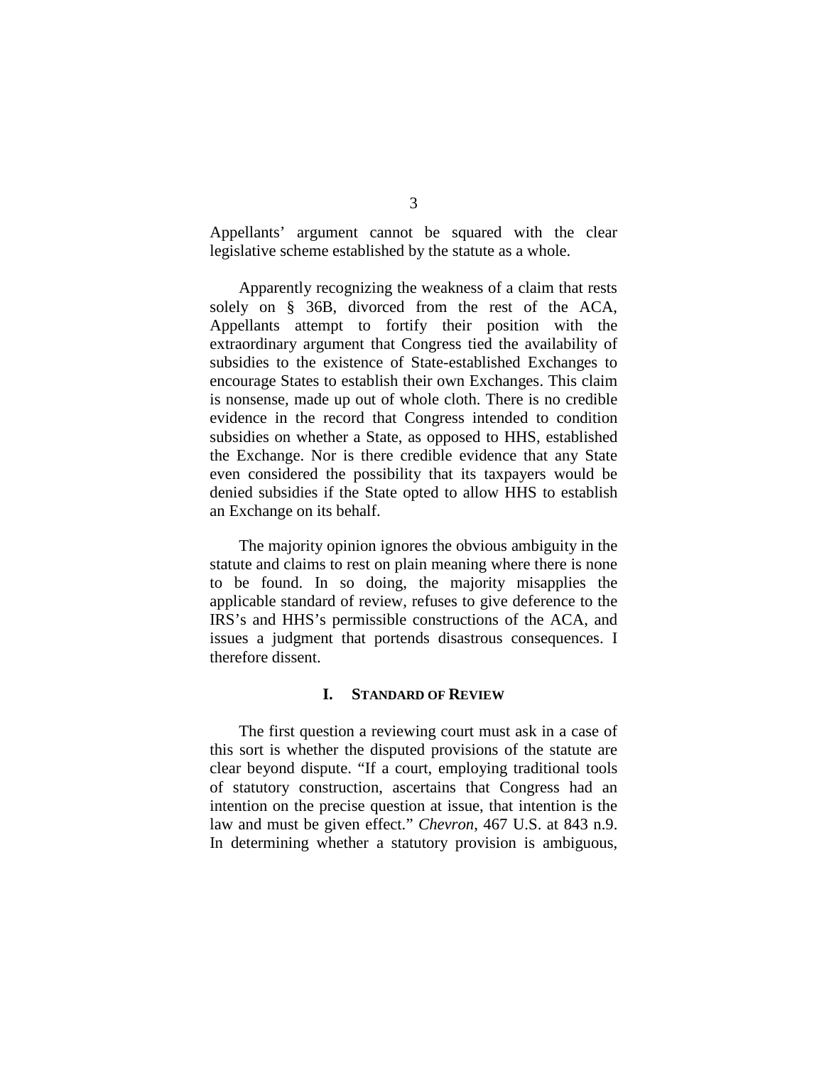Appellants' argument cannot be squared with the clear legislative scheme established by the statute as a whole.

Apparently recognizing the weakness of a claim that rests solely on § 36B, divorced from the rest of the ACA, Appellants attempt to fortify their position with the extraordinary argument that Congress tied the availability of subsidies to the existence of State-established Exchanges to encourage States to establish their own Exchanges. This claim is nonsense, made up out of whole cloth. There is no credible evidence in the record that Congress intended to condition subsidies on whether a State, as opposed to HHS, established the Exchange. Nor is there credible evidence that any State even considered the possibility that its taxpayers would be denied subsidies if the State opted to allow HHS to establish an Exchange on its behalf.

The majority opinion ignores the obvious ambiguity in the statute and claims to rest on plain meaning where there is none to be found. In so doing, the majority misapplies the applicable standard of review, refuses to give deference to the IRS's and HHS's permissible constructions of the ACA, and issues a judgment that portends disastrous consequences. I therefore dissent.

## I. STANDARD OF REVIEW

The first question a reviewing court must ask in a case of this sort is whether the disputed provisions of the statute are clear beyond dispute. "If a court, employing traditional tools of statutory construction, ascertains that Congress had an intention on the precise question at issue, that intention is the law and must be given effect." *Chevron*, 467 U.S. at 843 n.9. In determining whether a statutory provision is ambiguous,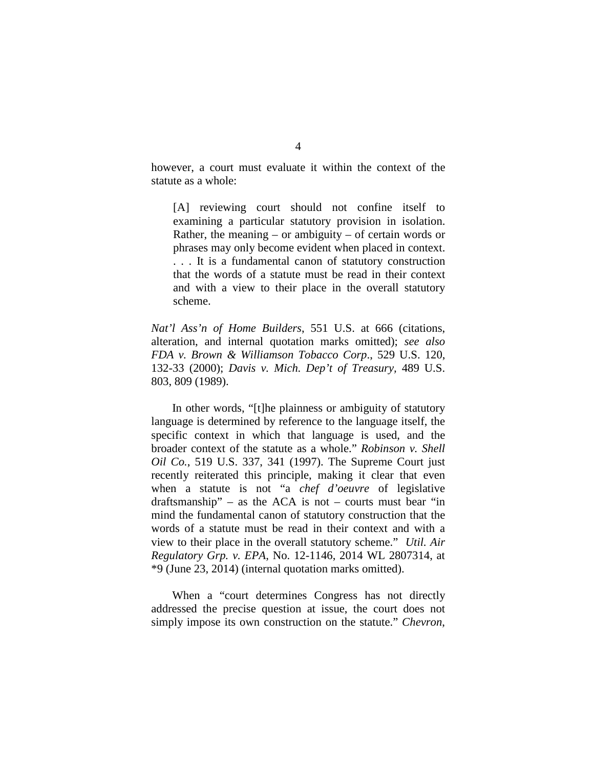however, a court must evaluate it within the context of the statute as a whole:

> [A] reviewing court should not confine itself to examining a particular statutory provision in isolation. Rather, the meaning – or ambiguity – of certain words or phrases may only become evident when placed in context. . . . It is a fundamental canon of statutory construction that the words of a statute must be read in their context and with a view to their place in the overall statutory scheme.

*Nat'l Ass'n of Home Builders*, 551 U.S. at 666 (citations, alteration, and internal quotation marks omitted); *see also FDA v. Brown & Williamson Tobacco Corp.*, 529 U.S. 120, 132-33 (2000); *Davis v. Mich. Dep't of Treasury*, 489 U.S. 803, 809 (1989).

In other words, "[t]he plainness or ambiguity of statutory language is determined by reference to the language itself, the specific context in which that language is used, and the broader context of the statute as a whole." *Robinson v. Shell Oil Co.*, 519 U.S. 337, 341 (1997). The Supreme Court just recently reiterated this principle, making it clear that even when a statute is not "a *chef d'oeuvre* of legislative draftsmanship" – as the ACA is not – courts must bear "in mind the fundamental canon of statutory construction that the words of a statute must be read in their context and with a view to their place in the overall statutory scheme." *Util. Air Regulatory Grp. v. EPA*, No. 12-1146, 2014 WL 2807314, at *9 (June 23, 2014) (internal quotation marks omitted).

When a "court determines Congress has not directly addressed the precise question at issue, the court does not simply impose its own construction on the statute." *Chevron*,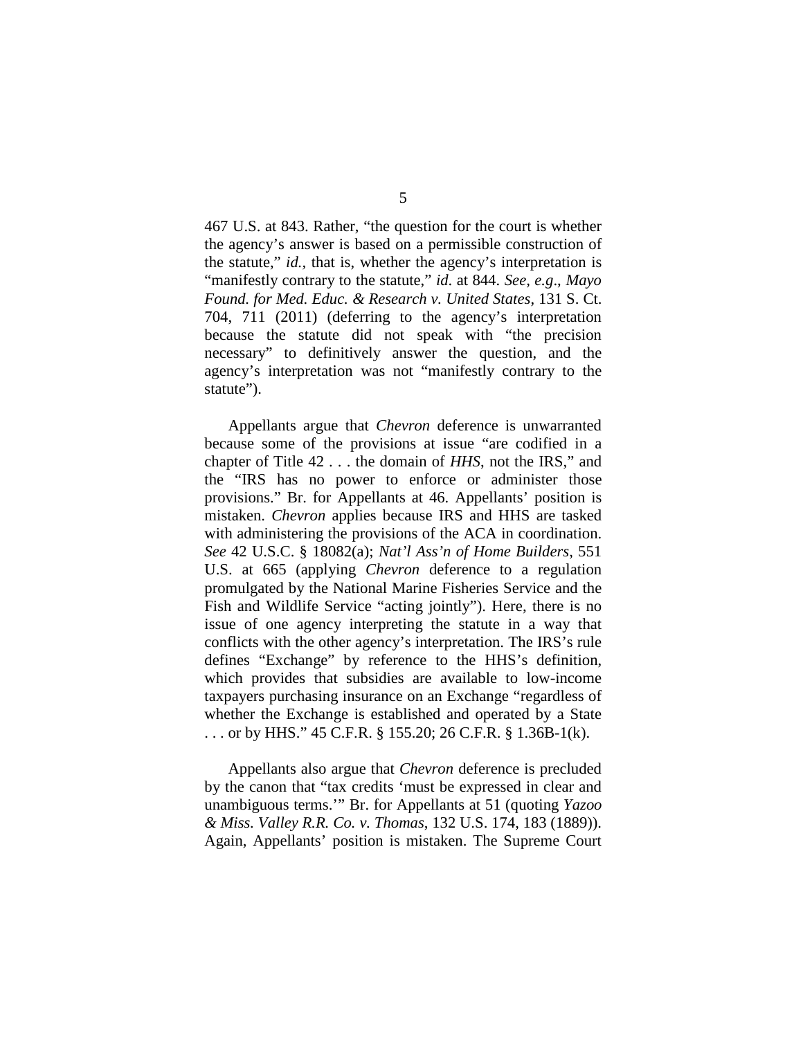467 U.S. at 843. Rather, "the question for the court is whether the agency's answer is based on a permissible construction of the statute," *id.*, that is, whether the agency's interpretation is "manifestly contrary to the statute," *id.* at 844. *See, e.g*., *Mayo Found. for Med. Educ. & Research v. United States*, 131 S. Ct. 704, 711 (2011) (deferring to the agency's interpretation because the statute did not speak with "the precision necessary" to definitively answer the question, and the agency's interpretation was not "manifestly contrary to the statute").

Appellants argue that *Chevron* deference is unwarranted because some of the provisions at issue "are codified in a chapter of Title 42 . . . the domain of *HHS*, not the IRS," and the "IRS has no power to enforce or administer those provisions." Br. for Appellants at 46. Appellants' position is mistaken. *Chevron* applies because IRS and HHS are tasked with administering the provisions of the ACA in coordination. *See* 42 U.S.C. § 18082(a); *Nat'l Ass'n of Home Builders*, 551 U.S. at 665 (applying *Chevron* deference to a regulation promulgated by the National Marine Fisheries Service and the Fish and Wildlife Service "acting jointly"). Here, there is no issue of one agency interpreting the statute in a way that conflicts with the other agency's interpretation. The IRS's rule defines "Exchange" by reference to the HHS's definition, which provides that subsidies are available to low-income taxpayers purchasing insurance on an Exchange "regardless of whether the Exchange is established and operated by a State . . . or by HHS." 45 C.F.R. § 155.20; 26 C.F.R. § 1.36B-1(k).

Appellants also argue that *Chevron* deference is precluded by the canon that "tax credits 'must be expressed in clear and unambiguous terms.'" Br. for Appellants at 51 (quoting *Yazoo & Miss. Valley R.R. Co. v. Thomas*, 132 U.S. 174, 183 (1889)). Again, Appellants' position is mistaken. The Supreme Court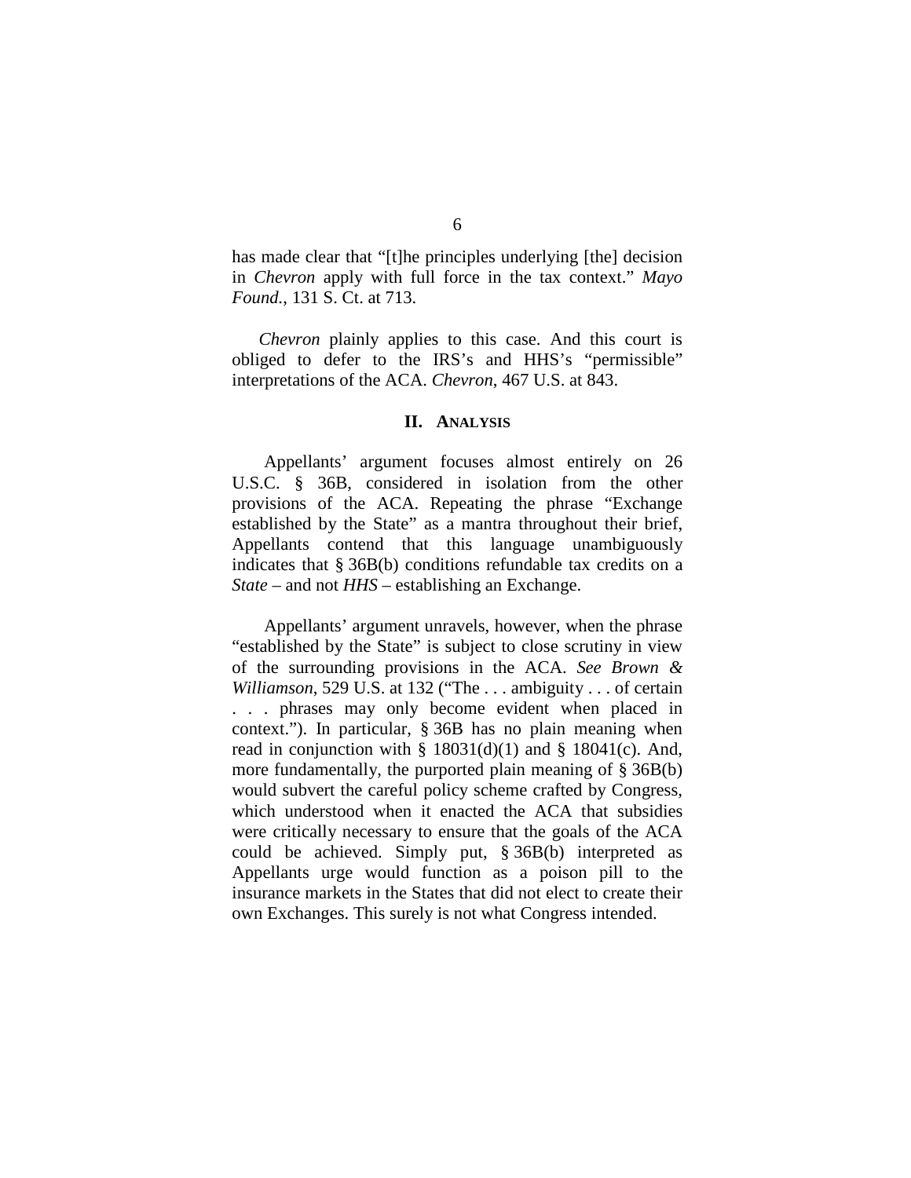has made clear that "[t]he principles underlying [the] decision in *Chevron* apply with full force in the tax context." *Mayo Found.*, 131 S. Ct. at 713.

*Chevron* plainly applies to this case. And this court is obliged to defer to the IRS's and HHS's "permissible" interpretations of the ACA. *Chevron*, 467 U.S. at 843.

## II. Analysis

Appellants' argument focuses almost entirely on 26 U.S.C. § 36B, considered in isolation from the other provisions of the ACA. Repeating the phrase "Exchange established by the State" as a mantra throughout their brief, Appellants contend that this language unambiguously indicates that § 36B(b) conditions refundable tax credits on a *State* – and not *HHS* – establishing an Exchange.

Appellants' argument unravels, however, when the phrase "established by the State" is subject to close scrutiny in view of the surrounding provisions in the ACA. *See Brown & Williamson*, 529 U.S. at 132 ("The . . . ambiguity . . . of certain . . . phrases may only become evident when placed in context."). In particular, § 36B has no plain meaning when read in conjunction with § 18031(d)(1) and § 18041(c). And, more fundamentally, the purported plain meaning of § 36B(b) would subvert the careful policy scheme crafted by Congress, which understood when it enacted the ACA that subsidies were critically necessary to ensure that the goals of the ACA could be achieved. Simply put, § 36B(b) interpreted as Appellants urge would function as a poison pill to the insurance markets in the States that did not elect to create their own Exchanges. This surely is not what Congress intended.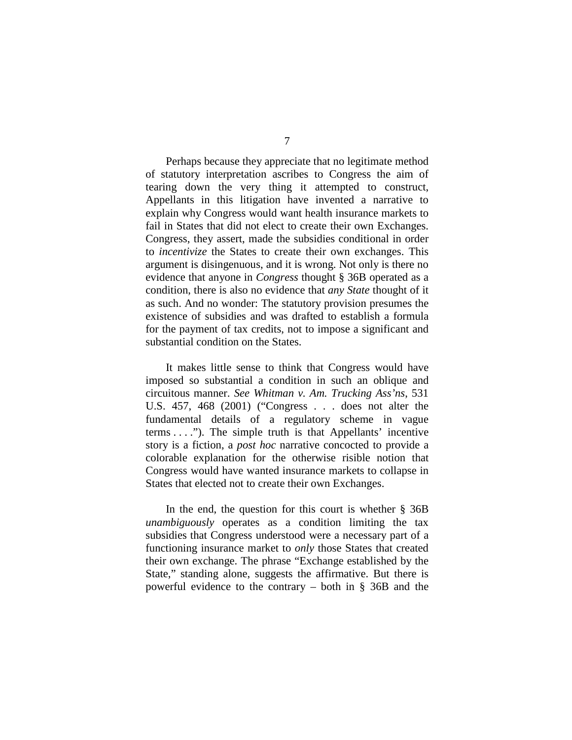Perhaps because they appreciate that no legitimate method of statutory interpretation ascribes to Congress the aim of tearing down the very thing it attempted to construct, Appellants in this litigation have invented a narrative to explain why Congress would want health insurance markets to fail in States that did not elect to create their own Exchanges. Congress, they assert, made the subsidies conditional in order to *incentivize* the States to create their own exchanges. This argument is disingenuous, and it is wrong. Not only is there no evidence that anyone in *Congress* thought § 36B operated as a condition, there is also no evidence that *any State* thought of it as such. And no wonder: The statutory provision presumes the existence of subsidies and was drafted to establish a formula for the payment of tax credits, not to impose a significant and substantial condition on the States.

It makes little sense to think that Congress would have imposed so substantial a condition in such an oblique and circuitous manner. *See Whitman v. Am. Trucking Ass'ns*, 531 U.S. 457, 468 (2001) ("Congress . . . does not alter the fundamental details of a regulatory scheme in vague terms . . . ."). The simple truth is that Appellants' incentive story is a fiction, a *post hoc* narrative concocted to provide a colorable explanation for the otherwise risible notion that Congress would have wanted insurance markets to collapse in States that elected not to create their own Exchanges.

In the end, the question for this court is whether § 36B *unambiguously* operates as a condition limiting the tax subsidies that Congress understood were a necessary part of a functioning insurance market to *only* those States that created their own exchange. The phrase "Exchange established by the State," standing alone, suggests the affirmative. But there is powerful evidence to the contrary – both in § 36B and the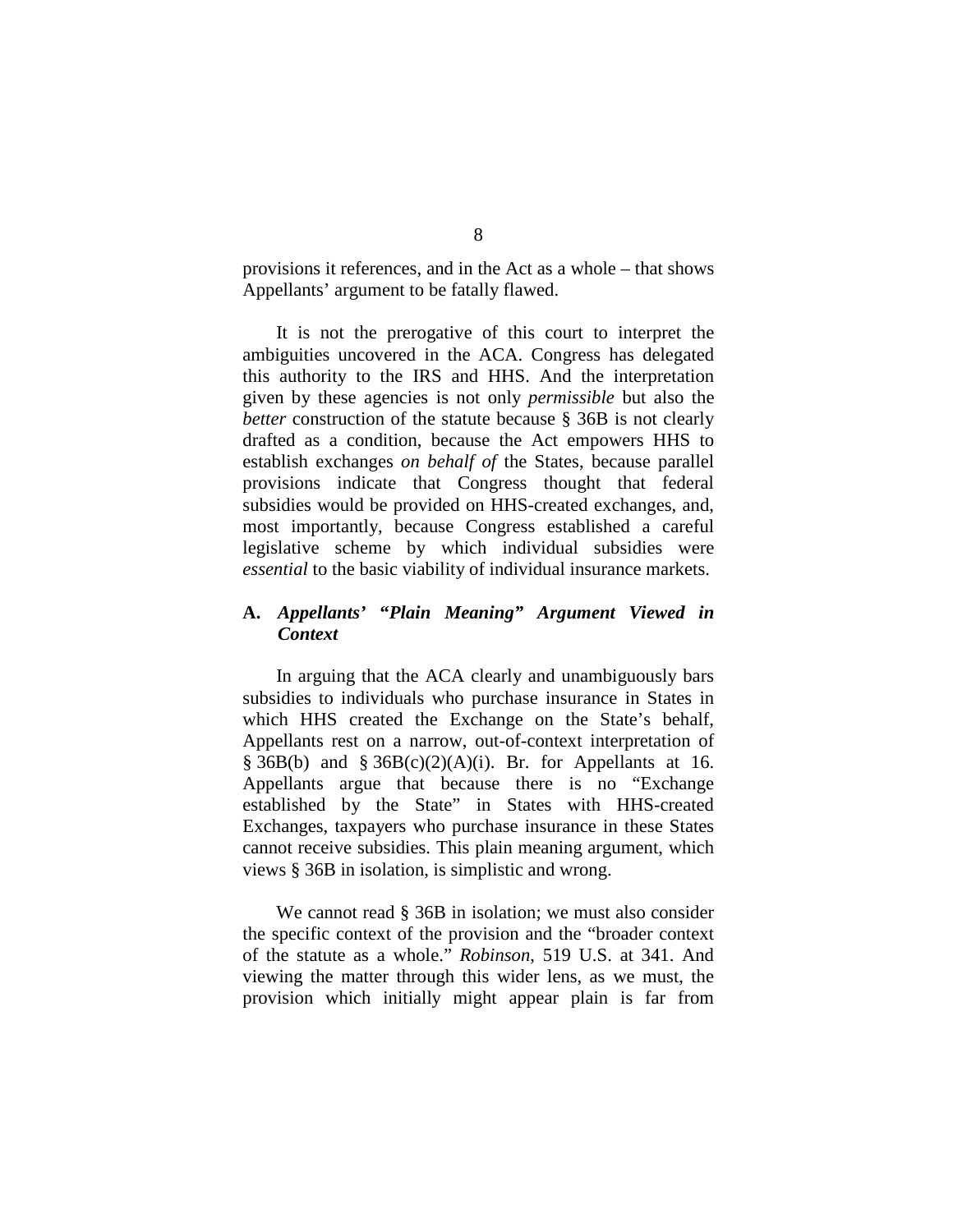provisions it references, and in the Act as a whole – that shows Appellants' argument to be fatally flawed.

It is not the prerogative of this court to interpret the ambiguities uncovered in the ACA. Congress has delegated this authority to the IRS and HHS. And the interpretation given by these agencies is not only *permissible* but also the *better* construction of the statute because § 36B is not clearly drafted as a condition, because the Act empowers HHS to establish exchanges *on behalf of* the States, because parallel provisions indicate that Congress thought that federal subsidies would be provided on HHS-created exchanges, and, most importantly, because Congress established a careful legislative scheme by which individual subsidies were *essential* to the basic viability of individual insurance markets.

### A. *Appellants' "Plain Meaning" Argument Viewed in Context*

In arguing that the ACA clearly and unambiguously bars subsidies to individuals who purchase insurance in States in which HHS created the Exchange on the State's behalf, Appellants rest on a narrow, out-of-context interpretation of § 36B(b) and § 36B(c)(2)(A)(i). Br. for Appellants at 16. Appellants argue that because there is no "Exchange established by the State" in States with HHS-created Exchanges, taxpayers who purchase insurance in these States cannot receive subsidies. This plain meaning argument, which views § 36B in isolation, is simplistic and wrong.

We cannot read § 36B in isolation; we must also consider the specific context of the provision and the "broader context of the statute as a whole." *Robinson*, 519 U.S. at 341. And viewing the matter through this wider lens, as we must, the provision which initially might appear plain is far from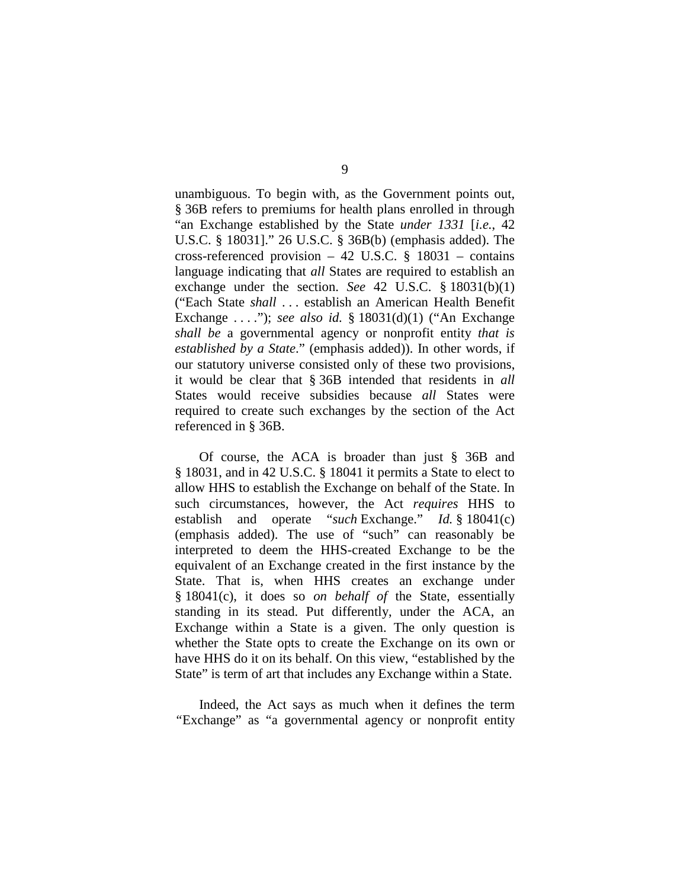unambiguous. To begin with, as the Government points out, § 36B refers to premiums for health plans enrolled in through "an Exchange established by the State *under 1331* [*i.e.*, 42 U.S.C. § 18031]." 26 U.S.C. § 36B(b) (emphasis added). The cross-referenced provision – 42 U.S.C. § 18031 – contains language indicating that *all* States are required to establish an exchange under the section. *See* 42 U.S.C. § 18031(b)(1) ("Each State *shall* . . . establish an American Health Benefit Exchange . . . ."); *see also id.* § 18031(d)(1) ("An Exchange *shall be* a governmental agency or nonprofit entity *that is established by a State*." (emphasis added)). In other words, if our statutory universe consisted only of these two provisions, it would be clear that § 36B intended that residents in *all* States would receive subsidies because *all* States were required to create such exchanges by the section of the Act referenced in § 36B.

Of course, the ACA is broader than just § 36B and § 18031, and in 42 U.S.C. § 18041 it permits a State to elect to allow HHS to establish the Exchange on behalf of the State. In such circumstances, however, the Act *requires* HHS to establish and operate "*such* Exchange." *Id.* § 18041(c) (emphasis added). The use of "such" can reasonably be interpreted to deem the HHS-created Exchange to be the equivalent of an Exchange created in the first instance by the State. That is, when HHS creates an exchange under § 18041(c), it does so *on behalf of* the State, essentially standing in its stead. Put differently, under the ACA, an Exchange within a State is a given. The only question is whether the State opts to create the Exchange on its own or have HHS do it on its behalf. On this view, "established by the State" is term of art that includes any Exchange within a State.

Indeed, the Act says as much when it defines the term "Exchange" as "a governmental agency or nonprofit entity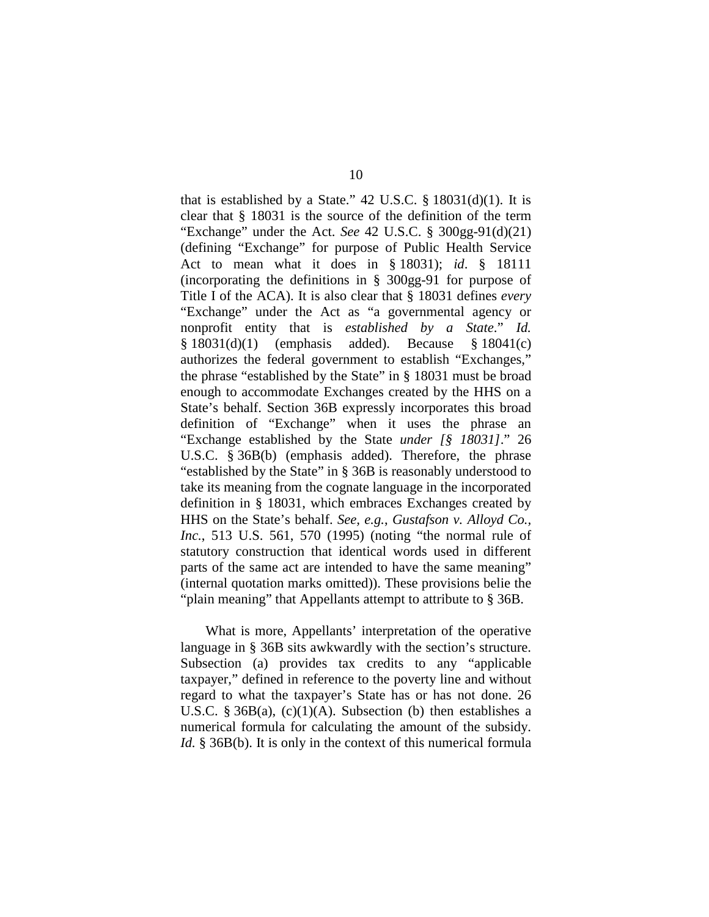that is established by a State." 42 U.S.C. § 18031(d)(1). It is clear that § 18031 is the source of the definition of the term "Exchange" under the Act. *See* 42 U.S.C. § 300gg-91(d)(21) (defining "Exchange" for purpose of Public Health Service Act to mean what it does in § 18031); *id*. § 18111 (incorporating the definitions in § 300gg-91 for purpose of Title I of the ACA). It is also clear that § 18031 defines *every* "Exchange" under the Act as "a governmental agency or nonprofit entity that is *established by a State*." *Id.* § 18031(d)(1) (emphasis added). Because § 18041(c) authorizes the federal government to establish "Exchanges," the phrase "established by the State" in § 18031 must be broad enough to accommodate Exchanges created by the HHS on a State's behalf. Section 36B expressly incorporates this broad definition of "Exchange" when it uses the phrase an "Exchange established by the State *under [§ 18031]*." 26 U.S.C. § 36B(b) (emphasis added). Therefore, the phrase "established by the State" in § 36B is reasonably understood to take its meaning from the cognate language in the incorporated definition in § 18031, which embraces Exchanges created by HHS on the State's behalf. *See, e.g.*, *Gustafson v. Alloyd Co., Inc.*, 513 U.S. 561, 570 (1995) (noting "the normal rule of statutory construction that identical words used in different parts of the same act are intended to have the same meaning" (internal quotation marks omitted)). These provisions belie the "plain meaning" that Appellants attempt to attribute to § 36B.

What is more, Appellants' interpretation of the operative language in § 36B sits awkwardly with the section's structure. Subsection (a) provides tax credits to any "applicable taxpayer," defined in reference to the poverty line and without regard to what the taxpayer's State has or has not done. 26 U.S.C. § 36B(a), (c)(1)(A). Subsection (b) then establishes a numerical formula for calculating the amount of the subsidy. *Id.* § 36B(b). It is only in the context of this numerical formula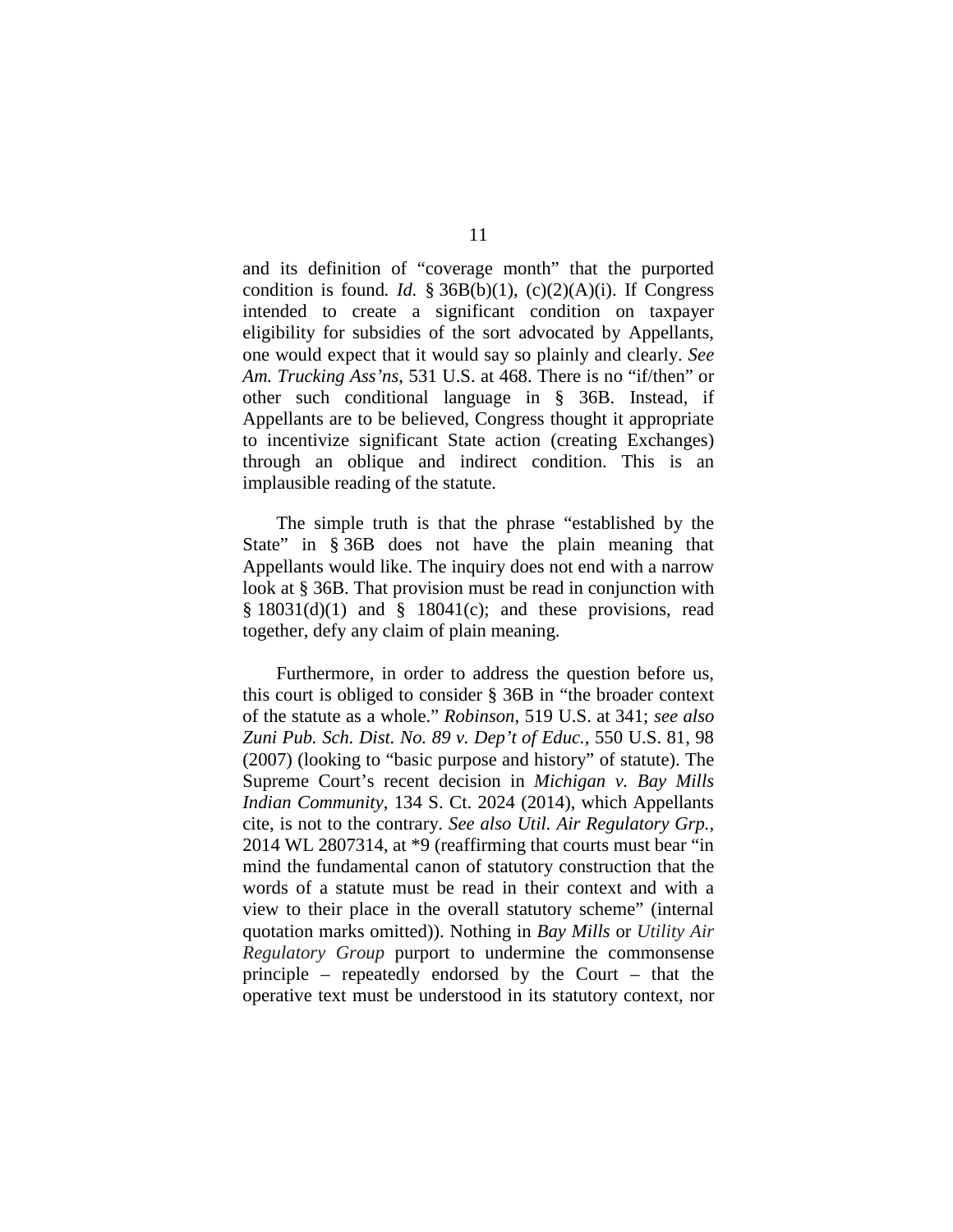and its definition of "coverage month" that the purported condition is found. *Id.* § 36B(b)(1), (c)(2)(A)(i). If Congress intended to create a significant condition on taxpayer eligibility for subsidies of the sort advocated by Appellants, one would expect that it would say so plainly and clearly. *See Am. Trucking Ass'ns*, 531 U.S. at 468. There is no "if/then" or other such conditional language in § 36B. Instead, if Appellants are to be believed, Congress thought it appropriate to incentivize significant State action (creating Exchanges) through an oblique and indirect condition. This is an implausible reading of the statute.

The simple truth is that the phrase "established by the State" in § 36B does not have the plain meaning that Appellants would like. The inquiry does not end with a narrow look at § 36B. That provision must be read in conjunction with § 18031(d)(1) and § 18041(c); and these provisions, read together, defy any claim of plain meaning.

Furthermore, in order to address the question before us, this court is obliged to consider § 36B in "the broader context of the statute as a whole." *Robinson*, 519 U.S. at 341; *see also Zuni Pub. Sch. Dist. No. 89 v. Dep't of Educ.*, 550 U.S. 81, 98 (2007) (looking to "basic purpose and history" of statute). The Supreme Court's recent decision in *Michigan v. Bay Mills Indian Community*, 134 S. Ct. 2024 (2014), which Appellants cite, is not to the contrary. *See also Util. Air Regulatory Grp.*, 2014 WL 2807314, at *9 (reaffirming that courts must bear "in mind the fundamental canon of statutory construction that the words of a statute must be read in their context and with a view to their place in the overall statutory scheme" (internal quotation marks omitted)). Nothing in *Bay Mills* or *Utility Air Regulatory Group* purport to undermine the commonsense principle – repeatedly endorsed by the Court – that the operative text must be understood in its statutory context, nor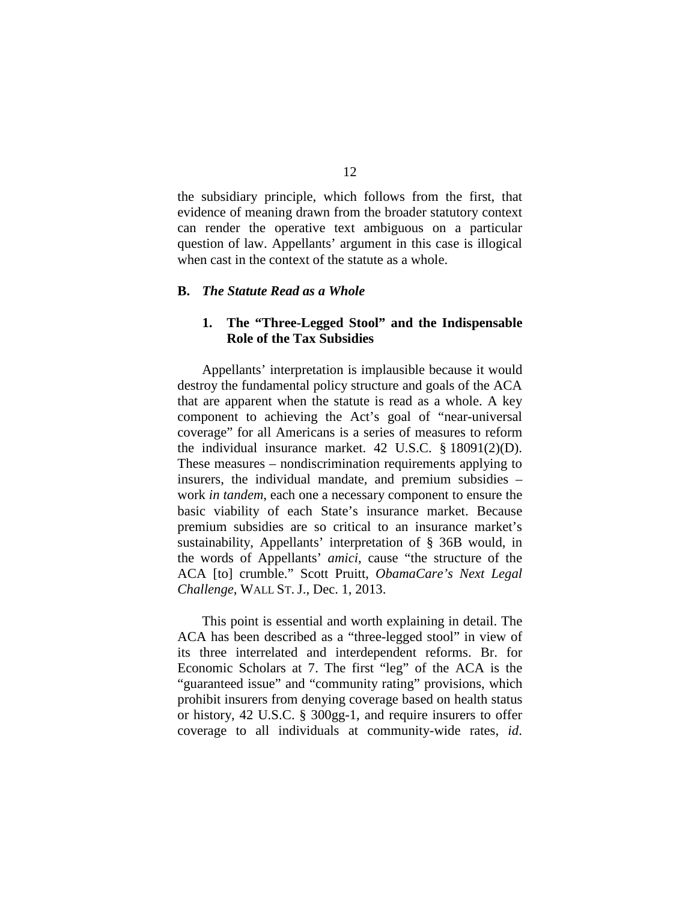the subsidiary principle, which follows from the first, that evidence of meaning drawn from the broader statutory context can render the operative text ambiguous on a particular question of law. Appellants' argument in this case is illogical when cast in the context of the statute as a whole.

### B. *The Statute Read as a Whole*

#### 1. The "Three-Legged Stool" and the Indispensable Role of the Tax Subsidies

Appellants' interpretation is implausible because it would destroy the fundamental policy structure and goals of the ACA that are apparent when the statute is read as a whole. A key component to achieving the Act's goal of "near-universal coverage" for all Americans is a series of measures to reform the individual insurance market. 42 U.S.C. § 18091(2)(D). These measures – nondiscrimination requirements applying to insurers, the individual mandate, and premium subsidies – work *in tandem*, each one a necessary component to ensure the basic viability of each State's insurance market. Because premium subsidies are so critical to an insurance market's sustainability, Appellants' interpretation of § 36B would, in the words of Appellants' *amici*, cause "the structure of the ACA [to] crumble." Scott Pruitt, *ObamaCare's Next Legal Challenge*, WALL ST. J., Dec. 1, 2013.

This point is essential and worth explaining in detail. The ACA has been described as a "three-legged stool" in view of its three interrelated and interdependent reforms. Br. for Economic Scholars at 7. The first "leg" of the ACA is the "guaranteed issue" and "community rating" provisions, which prohibit insurers from denying coverage based on health status or history, 42 U.S.C. § 300gg-1, and require insurers to offer coverage to all individuals at community-wide rates, *id*.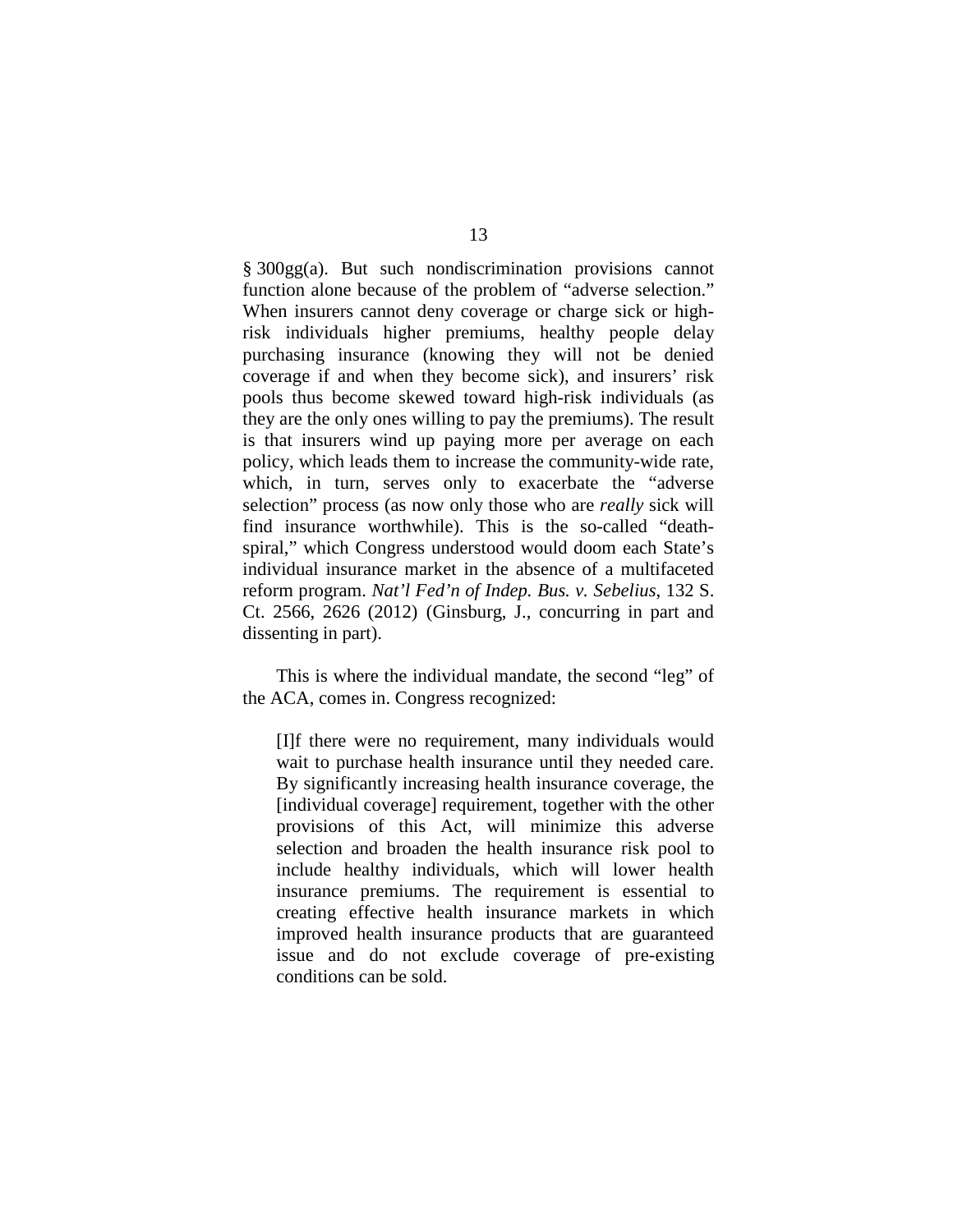§ 300gg(a). But such nondiscrimination provisions cannot function alone because of the problem of "adverse selection." When insurers cannot deny coverage or charge sick or high-risk individuals higher premiums, healthy people delay purchasing insurance (knowing they will not be denied coverage if and when they become sick), and insurers' risk pools thus become skewed toward high-risk individuals (as they are the only ones willing to pay the premiums). The result is that insurers wind up paying more per average on each policy, which leads them to increase the community-wide rate, which, in turn, serves only to exacerbate the "adverse selection" process (as now only those who are *really* sick will find insurance worthwhile). This is the so-called "death-spiral," which Congress understood would doom each State's individual insurance market in the absence of a multifaceted reform program. *Nat'l Fed'n of Indep. Bus. v. Sebelius*, 132 S. Ct. 2566, 2626 (2012) (Ginsburg, J., concurring in part and dissenting in part).

This is where the individual mandate, the second "leg" of the ACA, comes in. Congress recognized:

> [I]f there were no requirement, many individuals would wait to purchase health insurance until they needed care. By significantly increasing health insurance coverage, the [individual coverage] requirement, together with the other provisions of this Act, will minimize this adverse selection and broaden the health insurance risk pool to include healthy individuals, which will lower health insurance premiums. The requirement is essential to creating effective health insurance markets in which improved health insurance products that are guaranteed issue and do not exclude coverage of pre-existing conditions can be sold.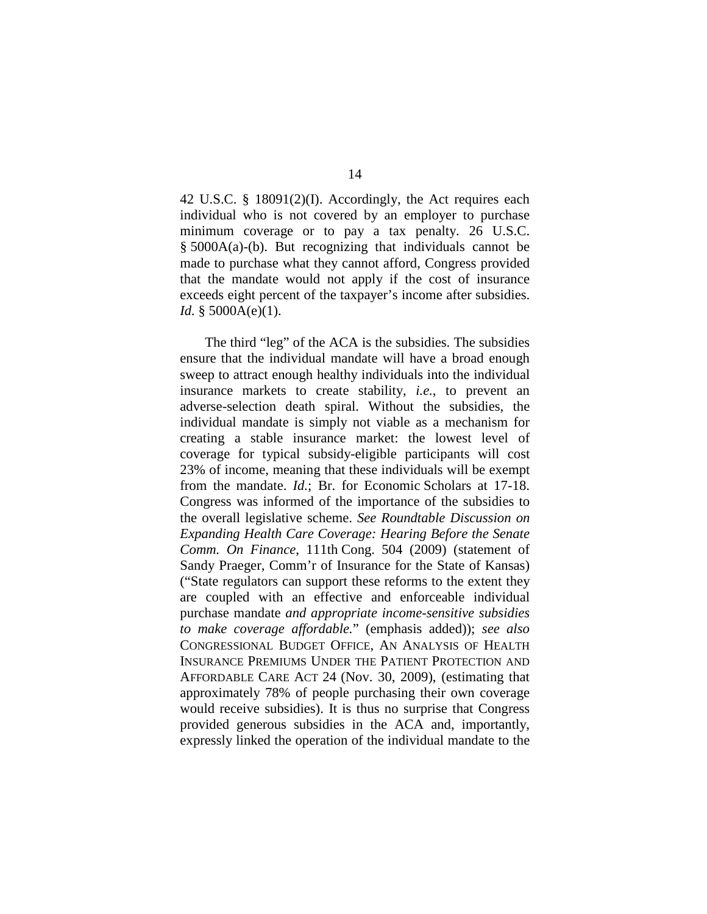42 U.S.C. § 18091(2)(I). Accordingly, the Act requires each individual who is not covered by an employer to purchase minimum coverage or to pay a tax penalty. 26 U.S.C. § 5000A(a)-(b). But recognizing that individuals cannot be made to purchase what they cannot afford, Congress provided that the mandate would not apply if the cost of insurance exceeds eight percent of the taxpayer's income after subsidies. *Id.* § 5000A(e)(1).

The third "leg" of the ACA is the subsidies. The subsidies ensure that the individual mandate will have a broad enough sweep to attract enough healthy individuals into the individual insurance markets to create stability, *i.e.*, to prevent an adverse-selection death spiral. Without the subsidies, the individual mandate is simply not viable as a mechanism for creating a stable insurance market: the lowest level of coverage for typical subsidy-eligible participants will cost 23% of income, meaning that these individuals will be exempt from the mandate. *Id.*; Br. for Economic Scholars at 17-18. Congress was informed of the importance of the subsidies to the overall legislative scheme. *See Roundtable Discussion on Expanding Health Care Coverage: Hearing Before the Senate Comm. On Finance*, 111th Cong. 504 (2009) (statement of Sandy Praeger, Comm'r of Insurance for the State of Kansas) ("State regulators can support these reforms to the extent they are coupled with an effective and enforceable individual purchase mandate *and appropriate income-sensitive subsidies to make coverage affordable.*" (emphasis added)); *see also* CONGRESSIONAL BUDGET OFFICE, AN ANALYSIS OF HEALTH INSURANCE PREMIUMS UNDER THE PATIENT PROTECTION AND AFFORDABLE CARE ACT 24 (Nov. 30, 2009), (estimating that approximately 78% of people purchasing their own coverage would receive subsidies). It is thus no surprise that Congress provided generous subsidies in the ACA and, importantly, expressly linked the operation of the individual mandate to the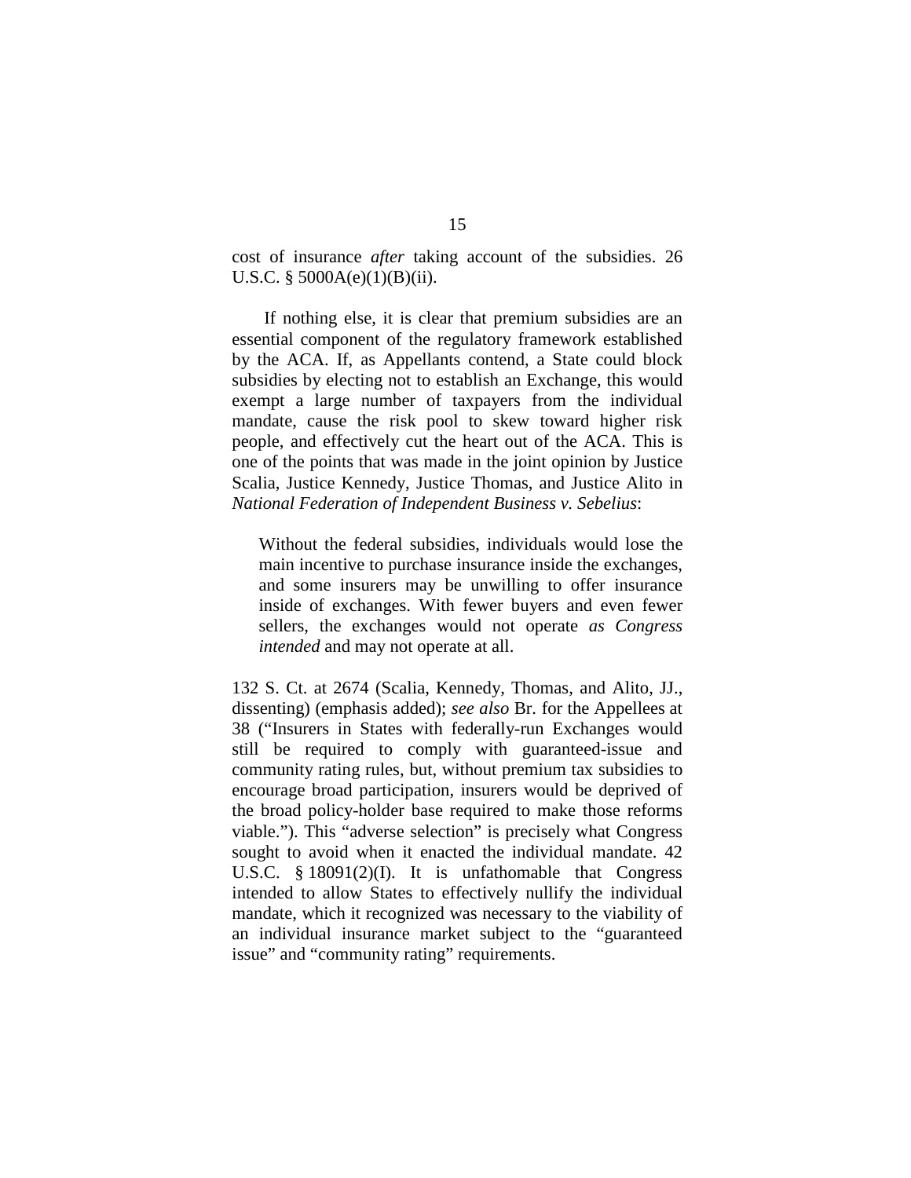cost of insurance *after* taking account of the subsidies. 26 U.S.C. § 5000A(e)(1)(B)(ii).

If nothing else, it is clear that premium subsidies are an essential component of the regulatory framework established by the ACA. If, as Appellants contend, a State could block subsidies by electing not to establish an Exchange, this would exempt a large number of taxpayers from the individual mandate, cause the risk pool to skew toward higher risk people, and effectively cut the heart out of the ACA. This is one of the points that was made in the joint opinion by Justice Scalia, Justice Kennedy, Justice Thomas, and Justice Alito in *National Federation of Independent Business v. Sebelius*:

> Without the federal subsidies, individuals would lose the main incentive to purchase insurance inside the exchanges, and some insurers may be unwilling to offer insurance inside of exchanges. With fewer buyers and even fewer sellers, the exchanges would not operate *as Congress intended* and may not operate at all.

132 S. Ct. at 2674 (Scalia, Kennedy, Thomas, and Alito, JJ., dissenting) (emphasis added); *see also* Br. for the Appellees at 38 ("Insurers in States with federally-run Exchanges would still be required to comply with guaranteed-issue and community rating rules, but, without premium tax subsidies to encourage broad participation, insurers would be deprived of the broad policy-holder base required to make those reforms viable."). This "adverse selection" is precisely what Congress sought to avoid when it enacted the individual mandate. 42 U.S.C. § 18091(2)(I). It is unfathomable that Congress intended to allow States to effectively nullify the individual mandate, which it recognized was necessary to the viability of an individual insurance market subject to the "guaranteed issue" and "community rating" requirements.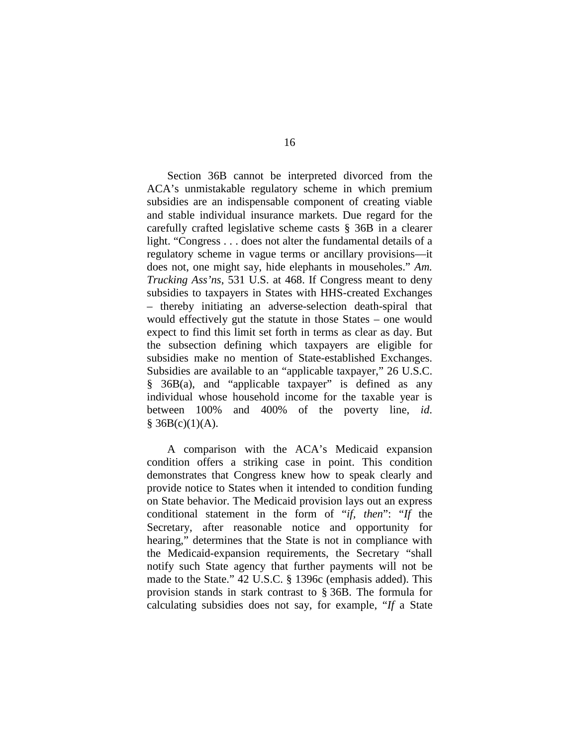Section 36B cannot be interpreted divorced from the ACA's unmistakable regulatory scheme in which premium subsidies are an indispensable component of creating viable and stable individual insurance markets. Due regard for the carefully crafted legislative scheme casts § 36B in a clearer light. "Congress . . . does not alter the fundamental details of a regulatory scheme in vague terms or ancillary provisions—it does not, one might say, hide elephants in mouseholes." *Am. Trucking Ass'ns*, 531 U.S. at 468. If Congress meant to deny subsidies to taxpayers in States with HHS-created Exchanges – thereby initiating an adverse-selection death-spiral that would effectively gut the statute in those States – one would expect to find this limit set forth in terms as clear as day. But the subsection defining which taxpayers are eligible for subsidies make no mention of State-established Exchanges. Subsidies are available to an "applicable taxpayer," 26 U.S.C. § 36B(a), and "applicable taxpayer" is defined as any individual whose household income for the taxable year is between 100% and 400% of the poverty line, *id*. § 36B(c)(1)(A).

A comparison with the ACA's Medicaid expansion condition offers a striking case in point. This condition demonstrates that Congress knew how to speak clearly and provide notice to States when it intended to condition funding on State behavior. The Medicaid provision lays out an express conditional statement in the form of "*if, then*": "*If* the Secretary, after reasonable notice and opportunity for hearing," determines that the State is not in compliance with the Medicaid-expansion requirements, the Secretary "shall notify such State agency that further payments will not be made to the State." 42 U.S.C. § 1396c (emphasis added). This provision stands in stark contrast to § 36B. The formula for calculating subsidies does not say, for example, "*If* a State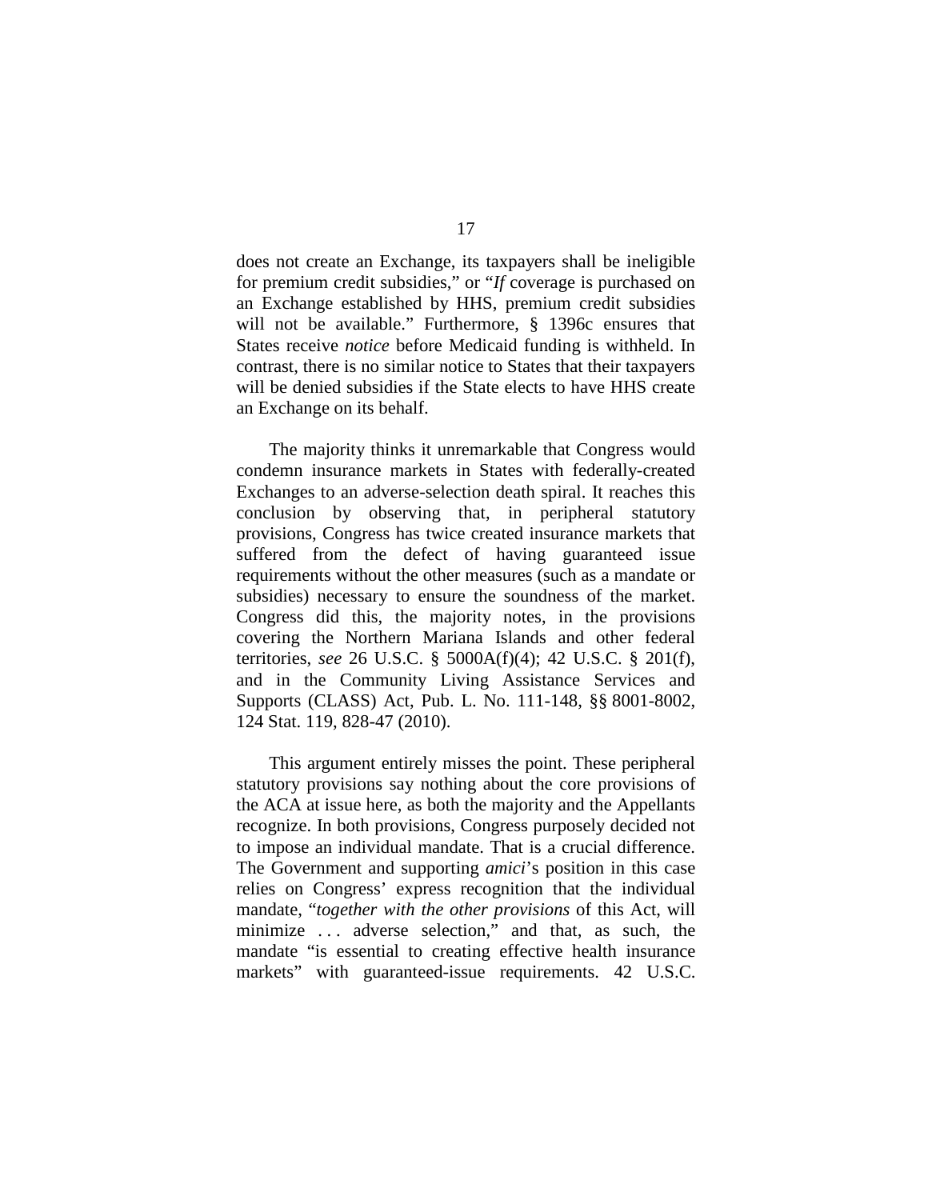does not create an Exchange, its taxpayers shall be ineligible for premium credit subsidies," or "*If* coverage is purchased on an Exchange established by HHS, premium credit subsidies will not be available." Furthermore, § 1396c ensures that States receive *notice* before Medicaid funding is withheld. In contrast, there is no similar notice to States that their taxpayers will be denied subsidies if the State elects to have HHS create an Exchange on its behalf.

The majority thinks it unremarkable that Congress would condemn insurance markets in States with federally-created Exchanges to an adverse-selection death spiral. It reaches this conclusion by observing that, in peripheral statutory provisions, Congress has twice created insurance markets that suffered from the defect of having guaranteed issue requirements without the other measures (such as a mandate or subsidies) necessary to ensure the soundness of the market. Congress did this, the majority notes, in the provisions covering the Northern Mariana Islands and other federal territories, *see* 26 U.S.C. § 5000A(f)(4); 42 U.S.C. § 201(f), and in the Community Living Assistance Services and Supports (CLASS) Act, Pub. L. No. 111-148, §§ 8001-8002, 124 Stat. 119, 828-47 (2010).

This argument entirely misses the point. These peripheral statutory provisions say nothing about the core provisions of the ACA at issue here, as both the majority and the Appellants recognize. In both provisions, Congress purposely decided not to impose an individual mandate. That is a crucial difference. The Government and supporting *amici*'s position in this case relies on Congress' express recognition that the individual mandate, "*together with the other provisions* of this Act, will minimize . . . adverse selection," and that, as such, the mandate "is essential to creating effective health insurance markets" with guaranteed-issue requirements. 42 U.S.C.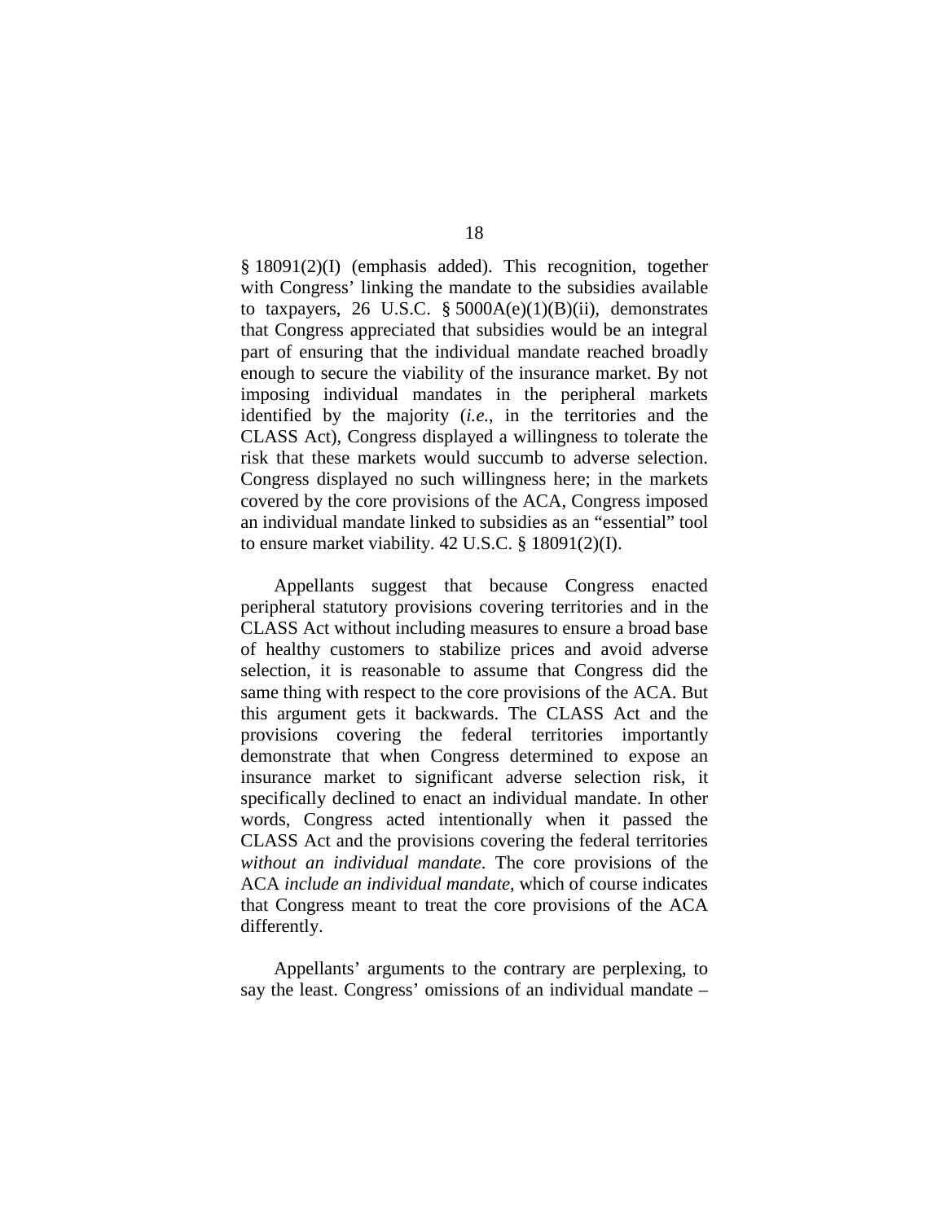§ 18091(2)(I) (emphasis added). This recognition, together with Congress' linking the mandate to the subsidies available to taxpayers, 26 U.S.C. § 5000A(e)(1)(B)(ii), demonstrates that Congress appreciated that subsidies would be an integral part of ensuring that the individual mandate reached broadly enough to secure the viability of the insurance market. By not imposing individual mandates in the peripheral markets identified by the majority (*i.e.*, in the territories and the CLASS Act), Congress displayed a willingness to tolerate the risk that these markets would succumb to adverse selection. Congress displayed no such willingness here; in the markets covered by the core provisions of the ACA, Congress imposed an individual mandate linked to subsidies as an "essential" tool to ensure market viability. 42 U.S.C. § 18091(2)(I).

Appellants suggest that because Congress enacted peripheral statutory provisions covering territories and in the CLASS Act without including measures to ensure a broad base of healthy customers to stabilize prices and avoid adverse selection, it is reasonable to assume that Congress did the same thing with respect to the core provisions of the ACA. But this argument gets it backwards. The CLASS Act and the provisions covering the federal territories importantly demonstrate that when Congress determined to expose an insurance market to significant adverse selection risk, it specifically declined to enact an individual mandate. In other words, Congress acted intentionally when it passed the CLASS Act and the provisions covering the federal territories *without an individual mandate*. The core provisions of the ACA *include an individual mandate*, which of course indicates that Congress meant to treat the core provisions of the ACA differently.

Appellants' arguments to the contrary are perplexing, to say the least. Congress' omissions of an individual mandate –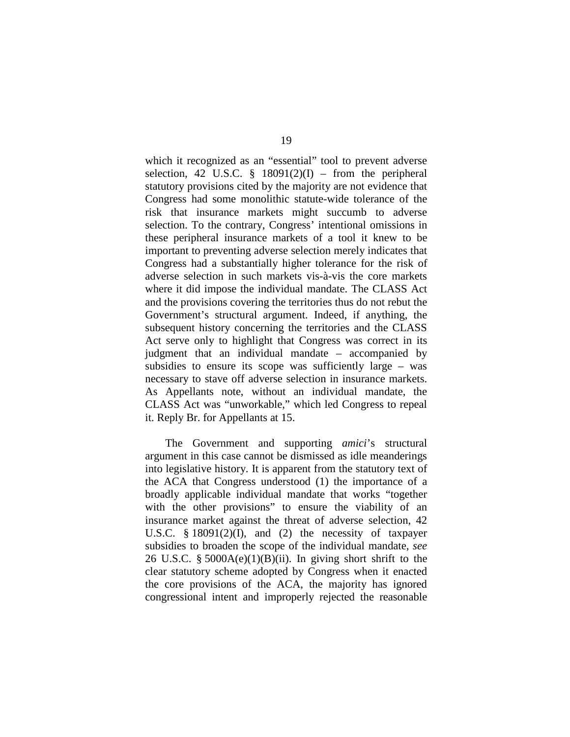which it recognized as an “essential” tool to prevent adverse selection, 42 U.S.C. § 18091(2)(I) – from the peripheral statutory provisions cited by the majority are not evidence that Congress had some monolithic statute-wide tolerance of the risk that insurance markets might succumb to adverse selection. To the contrary, Congress’ intentional omissions in these peripheral insurance markets of a tool it knew to be important to preventing adverse selection merely indicates that Congress had a substantially higher tolerance for the risk of adverse selection in such markets vis-à-vis the core markets where it did impose the individual mandate. The CLASS Act and the provisions covering the territories thus do not rebut the Government’s structural argument. Indeed, if anything, the subsequent history concerning the territories and the CLASS Act serve only to highlight that Congress was correct in its judgment that an individual mandate – accompanied by subsidies to ensure its scope was sufficiently large – was necessary to stave off adverse selection in insurance markets. As Appellants note, without an individual mandate, the CLASS Act was “unworkable,” which led Congress to repeal it. Reply Br. for Appellants at 15.

The Government and supporting *amici*’s structural argument in this case cannot be dismissed as idle meanderings into legislative history. It is apparent from the statutory text of the ACA that Congress understood (1) the importance of a broadly applicable individual mandate that works “together with the other provisions” to ensure the viability of an insurance market against the threat of adverse selection, 42 U.S.C. § 18091(2)(I), and (2) the necessity of taxpayer subsidies to broaden the scope of the individual mandate, *see* 26 U.S.C. § 5000A(e)(1)(B)(ii). In giving short shrift to the clear statutory scheme adopted by Congress when it enacted the core provisions of the ACA, the majority has ignored congressional intent and improperly rejected the reasonable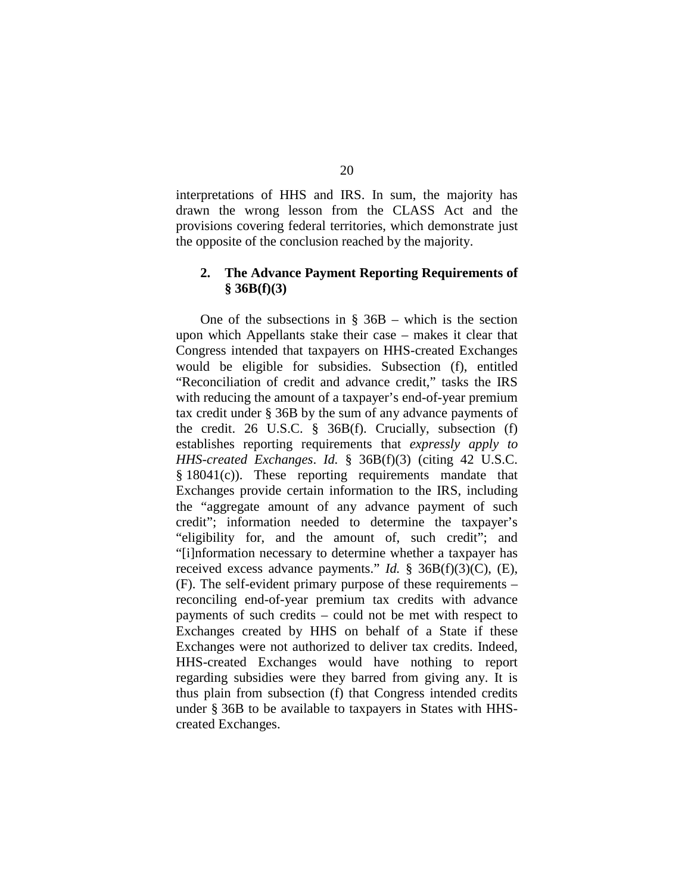interpretations of HHS and IRS. In sum, the majority has drawn the wrong lesson from the CLASS Act and the provisions covering federal territories, which demonstrate just the opposite of the conclusion reached by the majority.

### 2. The Advance Payment Reporting Requirements of § 36B(f)(3)

One of the subsections in § 36B – which is the section upon which Appellants stake their case – makes it clear that Congress intended that taxpayers on HHS-created Exchanges would be eligible for subsidies. Subsection (f), entitled "Reconciliation of credit and advance credit," tasks the IRS with reducing the amount of a taxpayer's end-of-year premium tax credit under § 36B by the sum of any advance payments of the credit. 26 U.S.C. § 36B(f). Crucially, subsection (f) establishes reporting requirements that *expressly apply to HHS-created Exchanges*. *Id.* § 36B(f)(3) (citing 42 U.S.C. § 18041(c)). These reporting requirements mandate that Exchanges provide certain information to the IRS, including the "aggregate amount of any advance payment of such credit"; information needed to determine the taxpayer's "eligibility for, and the amount of, such credit"; and "[i]nformation necessary to determine whether a taxpayer has received excess advance payments." *Id.* § 36B(f)(3)(C), (E), (F). The self-evident primary purpose of these requirements – reconciling end-of-year premium tax credits with advance payments of such credits – could not be met with respect to Exchanges created by HHS on behalf of a State if these Exchanges were not authorized to deliver tax credits. Indeed, HHS-created Exchanges would have nothing to report regarding subsidies were they barred from giving any. It is thus plain from subsection (f) that Congress intended credits under § 36B to be available to taxpayers in States with HHS-created Exchanges.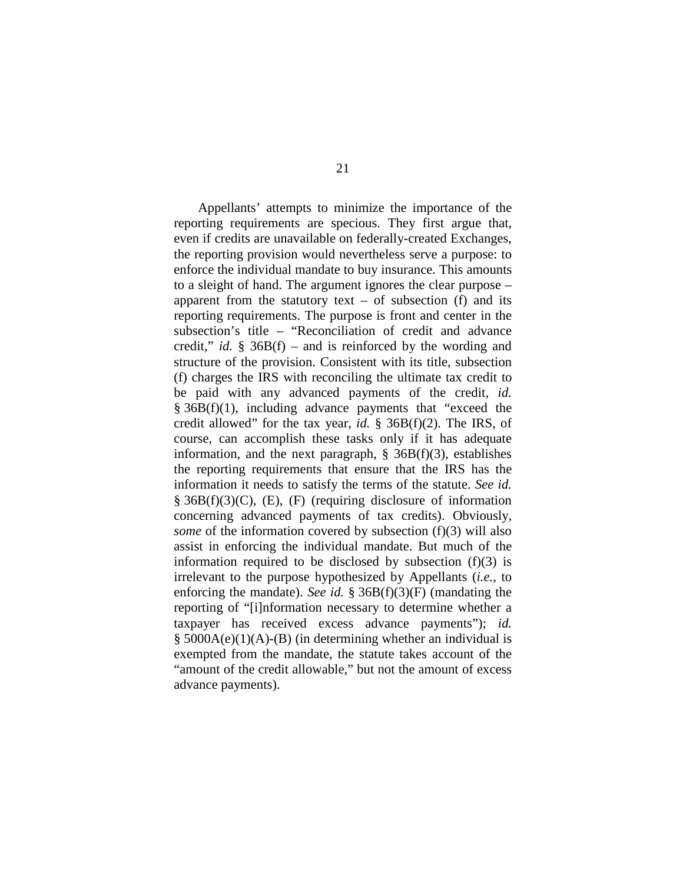Appellants' attempts to minimize the importance of the reporting requirements are specious. They first argue that, even if credits are unavailable on federally-created Exchanges, the reporting provision would nevertheless serve a purpose: to enforce the individual mandate to buy insurance. This amounts to a sleight of hand. The argument ignores the clear purpose – apparent from the statutory text – of subsection (f) and its reporting requirements. The purpose is front and center in the subsection's title – "Reconciliation of credit and advance credit," *id.* § 36B(f) – and is reinforced by the wording and structure of the provision. Consistent with its title, subsection (f) charges the IRS with reconciling the ultimate tax credit to be paid with any advanced payments of the credit, *id.* § 36B(f)(1), including advance payments that "exceed the credit allowed" for the tax year, *id.* § 36B(f)(2). The IRS, of course, can accomplish these tasks only if it has adequate information, and the next paragraph, § 36B(f)(3), establishes the reporting requirements that ensure that the IRS has the information it needs to satisfy the terms of the statute. *See id.* § 36B(f)(3)(C), (E), (F) (requiring disclosure of information concerning advanced payments of tax credits). Obviously, *some* of the information covered by subsection (f)(3) will also assist in enforcing the individual mandate. But much of the information required to be disclosed by subsection (f)(3) is irrelevant to the purpose hypothesized by Appellants (*i.e.*, to enforcing the mandate). *See id.* § 36B(f)(3)(F) (mandating the reporting of "[i]nformation necessary to determine whether a taxpayer has received excess advance payments"); *id.* § 5000A(e)(1)(A)-(B) (in determining whether an individual is exempted from the mandate, the statute takes account of the "amount of the credit allowable," but not the amount of excess advance payments).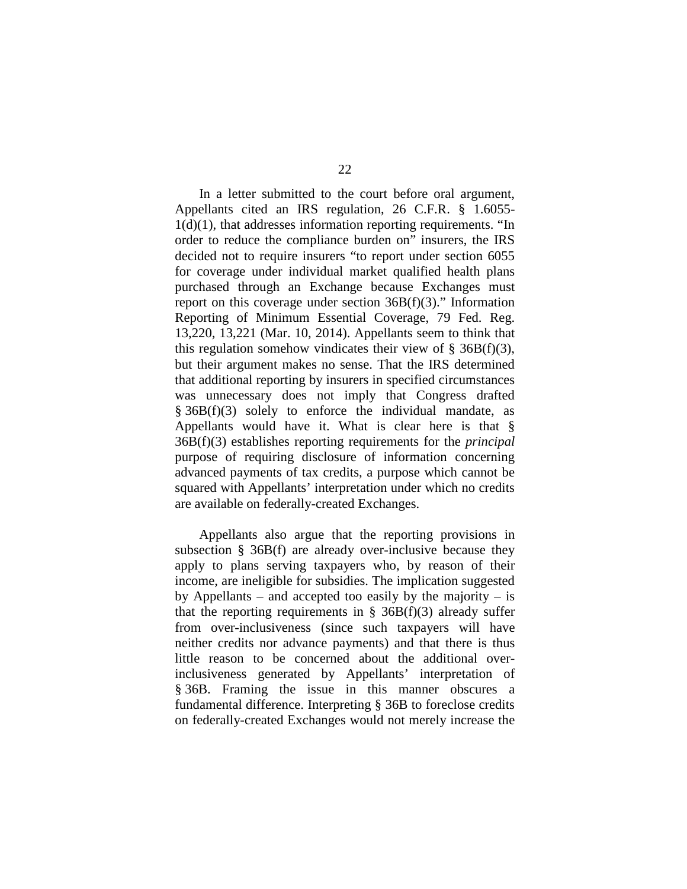In a letter submitted to the court before oral argument, Appellants cited an IRS regulation, 26 C.F.R. § 1.6055-1(d)(1), that addresses information reporting requirements. "In order to reduce the compliance burden on" insurers, the IRS decided not to require insurers "to report under section 6055 for coverage under individual market qualified health plans purchased through an Exchange because Exchanges must report on this coverage under section 36B(f)(3)." Information Reporting of Minimum Essential Coverage, 79 Fed. Reg. 13,220, 13,221 (Mar. 10, 2014). Appellants seem to think that this regulation somehow vindicates their view of § 36B(f)(3), but their argument makes no sense. That the IRS determined that additional reporting by insurers in specified circumstances was unnecessary does not imply that Congress drafted § 36B(f)(3) solely to enforce the individual mandate, as Appellants would have it. What is clear here is that § 36B(f)(3) establishes reporting requirements for the *principal* purpose of requiring disclosure of information concerning advanced payments of tax credits, a purpose which cannot be squared with Appellants' interpretation under which no credits are available on federally-created Exchanges.

Appellants also argue that the reporting provisions in subsection § 36B(f) are already over-inclusive because they apply to plans serving taxpayers who, by reason of their income, are ineligible for subsidies. The implication suggested by Appellants – and accepted too easily by the majority – is that the reporting requirements in § 36B(f)(3) already suffer from over-inclusiveness (since such taxpayers will have neither credits nor advance payments) and that there is thus little reason to be concerned about the additional over-inclusiveness generated by Appellants' interpretation of § 36B. Framing the issue in this manner obscures a fundamental difference. Interpreting § 36B to foreclose credits on federally-created Exchanges would not merely increase the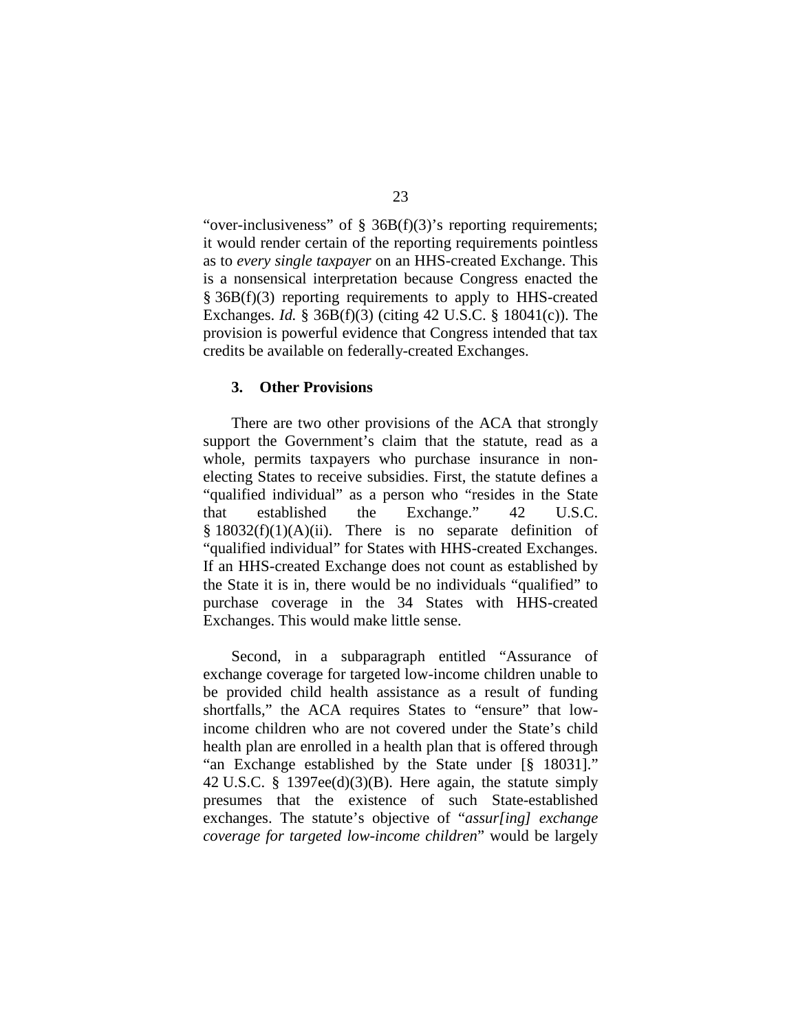"over-inclusiveness" of § 36B(f)(3)'s reporting requirements; it would render certain of the reporting requirements pointless as to *every single taxpayer* on an HHS-created Exchange. This is a nonsensical interpretation because Congress enacted the § 36B(f)(3) reporting requirements to apply to HHS-created Exchanges. *Id.* § 36B(f)(3) (citing 42 U.S.C. § 18041(c)). The provision is powerful evidence that Congress intended that tax credits be available on federally-created Exchanges.

### 3. Other Provisions

There are two other provisions of the ACA that strongly support the Government's claim that the statute, read as a whole, permits taxpayers who purchase insurance in non-electing States to receive subsidies. First, the statute defines a "qualified individual" as a person who "resides in the State that established the Exchange." 42 U.S.C. § 18032(f)(1)(A)(ii). There is no separate definition of "qualified individual" for States with HHS-created Exchanges. If an HHS-created Exchange does not count as established by the State it is in, there would be no individuals "qualified" to purchase coverage in the 34 States with HHS-created Exchanges. This would make little sense.

Second, in a subparagraph entitled "Assurance of exchange coverage for targeted low-income children unable to be provided child health assistance as a result of funding shortfalls," the ACA requires States to "ensure" that low-income children who are not covered under the State's child health plan are enrolled in a health plan that is offered through "an Exchange established by the State under [§ 18031]." 42 U.S.C. § 1397ee(d)(3)(B). Here again, the statute simply presumes that the existence of such State-established exchanges. The statute's objective of "*assur[ing] exchange coverage for targeted low-income children*" would be largely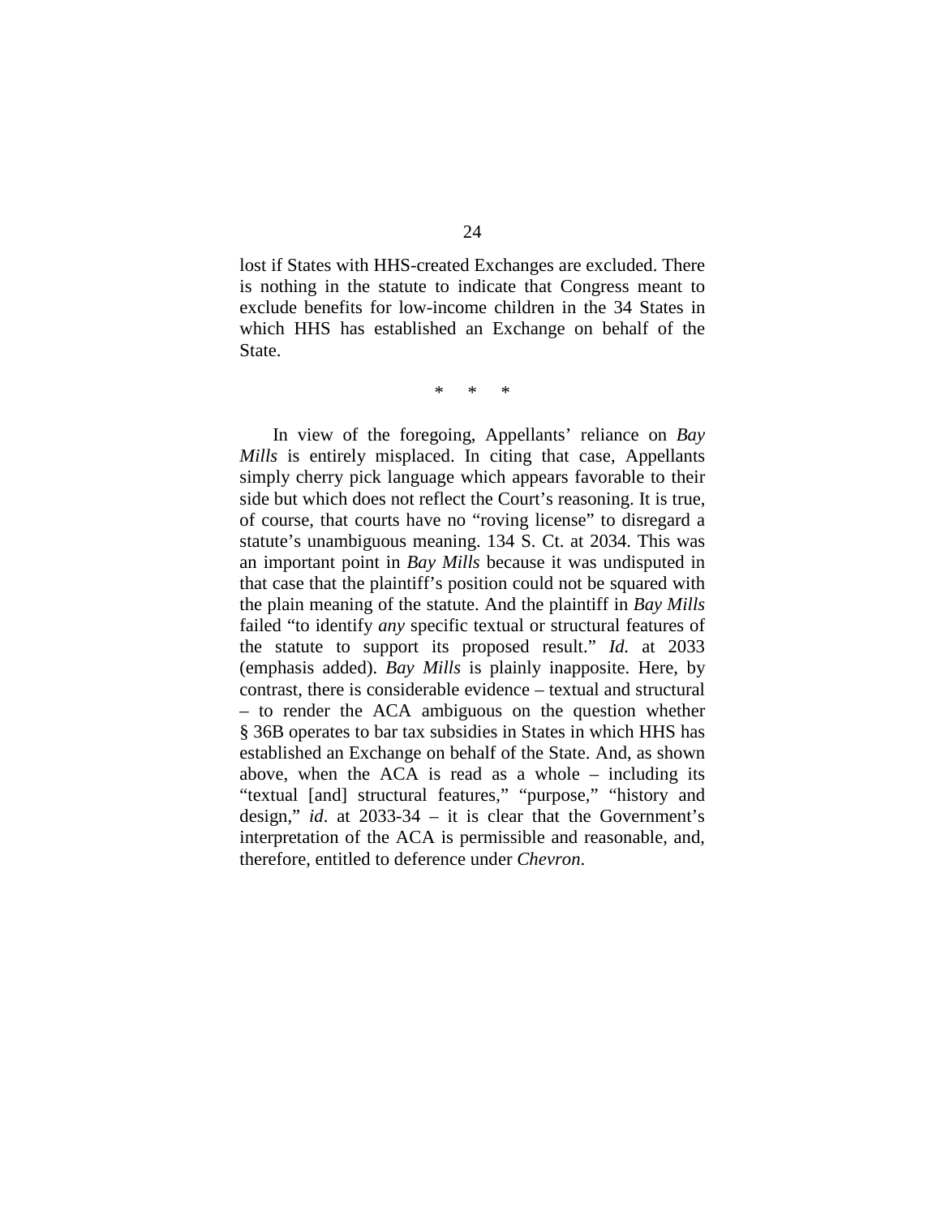lost if States with HHS-created Exchanges are excluded. There is nothing in the statute to indicate that Congress meant to exclude benefits for low-income children in the 34 States in which HHS has established an Exchange on behalf of the State.

\*     \*     \*

In view of the foregoing, Appellants' reliance on *Bay Mills* is entirely misplaced. In citing that case, Appellants simply cherry pick language which appears favorable to their side but which does not reflect the Court's reasoning. It is true, of course, that courts have no "roving license" to disregard a statute's unambiguous meaning. 134 S. Ct. at 2034. This was an important point in *Bay Mills* because it was undisputed in that case that the plaintiff's position could not be squared with the plain meaning of the statute. And the plaintiff in *Bay Mills* failed "to identify *any* specific textual or structural features of the statute to support its proposed result." *Id.* at 2033 (emphasis added). *Bay Mills* is plainly inapposite. Here, by contrast, there is considerable evidence – textual and structural – to render the ACA ambiguous on the question whether § 36B operates to bar tax subsidies in States in which HHS has established an Exchange on behalf of the State. And, as shown above, when the ACA is read as a whole – including its "textual [and] structural features," "purpose," "history and design," *id*. at 2033-34 – it is clear that the Government's interpretation of the ACA is permissible and reasonable, and, therefore, entitled to deference under *Chevron*.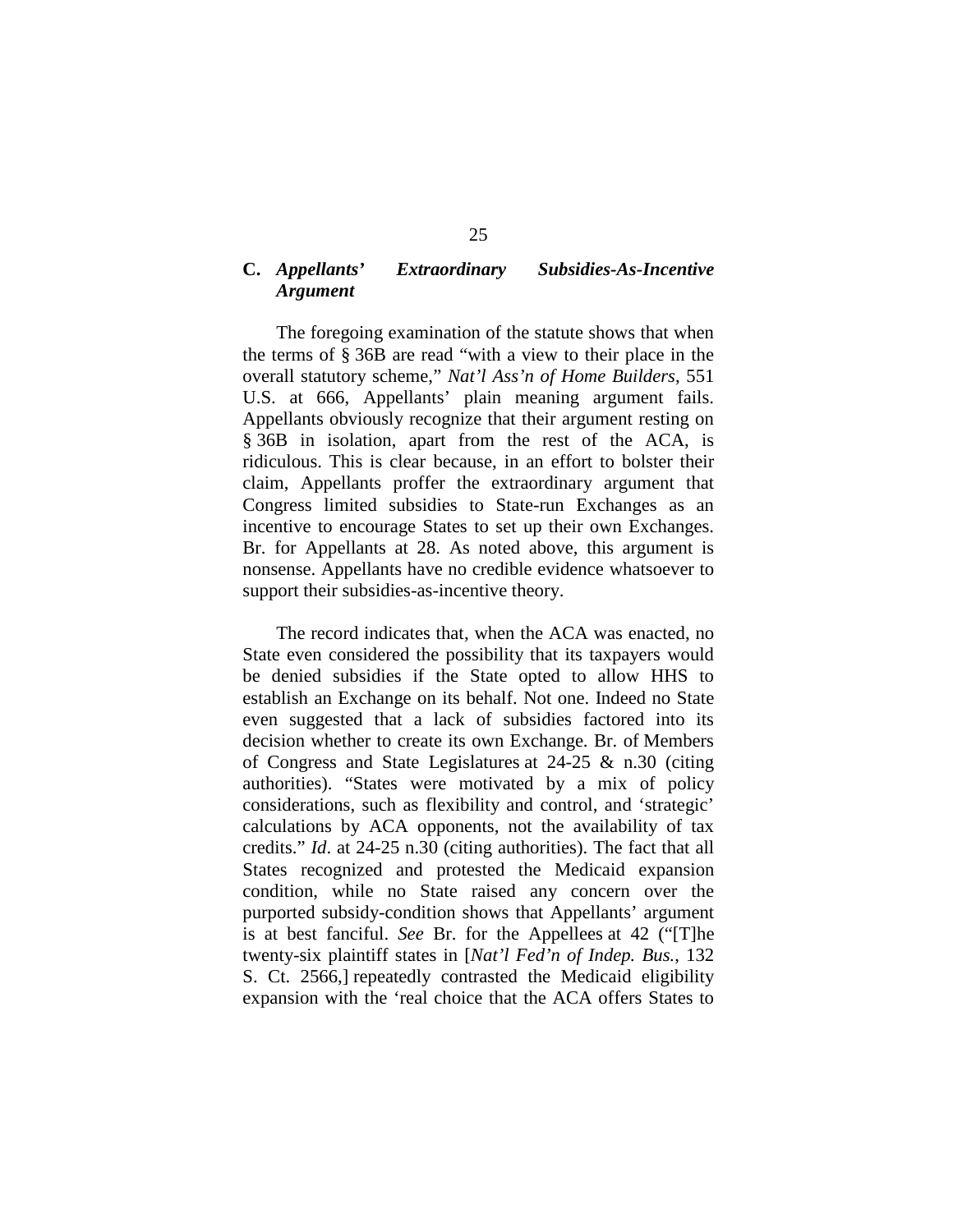### C. *Appellants' Extraordinary Subsidies-As-Incentive Argument*

The foregoing examination of the statute shows that when the terms of § 36B are read "with a view to their place in the overall statutory scheme," *Nat'l Ass'n of Home Builders*, 551 U.S. at 666, Appellants' plain meaning argument fails. Appellants obviously recognize that their argument resting on § 36B in isolation, apart from the rest of the ACA, is ridiculous. This is clear because, in an effort to bolster their claim, Appellants proffer the extraordinary argument that Congress limited subsidies to State-run Exchanges as an incentive to encourage States to set up their own Exchanges. Br. for Appellants at 28. As noted above, this argument is nonsense. Appellants have no credible evidence whatsoever to support their subsidies-as-incentive theory.

The record indicates that, when the ACA was enacted, no State even considered the possibility that its taxpayers would be denied subsidies if the State opted to allow HHS to establish an Exchange on its behalf. Not one. Indeed no State even suggested that a lack of subsidies factored into its decision whether to create its own Exchange. Br. of Members of Congress and State Legislatures at 24-25 & n.30 (citing authorities). "States were motivated by a mix of policy considerations, such as flexibility and control, and 'strategic' calculations by ACA opponents, not the availability of tax credits." *Id*. at 24-25 n.30 (citing authorities). The fact that all States recognized and protested the Medicaid expansion condition, while no State raised any concern over the purported subsidy-condition shows that Appellants' argument is at best fanciful. *See* Br. for the Appellees at 42 ("[T]he twenty-six plaintiff states in [*Nat'l Fed'n of Indep. Bus.*, 132 S. Ct. 2566,] repeatedly contrasted the Medicaid eligibility expansion with the 'real choice that the ACA offers States to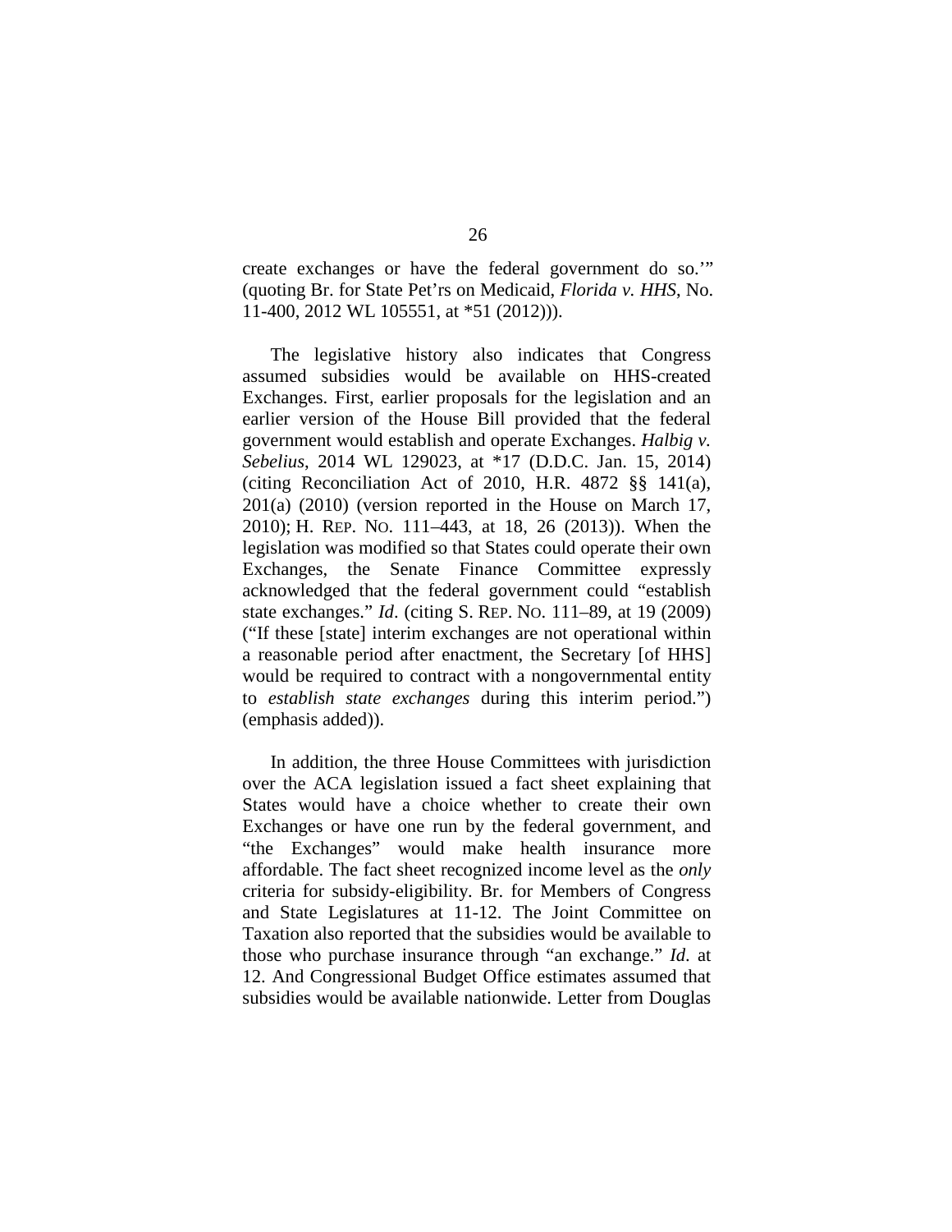create exchanges or have the federal government do so.'" (quoting Br. for State Pet'rs on Medicaid, *Florida v. HHS*, No. 11-400, 2012 WL 105551, at *51 (2012))).

The legislative history also indicates that Congress assumed subsidies would be available on HHS-created Exchanges. First, earlier proposals for the legislation and an earlier version of the House Bill provided that the federal government would establish and operate Exchanges. *Halbig v. Sebelius*, 2014 WL 129023, at *17 (D.D.C. Jan. 15, 2014) (citing Reconciliation Act of 2010, H.R. 4872 §§ 141(a), 201(a) (2010) (version reported in the House on March 17, 2010); H. REP. NO. 111–443, at 18, 26 (2013)). When the legislation was modified so that States could operate their own Exchanges, the Senate Finance Committee expressly acknowledged that the federal government could "establish state exchanges." *Id*. (citing S. REP. NO. 111–89, at 19 (2009) ("If these [state] interim exchanges are not operational within a reasonable period after enactment, the Secretary [of HHS] would be required to contract with a nongovernmental entity to *establish state exchanges* during this interim period.") (emphasis added)).

In addition, the three House Committees with jurisdiction over the ACA legislation issued a fact sheet explaining that States would have a choice whether to create their own Exchanges or have one run by the federal government, and "the Exchanges" would make health insurance more affordable. The fact sheet recognized income level as the *only* criteria for subsidy-eligibility. Br. for Members of Congress and State Legislatures at 11-12. The Joint Committee on Taxation also reported that the subsidies would be available to those who purchase insurance through "an exchange." *Id*. at 12. And Congressional Budget Office estimates assumed that subsidies would be available nationwide. Letter from Douglas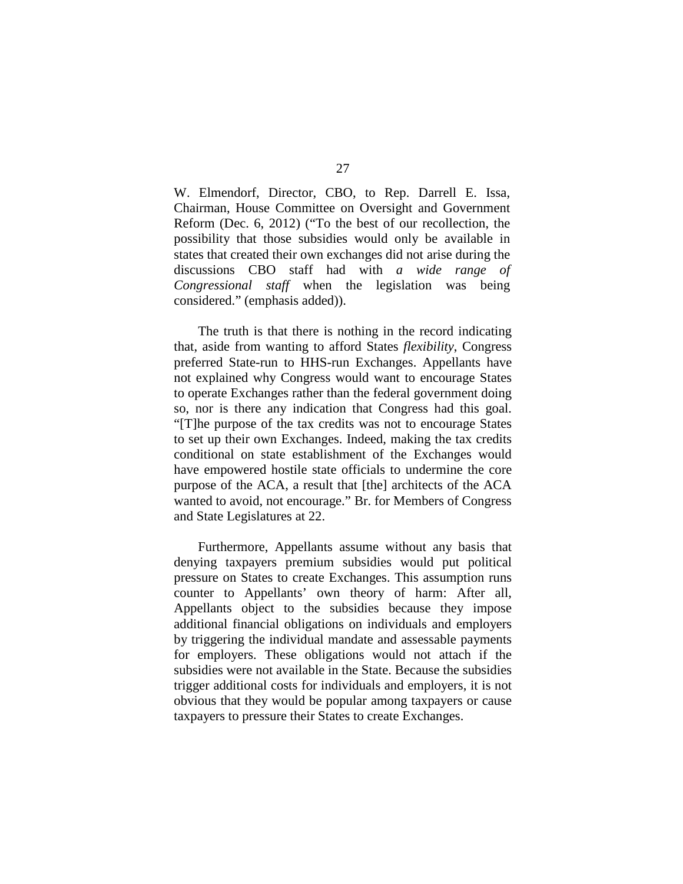W. Elmendorf, Director, CBO, to Rep. Darrell E. Issa, Chairman, House Committee on Oversight and Government Reform (Dec. 6, 2012) ("To the best of our recollection, the possibility that those subsidies would only be available in states that created their own exchanges did not arise during the discussions CBO staff had with *a wide range of Congressional staff* when the legislation was being considered." (emphasis added)).

The truth is that there is nothing in the record indicating that, aside from wanting to afford States *flexibility*, Congress preferred State-run to HHS-run Exchanges. Appellants have not explained why Congress would want to encourage States to operate Exchanges rather than the federal government doing so, nor is there any indication that Congress had this goal. "[T]he purpose of the tax credits was not to encourage States to set up their own Exchanges. Indeed, making the tax credits conditional on state establishment of the Exchanges would have empowered hostile state officials to undermine the core purpose of the ACA, a result that [the] architects of the ACA wanted to avoid, not encourage." Br. for Members of Congress and State Legislatures at 22.

Furthermore, Appellants assume without any basis that denying taxpayers premium subsidies would put political pressure on States to create Exchanges. This assumption runs counter to Appellants' own theory of harm: After all, Appellants object to the subsidies because they impose additional financial obligations on individuals and employers by triggering the individual mandate and assessable payments for employers. These obligations would not attach if the subsidies were not available in the State. Because the subsidies trigger additional costs for individuals and employers, it is not obvious that they would be popular among taxpayers or cause taxpayers to pressure their States to create Exchanges.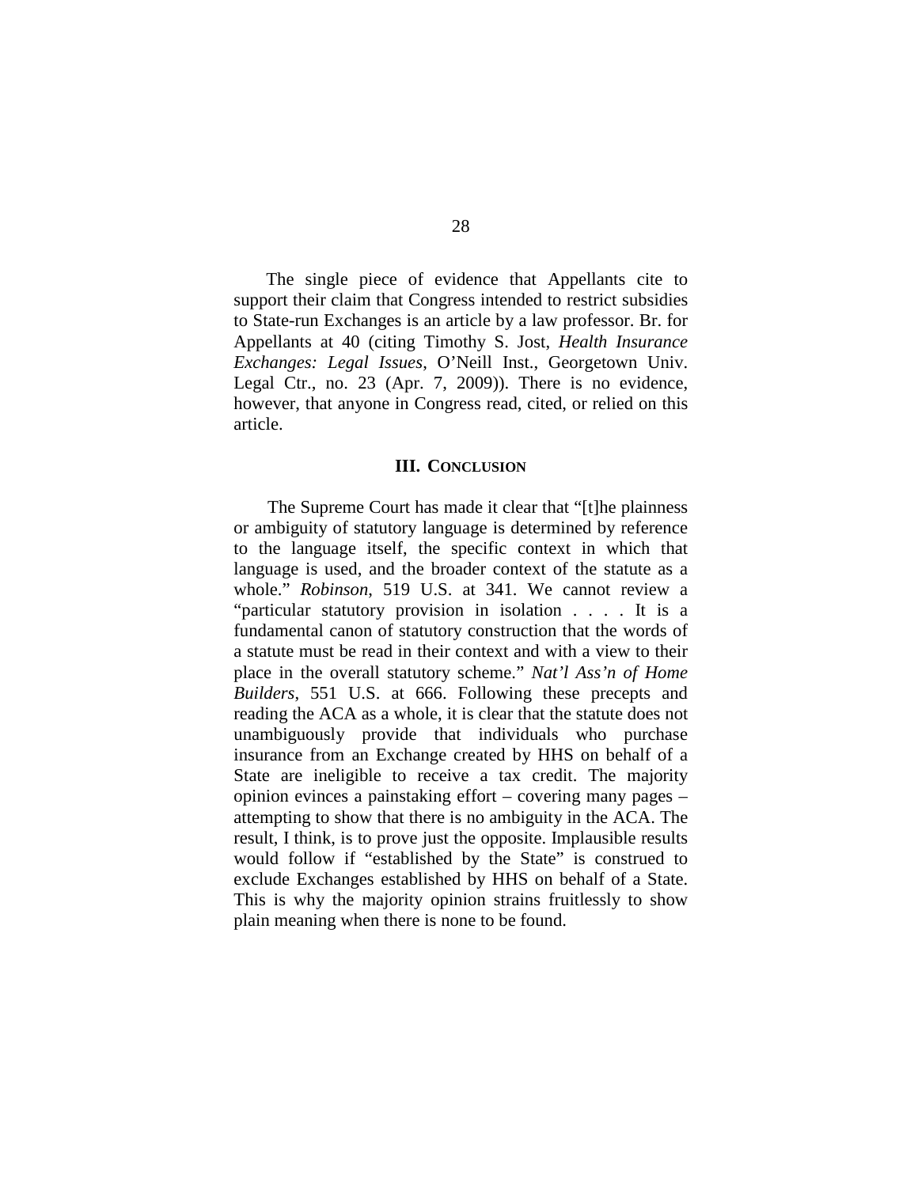The single piece of evidence that Appellants cite to support their claim that Congress intended to restrict subsidies to State-run Exchanges is an article by a law professor. Br. for Appellants at 40 (citing Timothy S. Jost, *Health Insurance Exchanges: Legal Issues*, O'Neill Inst., Georgetown Univ. Legal Ctr., no. 23 (Apr. 7, 2009)). There is no evidence, however, that anyone in Congress read, cited, or relied on this article.

### III. CONCLUSION

The Supreme Court has made it clear that "[t]he plainness or ambiguity of statutory language is determined by reference to the language itself, the specific context in which that language is used, and the broader context of the statute as a whole." *Robinson*, 519 U.S. at 341. We cannot review a "particular statutory provision in isolation . . . . It is a fundamental canon of statutory construction that the words of a statute must be read in their context and with a view to their place in the overall statutory scheme." *Nat'l Ass'n of Home Builders*, 551 U.S. at 666. Following these precepts and reading the ACA as a whole, it is clear that the statute does not unambiguously provide that individuals who purchase insurance from an Exchange created by HHS on behalf of a State are ineligible to receive a tax credit. The majority opinion evinces a painstaking effort – covering many pages – attempting to show that there is no ambiguity in the ACA. The result, I think, is to prove just the opposite. Implausible results would follow if "established by the State" is construed to exclude Exchanges established by HHS on behalf of a State. This is why the majority opinion strains fruitlessly to show plain meaning when there is none to be found.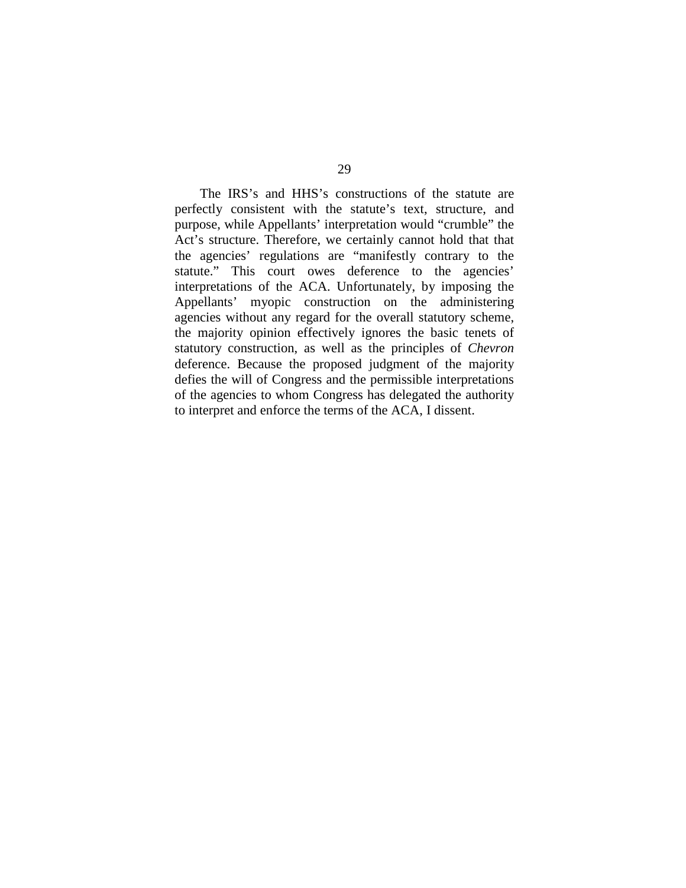The IRS's and HHS's constructions of the statute are perfectly consistent with the statute's text, structure, and purpose, while Appellants' interpretation would "crumble" the Act's structure. Therefore, we certainly cannot hold that that the agencies' regulations are "manifestly contrary to the statute." This court owes deference to the agencies' interpretations of the ACA. Unfortunately, by imposing the Appellants' myopic construction on the administering agencies without any regard for the overall statutory scheme, the majority opinion effectively ignores the basic tenets of statutory construction, as well as the principles of *Chevron* deference. Because the proposed judgment of the majority defies the will of Congress and the permissible interpretations of the agencies to whom Congress has delegated the authority to interpret and enforce the terms of the ACA, I dissent.